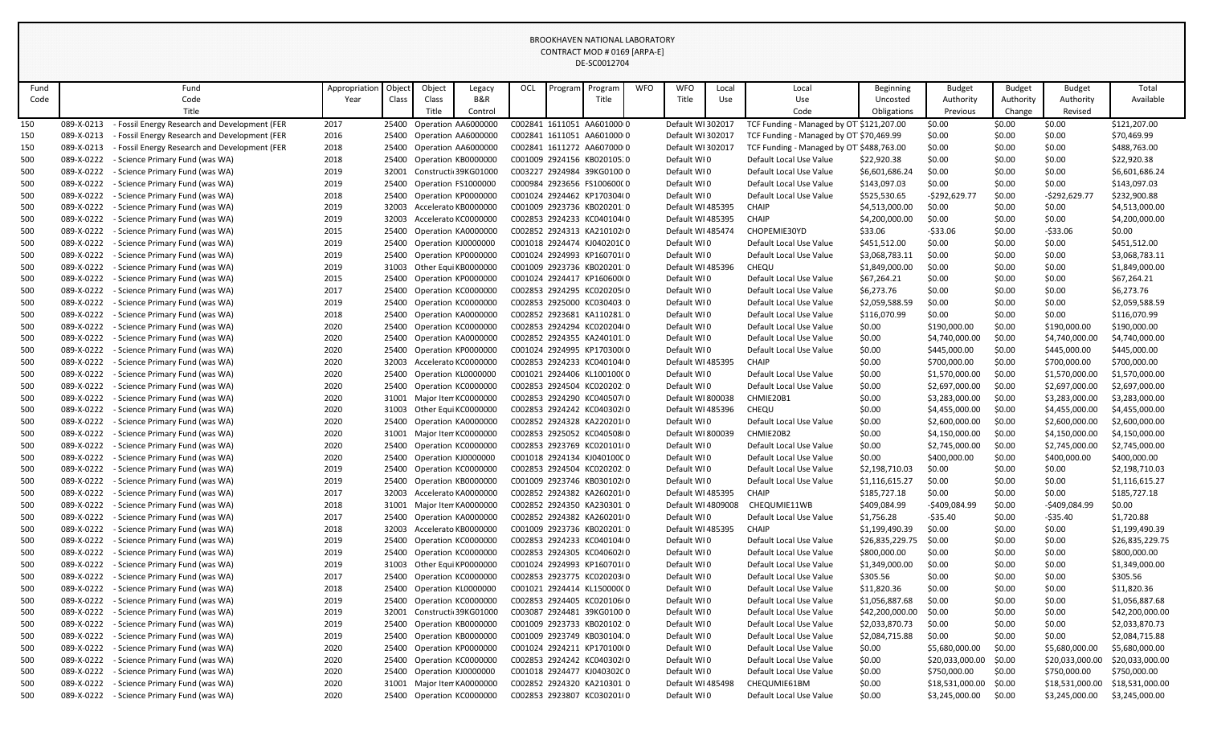BROOKHAVEN NATIONAL LABORATORY
CONTRACT MOD # 0169 [ARPA-E]
DE-SC0012704

| Fund Code | Fund Code Title | Appropriation Year | Object Class | Object Class Title | Legacy B&R Control | OCL | Program | Program Title | WFO | WFO Title | Local Use | Local Use Code | Beginning Uncosted Obligations | Budget Authority Previous | Budget Authority Change | Budget Authority Revised | Total Available |
|---|---|---|---|---|---|---|---|---|---|---|---|---|---|---|---|---|---|
| 150 | 089-X-0213 - Fossil Energy Research and Development (FER | 2017 | 25400 | Operation | AA6000000 | C002841 | 1611051 | AA601000 | 0 | Default WI | 302017 | TCF Funding - Managed by OT | $121,207.00 | $0.00 | $0.00 | $0.00 | $121,207.00 |
| 150 | 089-X-0213 - Fossil Energy Research and Development (FER | 2016 | 25400 | Operation | AA6000000 | C002841 | 1611051 | AA601000 | 0 | Default WI | 302017 | TCF Funding - Managed by OT | $70,469.99 | $0.00 | $0.00 | $0.00 | $70,469.99 |
| 150 | 089-X-0213 - Fossil Energy Research and Development (FER | 2018 | 25400 | Operation | AA6000000 | C002841 | 1611272 | AA607000 | 0 | Default WI | 302017 | TCF Funding - Managed by OT | $488,763.00 | $0.00 | $0.00 | $0.00 | $488,763.00 |
| 500 | 089-X-0222 - Science Primary Fund (was WA) | 2018 | 25400 | Operation | KB0000000 | C001009 | 2924156 | KB020105 | 0 | Default WI | 0 | Default Local Use Value | $22,920.38 | $0.00 | $0.00 | $0.00 | $22,920.38 |
| 500 | 089-X-0222 - Science Primary Fund (was WA) | 2019 | 32001 | Constructi | 39KG01000 | C003227 | 2924984 | 39KG0100 | 0 | Default WI | 0 | Default Local Use Value | $6,601,686.24 | $0.00 | $0.00 | $0.00 | $6,601,686.24 |
| 500 | 089-X-0222 - Science Primary Fund (was WA) | 2019 | 25400 | Operation | FS1000000 | C000984 | 2923656 | FS100600 | 0 | Default WI | 0 | Default Local Use Value | $143,097.03 | $0.00 | $0.00 | $0.00 | $143,097.03 |
| 500 | 089-X-0222 - Science Primary Fund (was WA) | 2018 | 25400 | Operation | KP0000000 | C001024 | 2924462 | KP170304 | 0 | Default WI | 0 | Default Local Use Value | $525,530.65 | -$292,629.77 | $0.00 | -$292,629.77 | $232,900.88 |
| 500 | 089-X-0222 - Science Primary Fund (was WA) | 2019 | 32003 | Accelerato | KB0000000 | C001009 | 2923736 | KB020201 | 0 | Default WI | 485395 | CHAIP | $4,513,000.00 | $0.00 | $0.00 | $0.00 | $4,513,000.00 |
| 500 | 089-X-0222 - Science Primary Fund (was WA) | 2019 | 32003 | Accelerato | KC0000000 | C002853 | 2924233 | KC040104 | 0 | Default WI | 485395 | CHAIP | $4,200,000.00 | $0.00 | $0.00 | $0.00 | $4,200,000.00 |
| 500 | 089-X-0222 - Science Primary Fund (was WA) | 2015 | 25400 | Operation | KA0000000 | C002852 | 2924313 | KA210102 | 0 | Default WI | 485474 | CHOPEMIE30YD | $33.06 | -$33.06 | $0.00 | -$33.06 | $0.00 |
| 500 | 089-X-0222 - Science Primary Fund (was WA) | 2019 | 25400 | Operation | KJ0000000 | C001018 | 2924474 | KJ040201 | 0 | Default WI | 0 | Default Local Use Value | $451,512.00 | $0.00 | $0.00 | $0.00 | $451,512.00 |
| 500 | 089-X-0222 - Science Primary Fund (was WA) | 2019 | 25400 | Operation | KP0000000 | C001024 | 2924993 | KP160701 | 0 | Default WI | 0 | Default Local Use Value | $3,068,783.11 | $0.00 | $0.00 | $0.00 | $3,068,783.11 |
| 500 | 089-X-0222 - Science Primary Fund (was WA) | 2019 | 31003 | Other Equi | KB0000000 | C001009 | 2923736 | KB020201 | 0 | Default WI | 485396 | CHEQU | $1,849,000.00 | $0.00 | $0.00 | $0.00 | $1,849,000.00 |
| 500 | 089-X-0222 - Science Primary Fund (was WA) | 2015 | 25400 | Operation | KP0000000 | C001024 | 2924417 | KP160600 | 0 | Default WI | 0 | Default Local Use Value | $67,264.21 | $0.00 | $0.00 | $0.00 | $67,264.21 |
| 500 | 089-X-0222 - Science Primary Fund (was WA) | 2017 | 25400 | Operation | KC0000000 | C002853 | 2924295 | KC020205 | 0 | Default WI | 0 | Default Local Use Value | $6,273.76 | $0.00 | $0.00 | $0.00 | $6,273.76 |
| 500 | 089-X-0222 - Science Primary Fund (was WA) | 2019 | 25400 | Operation | KC0000000 | C002853 | 2925000 | KC030403 | 0 | Default WI | 0 | Default Local Use Value | $2,059,588.59 | $0.00 | $0.00 | $0.00 | $2,059,588.59 |
| 500 | 089-X-0222 - Science Primary Fund (was WA) | 2018 | 25400 | Operation | KA0000000 | C002852 | 2923681 | KA110281 | 0 | Default WI | 0 | Default Local Use Value | $116,070.99 | $0.00 | $0.00 | $0.00 | $116,070.99 |
| 500 | 089-X-0222 - Science Primary Fund (was WA) | 2020 | 25400 | Operation | KC0000000 | C002853 | 2924294 | KC020204 | 0 | Default WI | 0 | Default Local Use Value | $0.00 | $190,000.00 | $0.00 | $190,000.00 | $190,000.00 |
| 500 | 089-X-0222 - Science Primary Fund (was WA) | 2020 | 25400 | Operation | KA0000000 | C002852 | 2924355 | KA240101 | 0 | Default WI | 0 | Default Local Use Value | $0.00 | $4,740,000.00 | $0.00 | $4,740,000.00 | $4,740,000.00 |
| 500 | 089-X-0222 - Science Primary Fund (was WA) | 2020 | 25400 | Operation | KP0000000 | C001024 | 2924995 | KP170300 | 0 | Default WI | 0 | Default Local Use Value | $0.00 | $445,000.00 | $0.00 | $445,000.00 | $445,000.00 |
| 500 | 089-X-0222 - Science Primary Fund (was WA) | 2020 | 32003 | Accelerato | KC0000000 | C002853 | 2924233 | KC040104 | 0 | Default WI | 485395 | CHAIP | $0.00 | $700,000.00 | $0.00 | $700,000.00 | $700,000.00 |
| 500 | 089-X-0222 - Science Primary Fund (was WA) | 2020 | 25400 | Operation | KL0000000 | C001021 | 2924406 | KL100100 | 0 | Default WI | 0 | Default Local Use Value | $0.00 | $1,570,000.00 | $0.00 | $1,570,000.00 | $1,570,000.00 |
| 500 | 089-X-0222 - Science Primary Fund (was WA) | 2020 | 25400 | Operation | KC0000000 | C002853 | 2924504 | KC020202 | 0 | Default WI | 0 | Default Local Use Value | $0.00 | $2,697,000.00 | $0.00 | $2,697,000.00 | $2,697,000.00 |
| 500 | 089-X-0222 - Science Primary Fund (was WA) | 2020 | 31001 | Major Item | KC0000000 | C002853 | 2924290 | KC040507 | 0 | Default WI | 800038 | CHMIE20B1 | $0.00 | $3,283,000.00 | $0.00 | $3,283,000.00 | $3,283,000.00 |
| 500 | 089-X-0222 - Science Primary Fund (was WA) | 2020 | 31003 | Other Equi | KC0000000 | C002853 | 2924242 | KC040302 | 0 | Default WI | 485396 | CHEQU | $0.00 | $4,455,000.00 | $0.00 | $4,455,000.00 | $4,455,000.00 |
| 500 | 089-X-0222 - Science Primary Fund (was WA) | 2020 | 25400 | Operation | KA0000000 | C002852 | 2924328 | KA220201 | 0 | Default WI | 0 | Default Local Use Value | $0.00 | $2,600,000.00 | $0.00 | $2,600,000.00 | $2,600,000.00 |
| 500 | 089-X-0222 - Science Primary Fund (was WA) | 2020 | 31001 | Major Item | KC0000000 | C002853 | 2925052 | KC040508 | 0 | Default WI | 800039 | CHMIE20B2 | $0.00 | $4,150,000.00 | $0.00 | $4,150,000.00 | $4,150,000.00 |
| 500 | 089-X-0222 - Science Primary Fund (was WA) | 2020 | 25400 | Operation | KC0000000 | C002853 | 2923769 | KC020101 | 0 | Default WI | 0 | Default Local Use Value | $0.00 | $2,745,000.00 | $0.00 | $2,745,000.00 | $2,745,000.00 |
| 500 | 089-X-0222 - Science Primary Fund (was WA) | 2020 | 25400 | Operation | KJ0000000 | C001018 | 2924134 | KJ040100 | 0 | Default WI | 0 | Default Local Use Value | $0.00 | $400,000.00 | $0.00 | $400,000.00 | $400,000.00 |
| 500 | 089-X-0222 - Science Primary Fund (was WA) | 2019 | 25400 | Operation | KC0000000 | C002853 | 2924504 | KC020202 | 0 | Default WI | 0 | Default Local Use Value | $2,198,710.03 | $0.00 | $0.00 | $0.00 | $2,198,710.03 |
| 500 | 089-X-0222 - Science Primary Fund (was WA) | 2019 | 25400 | Operation | KB0000000 | C001009 | 2923746 | KB030102 | 0 | Default WI | 0 | Default Local Use Value | $1,116,615.27 | $0.00 | $0.00 | $0.00 | $1,116,615.27 |
| 500 | 089-X-0222 - Science Primary Fund (was WA) | 2017 | 32003 | Accelerato | KA0000000 | C002852 | 2924382 | KA260201 | 0 | Default WI | 485395 | CHAIP | $185,727.18 | $0.00 | $0.00 | $0.00 | $185,727.18 |
| 500 | 089-X-0222 - Science Primary Fund (was WA) | 2018 | 31001 | Major Item | KA0000000 | C002852 | 2924350 | KA230301 | 0 | Default WI | 4809008 | CHEQUMIE11WB | $409,084.99 | -$409,084.99 | $0.00 | -$409,084.99 | $0.00 |
| 500 | 089-X-0222 - Science Primary Fund (was WA) | 2017 | 25400 | Operation | KA0000000 | C002852 | 2924382 | KA260201 | 0 | Default WI | 0 | Default Local Use Value | $1,756.28 | -$35.40 | $0.00 | -$35.40 | $1,720.88 |
| 500 | 089-X-0222 - Science Primary Fund (was WA) | 2018 | 32003 | Accelerato | KB0000000 | C001009 | 2923736 | KB020201 | 0 | Default WI | 485395 | CHAIP | $1,199,490.39 | $0.00 | $0.00 | $0.00 | $1,199,490.39 |
| 500 | 089-X-0222 - Science Primary Fund (was WA) | 2019 | 25400 | Operation | KC0000000 | C002853 | 2924233 | KC040104 | 0 | Default WI | 0 | Default Local Use Value | $26,835,229.75 | $0.00 | $0.00 | $0.00 | $26,835,229.75 |
| 500 | 089-X-0222 - Science Primary Fund (was WA) | 2019 | 25400 | Operation | KC0000000 | C002853 | 2924305 | KC040602 | 0 | Default WI | 0 | Default Local Use Value | $800,000.00 | $0.00 | $0.00 | $0.00 | $800,000.00 |
| 500 | 089-X-0222 - Science Primary Fund (was WA) | 2019 | 31003 | Other Equi | KP0000000 | C001024 | 2924993 | KP160701 | 0 | Default WI | 0 | Default Local Use Value | $1,349,000.00 | $0.00 | $0.00 | $0.00 | $1,349,000.00 |
| 500 | 089-X-0222 - Science Primary Fund (was WA) | 2017 | 25400 | Operation | KC0000000 | C002853 | 2923775 | KC020203 | 0 | Default WI | 0 | Default Local Use Value | $305.56 | $0.00 | $0.00 | $0.00 | $305.56 |
| 500 | 089-X-0222 - Science Primary Fund (was WA) | 2018 | 25400 | Operation | KL0000000 | C001021 | 2924414 | KL150000 | 0 | Default WI | 0 | Default Local Use Value | $11,820.36 | $0.00 | $0.00 | $0.00 | $11,820.36 |
| 500 | 089-X-0222 - Science Primary Fund (was WA) | 2019 | 25400 | Operation | KC0000000 | C002853 | 2924405 | KC020106 | 0 | Default WI | 0 | Default Local Use Value | $1,056,887.68 | $0.00 | $0.00 | $0.00 | $1,056,887.68 |
| 500 | 089-X-0222 - Science Primary Fund (was WA) | 2019 | 32001 | Constructi | 39KG01000 | C003087 | 2924481 | 39KG0100 | 0 | Default WI | 0 | Default Local Use Value | $42,200,000.00 | $0.00 | $0.00 | $0.00 | $42,200,000.00 |
| 500 | 089-X-0222 - Science Primary Fund (was WA) | 2019 | 25400 | Operation | KB0000000 | C001009 | 2923733 | KB020102 | 0 | Default WI | 0 | Default Local Use Value | $2,033,870.73 | $0.00 | $0.00 | $0.00 | $2,033,870.73 |
| 500 | 089-X-0222 - Science Primary Fund (was WA) | 2019 | 25400 | Operation | KB0000000 | C001009 | 2923749 | KB030104 | 0 | Default WI | 0 | Default Local Use Value | $2,084,715.88 | $0.00 | $0.00 | $0.00 | $2,084,715.88 |
| 500 | 089-X-0222 - Science Primary Fund (was WA) | 2020 | 25400 | Operation | KP0000000 | C001024 | 2924211 | KP170100 | 0 | Default WI | 0 | Default Local Use Value | $0.00 | $5,680,000.00 | $0.00 | $5,680,000.00 | $5,680,000.00 |
| 500 | 089-X-0222 - Science Primary Fund (was WA) | 2020 | 25400 | Operation | KC0000000 | C002853 | 2924242 | KC040302 | 0 | Default WI | 0 | Default Local Use Value | $0.00 | $20,033,000.00 | $0.00 | $20,033,000.00 | $20,033,000.00 |
| 500 | 089-X-0222 - Science Primary Fund (was WA) | 2020 | 25400 | Operation | KJ0000000 | C001018 | 2924477 | KJ040302 | 0 | Default WI | 0 | Default Local Use Value | $0.00 | $750,000.00 | $0.00 | $750,000.00 | $750,000.00 |
| 500 | 089-X-0222 - Science Primary Fund (was WA) | 2020 | 31001 | Major Item | KA0000000 | C002852 | 2924320 | KA210301 | 0 | Default WI | 485498 | CHEQUMIE61BM | $0.00 | $18,531,000.00 | $0.00 | $18,531,000.00 | $18,531,000.00 |
| 500 | 089-X-0222 - Science Primary Fund (was WA) | 2020 | 25400 | Operation | KC0000000 | C002853 | 2923807 | KC030201 | 0 | Default WI | 0 | Default Local Use Value | $0.00 | $3,245,000.00 | $0.00 | $3,245,000.00 | $3,245,000.00 |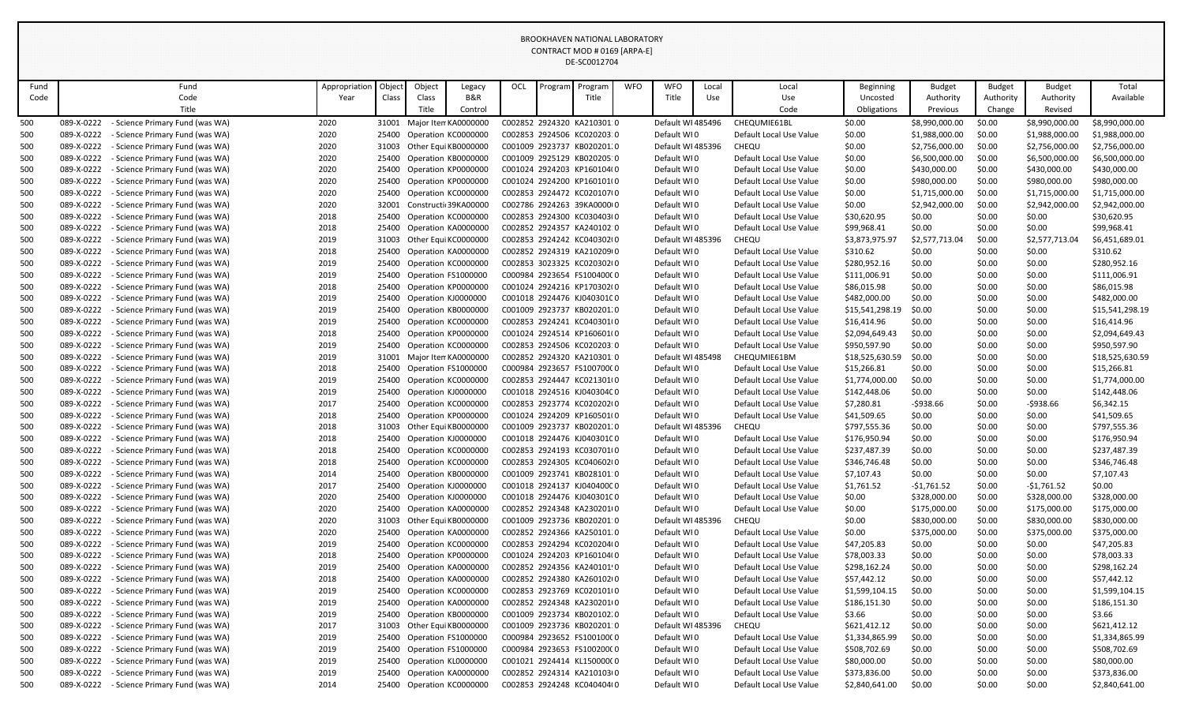# BROOKHAVEN NATIONAL LABORATORY
CONTRACT MOD # 0169 [ARPA-E]
DE-SC0012704

| Fund Code | Fund Code Title | Appropriation Year | Object Class | Object Class Title | Legacy B&R Control | OCL | Program | Program Title | WFO | WFO Title | Local Use | Local Use Code | Beginning Uncosted Obligations | Budget Authority Previous | Budget Authority Change | Budget Authority Revised | Total Available |
|---|---|---|---|---|---|---|---|---|---|---|---|---|---|---|---|---|---|
| 500 | 089-X-0222 - Science Primary Fund (was WA) | 2020 | 31001 | Major Item | KA0000000 | C002852 | 2924320 | KA210301 | 0 | Default WI | 485496 | CHEQUMIE61BL | $0.00 | $8,990,000.00 | $0.00 | $8,990,000.00 | $8,990,000.00 |
| 500 | 089-X-0222 - Science Primary Fund (was WA) | 2020 | 25400 | Operation | KC0000000 | C002853 | 2924506 | KC020203 | 0 | Default WI | 0 | Default Local Use Value | $0.00 | $1,988,000.00 | $0.00 | $1,988,000.00 | $1,988,000.00 |
| 500 | 089-X-0222 - Science Primary Fund (was WA) | 2020 | 31003 | Other Equi | KB0000000 | C001009 | 2923737 | KB020201 | 0 | Default WI | 485396 | CHEQU | $0.00 | $2,756,000.00 | $0.00 | $2,756,000.00 | $2,756,000.00 |
| 500 | 089-X-0222 - Science Primary Fund (was WA) | 2020 | 25400 | Operation | KB0000000 | C001009 | 2925129 | KB020205 | 0 | Default WI | 0 | Default Local Use Value | $0.00 | $6,500,000.00 | $0.00 | $6,500,000.00 | $6,500,000.00 |
| 500 | 089-X-0222 - Science Primary Fund (was WA) | 2020 | 25400 | Operation | KP0000000 | C001024 | 2924203 | KP160104 | 0 | Default WI | 0 | Default Local Use Value | $0.00 | $430,000.00 | $0.00 | $430,000.00 | $430,000.00 |
| 500 | 089-X-0222 - Science Primary Fund (was WA) | 2020 | 25400 | Operation | KP0000000 | C001024 | 2924200 | KP160101 | 0 | Default WI | 0 | Default Local Use Value | $0.00 | $980,000.00 | $0.00 | $980,000.00 | $980,000.00 |
| 500 | 089-X-0222 - Science Primary Fund (was WA) | 2020 | 25400 | Operation | KC0000000 | C002853 | 2924472 | KC020107 | 0 | Default WI | 0 | Default Local Use Value | $0.00 | $1,715,000.00 | $0.00 | $1,715,000.00 | $1,715,000.00 |
| 500 | 089-X-0222 - Science Primary Fund (was WA) | 2020 | 32001 | Constructi | 39KA00000 | C002786 | 2924263 | 39KA0000 | 0 | Default WI | 0 | Default Local Use Value | $0.00 | $2,942,000.00 | $0.00 | $2,942,000.00 | $2,942,000.00 |
| 500 | 089-X-0222 - Science Primary Fund (was WA) | 2018 | 25400 | Operation | KC0000000 | C002853 | 2924300 | KC030403 | 0 | Default WI | 0 | Default Local Use Value | $30,620.95 | $0.00 | $0.00 | $0.00 | $30,620.95 |
| 500 | 089-X-0222 - Science Primary Fund (was WA) | 2018 | 25400 | Operation | KA0000000 | C002852 | 2924357 | KA240102 | 0 | Default WI | 0 | Default Local Use Value | $99,968.41 | $0.00 | $0.00 | $0.00 | $99,968.41 |
| 500 | 089-X-0222 - Science Primary Fund (was WA) | 2019 | 31003 | Other Equi | KC0000000 | C002853 | 2924242 | KC040302 | 0 | Default WI | 485396 | CHEQU | $3,873,975.97 | $2,577,713.04 | $0.00 | $2,577,713.04 | $6,451,689.01 |
| 500 | 089-X-0222 - Science Primary Fund (was WA) | 2018 | 25400 | Operation | KA0000000 | C002852 | 2924319 | KA210209 | 0 | Default WI | 0 | Default Local Use Value | $310.62 | $0.00 | $0.00 | $0.00 | $310.62 |
| 500 | 089-X-0222 - Science Primary Fund (was WA) | 2019 | 25400 | Operation | KC0000000 | C002853 | 3023325 | KC020302 | 0 | Default WI | 0 | Default Local Use Value | $280,952.16 | $0.00 | $0.00 | $0.00 | $280,952.16 |
| 500 | 089-X-0222 - Science Primary Fund (was WA) | 2019 | 25400 | Operation | FS1000000 | C000984 | 2923654 | FS100400 | 0 | Default WI | 0 | Default Local Use Value | $111,006.91 | $0.00 | $0.00 | $0.00 | $111,006.91 |
| 500 | 089-X-0222 - Science Primary Fund (was WA) | 2018 | 25400 | Operation | KP0000000 | C001024 | 2924216 | KP170302 | 0 | Default WI | 0 | Default Local Use Value | $86,015.98 | $0.00 | $0.00 | $0.00 | $86,015.98 |
| 500 | 089-X-0222 - Science Primary Fund (was WA) | 2019 | 25400 | Operation | KJ0000000 | C001018 | 2924476 | KJ040301 | 0 | Default WI | 0 | Default Local Use Value | $482,000.00 | $0.00 | $0.00 | $0.00 | $482,000.00 |
| 500 | 089-X-0222 - Science Primary Fund (was WA) | 2019 | 25400 | Operation | KB0000000 | C001009 | 2923737 | KB020201 | 0 | Default WI | 0 | Default Local Use Value | $15,541,298.19 | $0.00 | $0.00 | $0.00 | $15,541,298.19 |
| 500 | 089-X-0222 - Science Primary Fund (was WA) | 2019 | 25400 | Operation | KC0000000 | C002853 | 2924241 | KC040301 | 0 | Default WI | 0 | Default Local Use Value | $16,414.96 | $0.00 | $0.00 | $0.00 | $16,414.96 |
| 500 | 089-X-0222 - Science Primary Fund (was WA) | 2018 | 25400 | Operation | KP0000000 | C001024 | 2924514 | KP160601 | 0 | Default WI | 0 | Default Local Use Value | $2,094,649.43 | $0.00 | $0.00 | $0.00 | $2,094,649.43 |
| 500 | 089-X-0222 - Science Primary Fund (was WA) | 2019 | 25400 | Operation | KC0000000 | C002853 | 2924506 | KC020203 | 0 | Default WI | 0 | Default Local Use Value | $950,597.90 | $0.00 | $0.00 | $0.00 | $950,597.90 |
| 500 | 089-X-0222 - Science Primary Fund (was WA) | 2019 | 31001 | Major Item | KA0000000 | C002852 | 2924320 | KA210301 | 0 | Default WI | 485498 | CHEQUMIE61BM | $18,525,630.59 | $0.00 | $0.00 | $0.00 | $18,525,630.59 |
| 500 | 089-X-0222 - Science Primary Fund (was WA) | 2018 | 25400 | Operation | FS1000000 | C000984 | 2923657 | FS100700 | 0 | Default WI | 0 | Default Local Use Value | $15,266.81 | $0.00 | $0.00 | $0.00 | $15,266.81 |
| 500 | 089-X-0222 - Science Primary Fund (was WA) | 2019 | 25400 | Operation | KC0000000 | C002853 | 2924447 | KC021301 | 0 | Default WI | 0 | Default Local Use Value | $1,774,000.00 | $0.00 | $0.00 | $0.00 | $1,774,000.00 |
| 500 | 089-X-0222 - Science Primary Fund (was WA) | 2019 | 25400 | Operation | KJ0000000 | C001018 | 2924516 | KJ040304 | 0 | Default WI | 0 | Default Local Use Value | $142,448.06 | $0.00 | $0.00 | $0.00 | $142,448.06 |
| 500 | 089-X-0222 - Science Primary Fund (was WA) | 2017 | 25400 | Operation | KC0000000 | C002853 | 2923774 | KC020202 | 0 | Default WI | 0 | Default Local Use Value | $7,280.81 | -$938.66 | $0.00 | -$938.66 | $6,342.15 |
| 500 | 089-X-0222 - Science Primary Fund (was WA) | 2018 | 25400 | Operation | KP0000000 | C001024 | 2924209 | KP160501 | 0 | Default WI | 0 | Default Local Use Value | $41,509.65 | $0.00 | $0.00 | $0.00 | $41,509.65 |
| 500 | 089-X-0222 - Science Primary Fund (was WA) | 2018 | 31003 | Other Equi | KB0000000 | C001009 | 2923737 | KB020201 | 0 | Default WI | 485396 | CHEQU | $797,555.36 | $0.00 | $0.00 | $0.00 | $797,555.36 |
| 500 | 089-X-0222 - Science Primary Fund (was WA) | 2018 | 25400 | Operation | KJ0000000 | C001018 | 2924476 | KJ040301 | 0 | Default WI | 0 | Default Local Use Value | $176,950.94 | $0.00 | $0.00 | $0.00 | $176,950.94 |
| 500 | 089-X-0222 - Science Primary Fund (was WA) | 2018 | 25400 | Operation | KC0000000 | C002853 | 2924193 | KC030701 | 0 | Default WI | 0 | Default Local Use Value | $237,487.39 | $0.00 | $0.00 | $0.00 | $237,487.39 |
| 500 | 089-X-0222 - Science Primary Fund (was WA) | 2018 | 25400 | Operation | KC0000000 | C002853 | 2924305 | KC040602 | 0 | Default WI | 0 | Default Local Use Value | $346,746.48 | $0.00 | $0.00 | $0.00 | $346,746.48 |
| 500 | 089-X-0222 - Science Primary Fund (was WA) | 2014 | 25400 | Operation | KB0000000 | C001009 | 2923741 | KB028101 | 0 | Default WI | 0 | Default Local Use Value | $7,107.43 | $0.00 | $0.00 | $0.00 | $7,107.43 |
| 500 | 089-X-0222 - Science Primary Fund (was WA) | 2017 | 25400 | Operation | KJ0000000 | C001018 | 2924137 | KJ040400 | 0 | Default WI | 0 | Default Local Use Value | $1,761.52 | -$1,761.52 | $0.00 | -$1,761.52 | $0.00 |
| 500 | 089-X-0222 - Science Primary Fund (was WA) | 2020 | 25400 | Operation | KJ0000000 | C001018 | 2924476 | KJ040301 | 0 | Default WI | 0 | Default Local Use Value | $0.00 | $328,000.00 | $0.00 | $328,000.00 | $328,000.00 |
| 500 | 089-X-0222 - Science Primary Fund (was WA) | 2020 | 25400 | Operation | KA0000000 | C002852 | 2924348 | KA230201 | 0 | Default WI | 0 | Default Local Use Value | $0.00 | $175,000.00 | $0.00 | $175,000.00 | $175,000.00 |
| 500 | 089-X-0222 - Science Primary Fund (was WA) | 2020 | 31003 | Other Equi | KB0000000 | C001009 | 2923736 | KB020201 | 0 | Default WI | 485396 | CHEQU | $0.00 | $830,000.00 | $0.00 | $830,000.00 | $830,000.00 |
| 500 | 089-X-0222 - Science Primary Fund (was WA) | 2020 | 25400 | Operation | KA0000000 | C002852 | 2924366 | KA250101 | 0 | Default WI | 0 | Default Local Use Value | $0.00 | $375,000.00 | $0.00 | $375,000.00 | $375,000.00 |
| 500 | 089-X-0222 - Science Primary Fund (was WA) | 2019 | 25400 | Operation | KC0000000 | C002853 | 2924294 | KC020204 | 0 | Default WI | 0 | Default Local Use Value | $47,205.83 | $0.00 | $0.00 | $0.00 | $47,205.83 |
| 500 | 089-X-0222 - Science Primary Fund (was WA) | 2018 | 25400 | Operation | KP0000000 | C001024 | 2924203 | KP160104 | 0 | Default WI | 0 | Default Local Use Value | $78,003.33 | $0.00 | $0.00 | $0.00 | $78,003.33 |
| 500 | 089-X-0222 - Science Primary Fund (was WA) | 2019 | 25400 | Operation | KA0000000 | C002852 | 2924356 | KA240101 | 0 | Default WI | 0 | Default Local Use Value | $298,162.24 | $0.00 | $0.00 | $0.00 | $298,162.24 |
| 500 | 089-X-0222 - Science Primary Fund (was WA) | 2018 | 25400 | Operation | KA0000000 | C002852 | 2924380 | KA260102 | 0 | Default WI | 0 | Default Local Use Value | $57,442.12 | $0.00 | $0.00 | $0.00 | $57,442.12 |
| 500 | 089-X-0222 - Science Primary Fund (was WA) | 2019 | 25400 | Operation | KC0000000 | C002853 | 2923769 | KC020101 | 0 | Default WI | 0 | Default Local Use Value | $1,599,104.15 | $0.00 | $0.00 | $0.00 | $1,599,104.15 |
| 500 | 089-X-0222 - Science Primary Fund (was WA) | 2019 | 25400 | Operation | KA0000000 | C002852 | 2924348 | KA230201 | 0 | Default WI | 0 | Default Local Use Value | $186,151.30 | $0.00 | $0.00 | $0.00 | $186,151.30 |
| 500 | 089-X-0222 - Science Primary Fund (was WA) | 2019 | 25400 | Operation | KB0000000 | C001009 | 2923734 | KB020102 | 0 | Default WI | 0 | Default Local Use Value | $3.66 | $0.00 | $0.00 | $0.00 | $3.66 |
| 500 | 089-X-0222 - Science Primary Fund (was WA) | 2017 | 31003 | Other Equi | KB0000000 | C001009 | 2923736 | KB020201 | 0 | Default WI | 485396 | CHEQU | $621,412.12 | $0.00 | $0.00 | $0.00 | $621,412.12 |
| 500 | 089-X-0222 - Science Primary Fund (was WA) | 2019 | 25400 | Operation | FS1000000 | C000984 | 2923652 | FS100100 | 0 | Default WI | 0 | Default Local Use Value | $1,334,865.99 | $0.00 | $0.00 | $0.00 | $1,334,865.99 |
| 500 | 089-X-0222 - Science Primary Fund (was WA) | 2019 | 25400 | Operation | FS1000000 | C000984 | 2923653 | FS100200 | 0 | Default WI | 0 | Default Local Use Value | $508,702.69 | $0.00 | $0.00 | $0.00 | $508,702.69 |
| 500 | 089-X-0222 - Science Primary Fund (was WA) | 2019 | 25400 | Operation | KL0000000 | C001021 | 2924414 | KL150000 | 0 | Default WI | 0 | Default Local Use Value | $80,000.00 | $0.00 | $0.00 | $0.00 | $80,000.00 |
| 500 | 089-X-0222 - Science Primary Fund (was WA) | 2019 | 25400 | Operation | KA0000000 | C002852 | 2924314 | KA210103 | 0 | Default WI | 0 | Default Local Use Value | $373,836.00 | $0.00 | $0.00 | $0.00 | $373,836.00 |
| 500 | 089-X-0222 - Science Primary Fund (was WA) | 2014 | 25400 | Operation | KC0000000 | C002853 | 2924248 | KC040404 | 0 | Default WI | 0 | Default Local Use Value | $2,840,641.00 | $0.00 | $0.00 | $0.00 | $2,840,641.00 |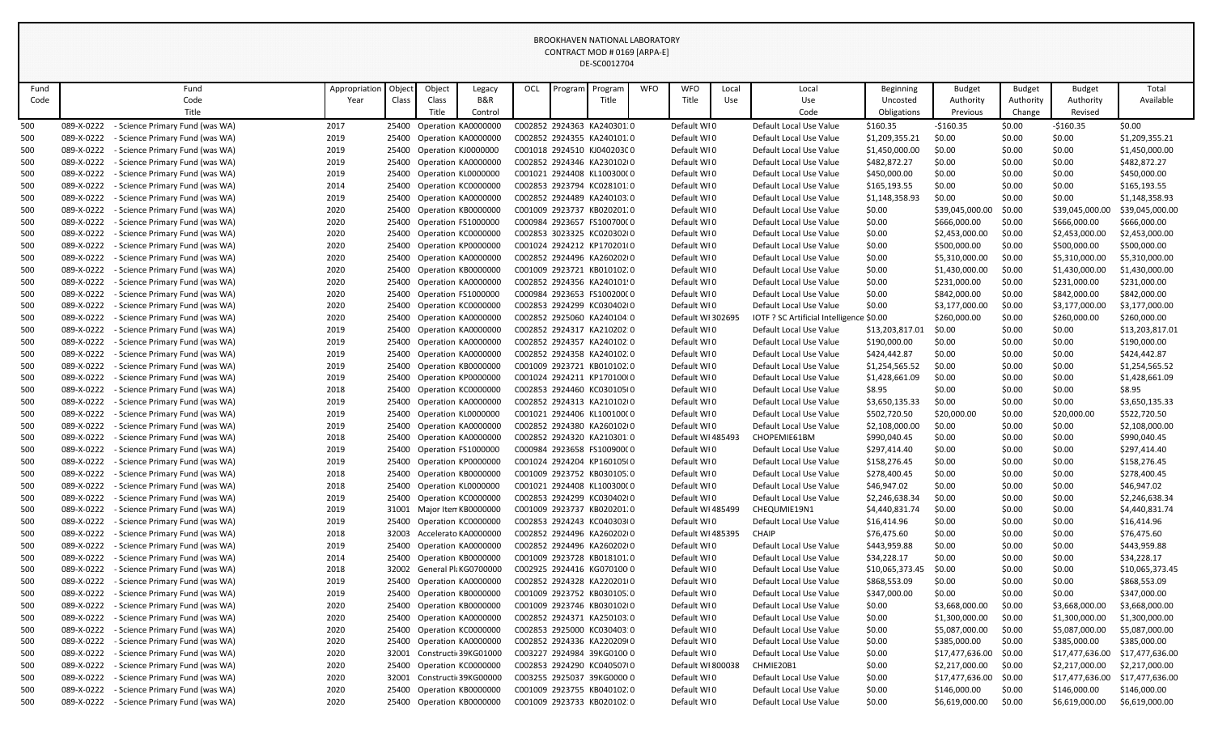BROOKHAVEN NATIONAL LABORATORY
CONTRACT MOD # 0169 [ARPA-E]
DE-SC0012704

| Fund Code | Fund Code Title | Appropriation Year | Object Class | Object Class Title | Legacy B&R Control | OCL | Program | Program Title | WFO | WFO Title | Local Use | Local Use Code | Beginning Uncosted Obligations | Budget Authority Previous | Budget Authority Change | Budget Authority Revised | Total Available |
|---|---|---|---|---|---|---|---|---|---|---|---|---|---|---|---|---|---|
| 500 | 089-X-0222 - Science Primary Fund (was WA) | 2017 | 25400 | Operation | KA0000000 | C002852 | 2924363 | KA240301 | 0 | Default WI | 0 | Default Local Use Value | $160.35 | -$160.35 | $0.00 | -$160.35 | $0.00 |
| 500 | 089-X-0222 - Science Primary Fund (was WA) | 2019 | 25400 | Operation | KA0000000 | C002852 | 2924355 | KA240101 | 0 | Default WI | 0 | Default Local Use Value | $1,209,355.21 | $0.00 | $0.00 | $0.00 | $1,209,355.21 |
| 500 | 089-X-0222 - Science Primary Fund (was WA) | 2019 | 25400 | Operation | KJ0000000 | C001018 | 2924510 | KJ040230 | 0 | Default WI | 0 | Default Local Use Value | $1,450,000.00 | $0.00 | $0.00 | $0.00 | $1,450,000.00 |
| 500 | 089-X-0222 - Science Primary Fund (was WA) | 2019 | 25400 | Operation | KA0000000 | C002852 | 2924346 | KA230102 | 0 | Default WI | 0 | Default Local Use Value | $482,872.27 | $0.00 | $0.00 | $0.00 | $482,872.27 |
| 500 | 089-X-0222 - Science Primary Fund (was WA) | 2019 | 25400 | Operation | KL0000000 | C001021 | 2924408 | KL100300 | 0 | Default WI | 0 | Default Local Use Value | $450,000.00 | $0.00 | $0.00 | $0.00 | $450,000.00 |
| 500 | 089-X-0222 - Science Primary Fund (was WA) | 2014 | 25400 | Operation | KC0000000 | C002853 | 2923794 | KC028101 | 0 | Default WI | 0 | Default Local Use Value | $165,193.55 | $0.00 | $0.00 | $0.00 | $165,193.55 |
| 500 | 089-X-0222 - Science Primary Fund (was WA) | 2019 | 25400 | Operation | KA0000000 | C002852 | 2924489 | KA240103 | 0 | Default WI | 0 | Default Local Use Value | $1,148,358.93 | $0.00 | $0.00 | $0.00 | $1,148,358.93 |
| 500 | 089-X-0222 - Science Primary Fund (was WA) | 2020 | 25400 | Operation | KB0000000 | C001009 | 2923737 | KB020201 | 0 | Default WI | 0 | Default Local Use Value | $0.00 | $39,045,000.00 | $0.00 | $39,045,000.00 | $39,045,000.00 |
| 500 | 089-X-0222 - Science Primary Fund (was WA) | 2020 | 25400 | Operation | FS1000000 | C000984 | 2923657 | FS100700 | 0 | Default WI | 0 | Default Local Use Value | $0.00 | $666,000.00 | $0.00 | $666,000.00 | $666,000.00 |
| 500 | 089-X-0222 - Science Primary Fund (was WA) | 2020 | 25400 | Operation | KC0000000 | C002853 | 3023325 | KC020302 | 0 | Default WI | 0 | Default Local Use Value | $0.00 | $2,453,000.00 | $0.00 | $2,453,000.00 | $2,453,000.00 |
| 500 | 089-X-0222 - Science Primary Fund (was WA) | 2020 | 25400 | Operation | KP0000000 | C001024 | 2924212 | KP170201 | 0 | Default WI | 0 | Default Local Use Value | $0.00 | $500,000.00 | $0.00 | $500,000.00 | $500,000.00 |
| 500 | 089-X-0222 - Science Primary Fund (was WA) | 2020 | 25400 | Operation | KA0000000 | C002852 | 2924496 | KA260202 | 0 | Default WI | 0 | Default Local Use Value | $0.00 | $5,310,000.00 | $0.00 | $5,310,000.00 | $5,310,000.00 |
| 500 | 089-X-0222 - Science Primary Fund (was WA) | 2020 | 25400 | Operation | KB0000000 | C001009 | 2923721 | KB010102 | 0 | Default WI | 0 | Default Local Use Value | $0.00 | $1,430,000.00 | $0.00 | $1,430,000.00 | $1,430,000.00 |
| 500 | 089-X-0222 - Science Primary Fund (was WA) | 2020 | 25400 | Operation | KA0000000 | C002852 | 2924356 | KA240101 | 0 | Default WI | 0 | Default Local Use Value | $0.00 | $231,000.00 | $0.00 | $231,000.00 | $231,000.00 |
| 500 | 089-X-0222 - Science Primary Fund (was WA) | 2020 | 25400 | Operation | FS1000000 | C000984 | 2923653 | FS100200 | 0 | Default WI | 0 | Default Local Use Value | $0.00 | $842,000.00 | $0.00 | $842,000.00 | $842,000.00 |
| 500 | 089-X-0222 - Science Primary Fund (was WA) | 2020 | 25400 | Operation | KC0000000 | C002853 | 2924299 | KC030402 | 0 | Default WI | 0 | Default Local Use Value | $0.00 | $3,177,000.00 | $0.00 | $3,177,000.00 | $3,177,000.00 |
| 500 | 089-X-0222 - Science Primary Fund (was WA) | 2020 | 25400 | Operation | KA0000000 | C002852 | 2925060 | KA240104 | 0 | Default WI | 302695 | IOTF ? SC Artificial Intelligence | $0.00 | $260,000.00 | $0.00 | $260,000.00 | $260,000.00 |
| 500 | 089-X-0222 - Science Primary Fund (was WA) | 2019 | 25400 | Operation | KA0000000 | C002852 | 2924317 | KA210202 | 0 | Default WI | 0 | Default Local Use Value | $13,203,817.01 | $0.00 | $0.00 | $0.00 | $13,203,817.01 |
| 500 | 089-X-0222 - Science Primary Fund (was WA) | 2019 | 25400 | Operation | KA0000000 | C002852 | 2924357 | KA240102 | 0 | Default WI | 0 | Default Local Use Value | $190,000.00 | $0.00 | $0.00 | $0.00 | $190,000.00 |
| 500 | 089-X-0222 - Science Primary Fund (was WA) | 2019 | 25400 | Operation | KA0000000 | C002852 | 2924358 | KA240102 | 0 | Default WI | 0 | Default Local Use Value | $424,442.87 | $0.00 | $0.00 | $0.00 | $424,442.87 |
| 500 | 089-X-0222 - Science Primary Fund (was WA) | 2019 | 25400 | Operation | KB0000000 | C001009 | 2923721 | KB010102 | 0 | Default WI | 0 | Default Local Use Value | $1,254,565.52 | $0.00 | $0.00 | $0.00 | $1,254,565.52 |
| 500 | 089-X-0222 - Science Primary Fund (was WA) | 2019 | 25400 | Operation | KP0000000 | C001024 | 2924211 | KP170100 | 0 | Default WI | 0 | Default Local Use Value | $1,428,661.09 | $0.00 | $0.00 | $0.00 | $1,428,661.09 |
| 500 | 089-X-0222 - Science Primary Fund (was WA) | 2018 | 25400 | Operation | KC0000000 | C002853 | 2924460 | KC030105 | 0 | Default WI | 0 | Default Local Use Value | $8.95 | $0.00 | $0.00 | $0.00 | $8.95 |
| 500 | 089-X-0222 - Science Primary Fund (was WA) | 2019 | 25400 | Operation | KA0000000 | C002852 | 2924313 | KA210102 | 0 | Default WI | 0 | Default Local Use Value | $3,650,135.33 | $0.00 | $0.00 | $0.00 | $3,650,135.33 |
| 500 | 089-X-0222 - Science Primary Fund (was WA) | 2019 | 25400 | Operation | KL0000000 | C001021 | 2924406 | KL100100 | 0 | Default WI | 0 | Default Local Use Value | $502,720.50 | $20,000.00 | $0.00 | $20,000.00 | $522,720.50 |
| 500 | 089-X-0222 - Science Primary Fund (was WA) | 2019 | 25400 | Operation | KA0000000 | C002852 | 2924380 | KA260102 | 0 | Default WI | 0 | Default Local Use Value | $2,108,000.00 | $0.00 | $0.00 | $0.00 | $2,108,000.00 |
| 500 | 089-X-0222 - Science Primary Fund (was WA) | 2018 | 25400 | Operation | KA0000000 | C002852 | 2924320 | KA210301 | 0 | Default WI | 485493 | CHOPEMIE61BM | $990,040.45 | $0.00 | $0.00 | $0.00 | $990,040.45 |
| 500 | 089-X-0222 - Science Primary Fund (was WA) | 2019 | 25400 | Operation | FS1000000 | C000984 | 2923658 | FS100900 | 0 | Default WI | 0 | Default Local Use Value | $297,414.40 | $0.00 | $0.00 | $0.00 | $297,414.40 |
| 500 | 089-X-0222 - Science Primary Fund (was WA) | 2019 | 25400 | Operation | KP0000000 | C001024 | 2924204 | KP160105 | 0 | Default WI | 0 | Default Local Use Value | $158,276.45 | $0.00 | $0.00 | $0.00 | $158,276.45 |
| 500 | 089-X-0222 - Science Primary Fund (was WA) | 2018 | 25400 | Operation | KB0000000 | C001009 | 2923752 | KB030105 | 0 | Default WI | 0 | Default Local Use Value | $278,400.45 | $0.00 | $0.00 | $0.00 | $278,400.45 |
| 500 | 089-X-0222 - Science Primary Fund (was WA) | 2018 | 25400 | Operation | KL0000000 | C001021 | 2924408 | KL100300 | 0 | Default WI | 0 | Default Local Use Value | $46,947.02 | $0.00 | $0.00 | $0.00 | $46,947.02 |
| 500 | 089-X-0222 - Science Primary Fund (was WA) | 2019 | 25400 | Operation | KC0000000 | C002853 | 2924299 | KC030402 | 0 | Default WI | 0 | Default Local Use Value | $2,246,638.34 | $0.00 | $0.00 | $0.00 | $2,246,638.34 |
| 500 | 089-X-0222 - Science Primary Fund (was WA) | 2019 | 31001 | Major Item | KB0000000 | C001009 | 2923737 | KB020201 | 0 | Default WI | 485499 | CHEQUMIE19N1 | $4,440,831.74 | $0.00 | $0.00 | $0.00 | $4,440,831.74 |
| 500 | 089-X-0222 - Science Primary Fund (was WA) | 2019 | 25400 | Operation | KC0000000 | C002853 | 2924243 | KC040303 | 0 | Default WI | 0 | Default Local Use Value | $16,414.96 | $0.00 | $0.00 | $0.00 | $16,414.96 |
| 500 | 089-X-0222 - Science Primary Fund (was WA) | 2018 | 32003 | Accelerator | KA0000000 | C002852 | 2924496 | KA260202 | 0 | Default WI | 485395 | CHAIP | $76,475.60 | $0.00 | $0.00 | $0.00 | $76,475.60 |
| 500 | 089-X-0222 - Science Primary Fund (was WA) | 2019 | 25400 | Operation | KA0000000 | C002852 | 2924496 | KA260202 | 0 | Default WI | 0 | Default Local Use Value | $443,959.88 | $0.00 | $0.00 | $0.00 | $443,959.88 |
| 500 | 089-X-0222 - Science Primary Fund (was WA) | 2014 | 25400 | Operation | KB0000000 | C001009 | 2923728 | KB018101 | 0 | Default WI | 0 | Default Local Use Value | $34,228.17 | $0.00 | $0.00 | $0.00 | $34,228.17 |
| 500 | 089-X-0222 - Science Primary Fund (was WA) | 2018 | 32002 | General Pl | KG0700000 | C002925 | 2924416 | KG070100 | 0 | Default WI | 0 | Default Local Use Value | $10,065,373.45 | $0.00 | $0.00 | $0.00 | $10,065,373.45 |
| 500 | 089-X-0222 - Science Primary Fund (was WA) | 2019 | 25400 | Operation | KA0000000 | C002852 | 2924328 | KA220201 | 0 | Default WI | 0 | Default Local Use Value | $868,553.09 | $0.00 | $0.00 | $0.00 | $868,553.09 |
| 500 | 089-X-0222 - Science Primary Fund (was WA) | 2019 | 25400 | Operation | KB0000000 | C001009 | 2923752 | KB030105 | 0 | Default WI | 0 | Default Local Use Value | $347,000.00 | $0.00 | $0.00 | $0.00 | $347,000.00 |
| 500 | 089-X-0222 - Science Primary Fund (was WA) | 2020 | 25400 | Operation | KB0000000 | C001009 | 2923746 | KB030102 | 0 | Default WI | 0 | Default Local Use Value | $0.00 | $3,668,000.00 | $0.00 | $3,668,000.00 | $3,668,000.00 |
| 500 | 089-X-0222 - Science Primary Fund (was WA) | 2020 | 25400 | Operation | KA0000000 | C002852 | 2924371 | KA250103 | 0 | Default WI | 0 | Default Local Use Value | $0.00 | $1,300,000.00 | $0.00 | $1,300,000.00 | $1,300,000.00 |
| 500 | 089-X-0222 - Science Primary Fund (was WA) | 2020 | 25400 | Operation | KC0000000 | C002853 | 2925000 | KC030403 | 0 | Default WI | 0 | Default Local Use Value | $0.00 | $5,087,000.00 | $0.00 | $5,087,000.00 | $5,087,000.00 |
| 500 | 089-X-0222 - Science Primary Fund (was WA) | 2020 | 25400 | Operation | KA0000000 | C002852 | 2924336 | KA220209 | 0 | Default WI | 0 | Default Local Use Value | $0.00 | $385,000.00 | $0.00 | $385,000.00 | $385,000.00 |
| 500 | 089-X-0222 - Science Primary Fund (was WA) | 2020 | 32001 | Construction | 39KG01000 | C003227 | 2924984 | 39KG0100 | 0 | Default WI | 0 | Default Local Use Value | $0.00 | $17,477,636.00 | $0.00 | $17,477,636.00 | $17,477,636.00 |
| 500 | 089-X-0222 - Science Primary Fund (was WA) | 2020 | 25400 | Operation | KC0000000 | C002853 | 2924290 | KC040507 | 0 | Default WI | 800038 | CHMIE20B1 | $0.00 | $2,217,000.00 | $0.00 | $2,217,000.00 | $2,217,000.00 |
| 500 | 089-X-0222 - Science Primary Fund (was WA) | 2020 | 32001 | Construction | 39KG00000 | C003255 | 2925037 | 39KG0000 | 0 | Default WI | 0 | Default Local Use Value | $0.00 | $17,477,636.00 | $0.00 | $17,477,636.00 | $17,477,636.00 |
| 500 | 089-X-0222 - Science Primary Fund (was WA) | 2020 | 25400 | Operation | KB0000000 | C001009 | 2923755 | KB040102 | 0 | Default WI | 0 | Default Local Use Value | $0.00 | $146,000.00 | $0.00 | $146,000.00 | $146,000.00 |
| 500 | 089-X-0222 - Science Primary Fund (was WA) | 2020 | 25400 | Operation | KB0000000 | C001009 | 2923733 | KB020102 | 0 | Default WI | 0 | Default Local Use Value | $0.00 | $6,619,000.00 | $0.00 | $6,619,000.00 | $6,619,000.00 |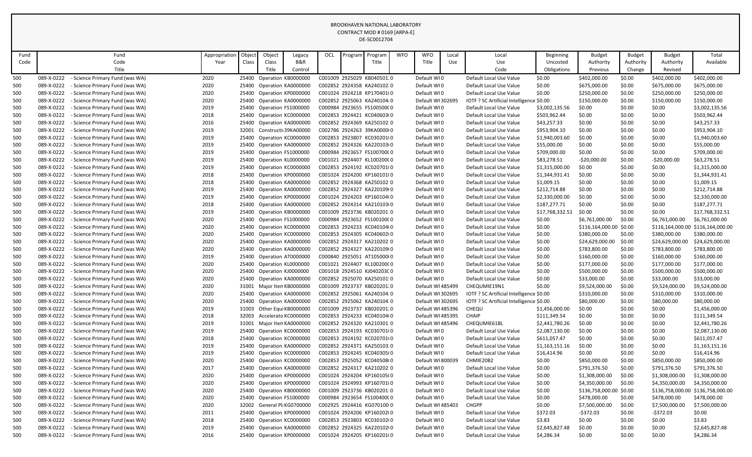BROOKHAVEN NATIONAL LABORATORY
CONTRACT MOD # 0169 [ARPA-E]
DE-SC0012704

| Fund Code | Fund Code Title | Appropriation Year | Object Class | Object Class Title | Legacy B&R Control | OCL | Program | Program Title | WFO | WFO Title | Local Use | Local Use Code | Beginning Uncosted Obligations | Budget Authority Previous | Budget Authority Change | Budget Authority Revised | Total Available |
|---|---|---|---|---|---|---|---|---|---|---|---|---|---|---|---|---|---|
| 500 | 089-X-0222 - Science Primary Fund (was WA) | 2020 | 25400 | Operation | KB0000000 | C001009 | 2925029 | KB040501 | 0 | Default WI | 0 | Default Local Use Value | $0.00 | $402,000.00 | $0.00 | $402,000.00 | $402,000.00 |
| 500 | 089-X-0222 - Science Primary Fund (was WA) | 2020 | 25400 | Operation | KA0000000 | C002852 | 2924358 | KA240102 | 0 | Default WI | 0 | Default Local Use Value | $0.00 | $675,000.00 | $0.00 | $675,000.00 | $675,000.00 |
| 500 | 089-X-0222 - Science Primary Fund (was WA) | 2020 | 25400 | Operation | KP0000000 | C001024 | 2924218 | KP170401 | 0 | Default WI | 0 | Default Local Use Value | $0.00 | $250,000.00 | $0.00 | $250,000.00 | $250,000.00 |
| 500 | 089-X-0222 - Science Primary Fund (was WA) | 2020 | 25400 | Operation | KA0000000 | C002852 | 2925063 | KA240104 | 0 | Default WI | 302695 | IOTF ? SC Artificial Intelligence | $0.00 | $150,000.00 | $0.00 | $150,000.00 | $150,000.00 |
| 500 | 089-X-0222 - Science Primary Fund (was WA) | 2019 | 25400 | Operation | FS1000000 | C000984 | 2923655 | FS100500 | 0 | Default WI | 0 | Default Local Use Value | $3,002,135.56 | $0.00 | $0.00 | $0.00 | $3,002,135.56 |
| 500 | 089-X-0222 - Science Primary Fund (was WA) | 2018 | 25400 | Operation | KC0000000 | C002853 | 2924421 | KC040603 | 0 | Default WI | 0 | Default Local Use Value | $503,962.44 | $0.00 | $0.00 | $0.00 | $503,962.44 |
| 500 | 089-X-0222 - Science Primary Fund (was WA) | 2016 | 25400 | Operation | KA0000000 | C002852 | 2924369 | KA250102 | 0 | Default WI | 0 | Default Local Use Value | $43,257.33 | $0.00 | $0.00 | $0.00 | $43,257.33 |
| 500 | 089-X-0222 - Science Primary Fund (was WA) | 2019 | 32001 | Constructi | 39KA00000 | C002786 | 2924263 | 39KA0000 | 0 | Default WI | 0 | Default Local Use Value | $953,904.10 | $0.00 | $0.00 | $0.00 | $953,904.10 |
| 500 | 089-X-0222 - Science Primary Fund (was WA) | 2019 | 25400 | Operation | KC0000000 | C002853 | 2923807 | KC030201 | 0 | Default WI | 0 | Default Local Use Value | $1,940,003.60 | $0.00 | $0.00 | $0.00 | $1,940,003.60 |
| 500 | 089-X-0222 - Science Primary Fund (was WA) | 2019 | 25400 | Operation | KA0000000 | C002852 | 2924326 | KA220103 | 0 | Default WI | 0 | Default Local Use Value | $55,000.00 | $0.00 | $0.00 | $0.00 | $55,000.00 |
| 500 | 089-X-0222 - Science Primary Fund (was WA) | 2019 | 25400 | Operation | FS1000000 | C000984 | 2923657 | FS100700 | 0 | Default WI | 0 | Default Local Use Value | $709,000.00 | $0.00 | $0.00 | $0.00 | $709,000.00 |
| 500 | 089-X-0222 - Science Primary Fund (was WA) | 2019 | 25400 | Operation | KL0000000 | C001021 | 2924407 | KL100200 | 0 | Default WI | 0 | Default Local Use Value | $83,278.51 | -$20,000.00 | $0.00 | -$20,000.00 | $63,278.51 |
| 500 | 089-X-0222 - Science Primary Fund (was WA) | 2019 | 25400 | Operation | KC0000000 | C002853 | 2924192 | KC020701 | 0 | Default WI | 0 | Default Local Use Value | $1,315,000.00 | $0.00 | $0.00 | $0.00 | $1,315,000.00 |
| 500 | 089-X-0222 - Science Primary Fund (was WA) | 2018 | 25400 | Operation | KP0000000 | C001024 | 2924200 | KP160101 | 0 | Default WI | 0 | Default Local Use Value | $1,344,931.41 | $0.00 | $0.00 | $0.00 | $1,344,931.41 |
| 500 | 089-X-0222 - Science Primary Fund (was WA) | 2018 | 25400 | Operation | KA0000000 | C002852 | 2924368 | KA250102 | 0 | Default WI | 0 | Default Local Use Value | $1,009.15 | $0.00 | $0.00 | $0.00 | $1,009.15 |
| 500 | 089-X-0222 - Science Primary Fund (was WA) | 2019 | 25400 | Operation | KA0000000 | C002852 | 2924327 | KA220109 | 0 | Default WI | 0 | Default Local Use Value | $212,714.88 | $0.00 | $0.00 | $0.00 | $212,714.88 |
| 500 | 089-X-0222 - Science Primary Fund (was WA) | 2019 | 25400 | Operation | KP0000000 | C001024 | 2924203 | KP160104 | 0 | Default WI | 0 | Default Local Use Value | $2,330,000.00 | $0.00 | $0.00 | $0.00 | $2,330,000.00 |
| 500 | 089-X-0222 - Science Primary Fund (was WA) | 2018 | 25400 | Operation | KA0000000 | C002852 | 2924314 | KA210103 | 0 | Default WI | 0 | Default Local Use Value | $187,277.71 | $0.00 | $0.00 | $0.00 | $187,277.71 |
| 500 | 089-X-0222 - Science Primary Fund (was WA) | 2019 | 25400 | Operation | KB0000000 | C001009 | 2923736 | KB020201 | 0 | Default WI | 0 | Default Local Use Value | $17,768,332.51 | $0.00 | $0.00 | $0.00 | $17,768,332.51 |
| 500 | 089-X-0222 - Science Primary Fund (was WA) | 2020 | 25400 | Operation | FS1000000 | C000984 | 2923652 | FS100100 | 0 | Default WI | 0 | Default Local Use Value | $0.00 | $6,761,000.00 | $0.00 | $6,761,000.00 | $6,761,000.00 |
| 500 | 089-X-0222 - Science Primary Fund (was WA) | 2020 | 25400 | Operation | KC0000000 | C002853 | 2924233 | KC040104 | 0 | Default WI | 0 | Default Local Use Value | $0.00 | $116,164,000.00 | $0.00 | $116,164,000.00 | $116,164,000.00 |
| 500 | 089-X-0222 - Science Primary Fund (was WA) | 2020 | 25400 | Operation | KC0000000 | C002853 | 2924305 | KC040602 | 0 | Default WI | 0 | Default Local Use Value | $0.00 | $380,000.00 | $0.00 | $380,000.00 | $380,000.00 |
| 500 | 089-X-0222 - Science Primary Fund (was WA) | 2020 | 25400 | Operation | KA0000000 | C002852 | 2924317 | KA210202 | 0 | Default WI | 0 | Default Local Use Value | $0.00 | $24,629,000.00 | $0.00 | $24,629,000.00 | $24,629,000.00 |
| 500 | 089-X-0222 - Science Primary Fund (was WA) | 2020 | 25400 | Operation | KA0000000 | C002852 | 2924327 | KA220109 | 0 | Default WI | 0 | Default Local Use Value | $0.00 | $783,800.00 | $0.00 | $783,800.00 | $783,800.00 |
| 500 | 089-X-0222 - Science Primary Fund (was WA) | 2019 | 25400 | Operation | AT0000000 | C000840 | 2925051 | AT105000 | 0 | Default WI | 0 | Default Local Use Value | $0.00 | $160,000.00 | $0.00 | $160,000.00 | $160,000.00 |
| 500 | 089-X-0222 - Science Primary Fund (was WA) | 2020 | 25400 | Operation | KL0000000 | C001021 | 2924407 | KL100200 | 0 | Default WI | 0 | Default Local Use Value | $0.00 | $177,000.00 | $0.00 | $177,000.00 | $177,000.00 |
| 500 | 089-X-0222 - Science Primary Fund (was WA) | 2020 | 25400 | Operation | KJ0000000 | C001018 | 2924510 | KJ040203 | 0 | Default WI | 0 | Default Local Use Value | $0.00 | $500,000.00 | $0.00 | $500,000.00 | $500,000.00 |
| 500 | 089-X-0222 - Science Primary Fund (was WA) | 2020 | 25400 | Operation | KA0000000 | C002852 | 2925070 | KA250101 | 0 | Default WI | 0 | Default Local Use Value | $0.00 | $33,000.00 | $0.00 | $33,000.00 | $33,000.00 |
| 500 | 089-X-0222 - Science Primary Fund (was WA) | 2020 | 31001 | Major Item | KB0000000 | C001009 | 2923737 | KB020201 | 0 | Default WI | 485499 | CHEQUMIE19N1 | $0.00 | $9,524,000.00 | $0.00 | $9,524,000.00 | $9,524,000.00 |
| 500 | 089-X-0222 - Science Primary Fund (was WA) | 2020 | 25400 | Operation | KA0000000 | C002852 | 2925061 | KA240104 | 0 | Default WI | 302695 | IOTF ? SC Artificial Intelligence | $0.00 | $310,000.00 | $0.00 | $310,000.00 | $310,000.00 |
| 500 | 089-X-0222 - Science Primary Fund (was WA) | 2020 | 25400 | Operation | KA0000000 | C002852 | 2925062 | KA240104 | 0 | Default WI | 302695 | IOTF ? SC Artificial Intelligence | $0.00 | $80,000.00 | $0.00 | $80,000.00 | $80,000.00 |
| 500 | 089-X-0222 - Science Primary Fund (was WA) | 2019 | 31003 | Other Equi | KB0000000 | C001009 | 2923737 | KB020201 | 0 | Default WI | 485396 | CHEQU | $1,456,000.00 | $0.00 | $0.00 | $0.00 | $1,456,000.00 |
| 500 | 089-X-0222 - Science Primary Fund (was WA) | 2018 | 32003 | Accelerato | KC0000000 | C002853 | 2924233 | KC040104 | 0 | Default WI | 485395 | CHAIP | $111,349.54 | $0.00 | $0.00 | $0.00 | $111,349.54 |
| 500 | 089-X-0222 - Science Primary Fund (was WA) | 2019 | 31001 | Major Item | KA0000000 | C002852 | 2924320 | KA210301 | 0 | Default WI | 485496 | CHEQUMIE61BL | $2,441,780.26 | $0.00 | $0.00 | $0.00 | $2,441,780.26 |
| 500 | 089-X-0222 - Science Primary Fund (was WA) | 2019 | 25400 | Operation | KC0000000 | C002853 | 2924193 | KC030701 | 0 | Default WI | 0 | Default Local Use Value | $2,087,130.00 | $0.00 | $0.00 | $0.00 | $2,087,130.00 |
| 500 | 089-X-0222 - Science Primary Fund (was WA) | 2018 | 25400 | Operation | KC0000000 | C002853 | 2924192 | KC020701 | 0 | Default WI | 0 | Default Local Use Value | $611,057.47 | $0.00 | $0.00 | $0.00 | $611,057.47 |
| 500 | 089-X-0222 - Science Primary Fund (was WA) | 2019 | 25400 | Operation | KA0000000 | C002852 | 2924371 | KA250103 | 0 | Default WI | 0 | Default Local Use Value | $1,163,151.16 | $0.00 | $0.00 | $0.00 | $1,163,151.16 |
| 500 | 089-X-0222 - Science Primary Fund (was WA) | 2019 | 25400 | Operation | KC0000000 | C002853 | 2924245 | KC040305 | 0 | Default WI | 0 | Default Local Use Value | $16,414.96 | $0.00 | $0.00 | $0.00 | $16,414.96 |
| 500 | 089-X-0222 - Science Primary Fund (was WA) | 2020 | 25400 | Operation | KC0000000 | C002853 | 2925052 | KC040508 | 0 | Default WI | 800039 | CHMIE20B2 | $0.00 | $850,000.00 | $0.00 | $850,000.00 | $850,000.00 |
| 500 | 089-X-0222 - Science Primary Fund (was WA) | 2017 | 25400 | Operation | KA0000000 | C002852 | 2924317 | KA210202 | 0 | Default WI | 0 | Default Local Use Value | $0.00 | $791,376.50 | $0.00 | $791,376.50 | $791,376.50 |
| 500 | 089-X-0222 - Science Primary Fund (was WA) | 2020 | 25400 | Operation | KP0000000 | C001024 | 2924204 | KP160105 | 0 | Default WI | 0 | Default Local Use Value | $0.00 | $1,308,000.00 | $0.00 | $1,308,000.00 | $1,308,000.00 |
| 500 | 089-X-0222 - Science Primary Fund (was WA) | 2020 | 25400 | Operation | KP0000000 | C001024 | 2924993 | KP160701 | 0 | Default WI | 0 | Default Local Use Value | $0.00 | $4,350,000.00 | $0.00 | $4,350,000.00 | $4,350,000.00 |
| 500 | 089-X-0222 - Science Primary Fund (was WA) | 2020 | 25400 | Operation | KB0000000 | C001009 | 2923736 | KB020201 | 0 | Default WI | 0 | Default Local Use Value | $0.00 | $136,758,000.00 | $0.00 | $136,758,000.00 | $136,758,000.00 |
| 500 | 089-X-0222 - Science Primary Fund (was WA) | 2020 | 25400 | Operation | FS1000000 | C000984 | 2923654 | FS100400 | 0 | Default WI | 0 | Default Local Use Value | $0.00 | $478,000.00 | $0.00 | $478,000.00 | $478,000.00 |
| 500 | 089-X-0222 - Science Primary Fund (was WA) | 2020 | 32002 | General Pl | KG0700000 | C002925 | 2924416 | KG070100 | 0 | Default WI | 485403 | CHGPP | $0.00 | $7,500,000.00 | $0.00 | $7,500,000.00 | $7,500,000.00 |
| 500 | 089-X-0222 - Science Primary Fund (was WA) | 2011 | 25400 | Operation | KP0000000 | C001024 | 2924206 | KP160202 | 0 | Default WI | 0 | Default Local Use Value | $372.03 | -$372.03 | $0.00 | -$372.03 | $0.00 |
| 500 | 089-X-0222 - Science Primary Fund (was WA) | 2018 | 25400 | Operation | KC0000000 | C002853 | 2923803 | KC030102 | 0 | Default WI | 0 | Default Local Use Value | $3.83 | $0.00 | $0.00 | $0.00 | $3.83 |
| 500 | 089-X-0222 - Science Primary Fund (was WA) | 2019 | 25400 | Operation | KA0000000 | C002852 | 2924325 | KA220102 | 0 | Default WI | 0 | Default Local Use Value | $2,645,827.48 | $0.00 | $0.00 | $0.00 | $2,645,827.48 |
| 500 | 089-X-0222 - Science Primary Fund (was WA) | 2016 | 25400 | Operation | KP0000000 | C001024 | 2924205 | KP160201 | 0 | Default WI | 0 | Default Local Use Value | $4,286.34 | $0.00 | $0.00 | $0.00 | $4,286.34 |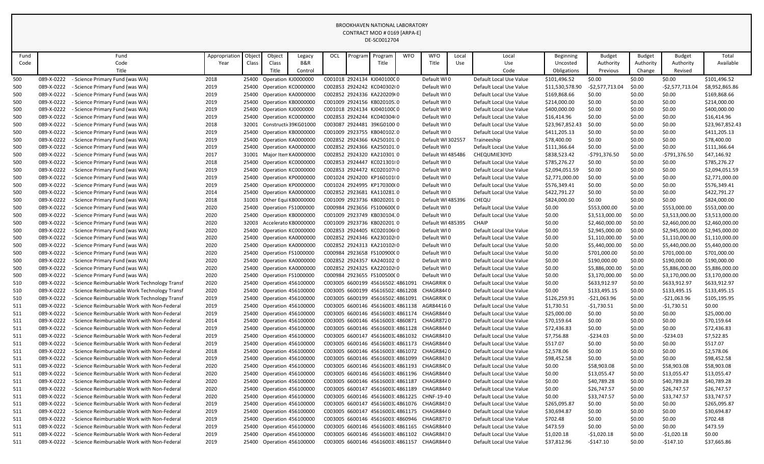# BROOKHAVEN NATIONAL LABORATORY
## CONTRACT MOD # 0169 [ARPA-E]
### DE-SC0012704

| Fund Code | Fund Code Title | Appropriation Year | Object Class | Object Class Title | Legacy B&R Control | OCL | Program | Program Title | WFO | WFO Title | Local Use | Local Use Code | Beginning Uncosted Obligations | Budget Authority Previous | Budget Authority Change | Budget Authority Revised | Total Available |
|---|---|---|---|---|---|---|---|---|---|---|---|---|---|---|---|---|---|
| 500 | 089-X-0222 - Science Primary Fund (was WA) | 2018 | 25400 | Operation | KJ0000000 | C001018 | 2924134 | KJ0401000 | 0 | Default WF | 0 | Default Local Use Value | $101,496.52 | $0.00 | $0.00 | $0.00 | $101,496.52 |
| 500 | 089-X-0222 - Science Primary Fund (was WA) | 2019 | 25400 | Operation | KC0000000 | C002853 | 2924242 | KC0403020 | 0 | Default WF | 0 | Default Local Use Value | $11,530,578.90 | -$2,577,713.04 | $0.00 | -$2,577,713.04 | $8,952,865.86 |
| 500 | 089-X-0222 - Science Primary Fund (was WA) | 2019 | 25400 | Operation | KA0000000 | C002852 | 2924336 | KA2202090 | 0 | Default WF | 0 | Default Local Use Value | $169,868.66 | $0.00 | $0.00 | $0.00 | $169,868.66 |
| 500 | 089-X-0222 - Science Primary Fund (was WA) | 2019 | 25400 | Operation | KB0000000 | C001009 | 2924156 | KB020105 | 0 | Default WF | 0 | Default Local Use Value | $214,000.00 | $0.00 | $0.00 | $0.00 | $214,000.00 |
| 500 | 089-X-0222 - Science Primary Fund (was WA) | 2019 | 25400 | Operation | KJ0000000 | C001018 | 2924134 | KJ0401000 | 0 | Default WF | 0 | Default Local Use Value | $400,000.00 | $0.00 | $0.00 | $0.00 | $400,000.00 |
| 500 | 089-X-0222 - Science Primary Fund (was WA) | 2019 | 25400 | Operation | KC0000000 | C002853 | 2924244 | KC0403040 | 0 | Default WF | 0 | Default Local Use Value | $16,414.96 | $0.00 | $0.00 | $0.00 | $16,414.96 |
| 500 | 089-X-0222 - Science Primary Fund (was WA) | 2018 | 32001 | Constructi | 39KG01000 | C003087 | 2924481 | 39KG0100 | 0 | Default WF | 0 | Default Local Use Value | $23,967,852.43 | $0.00 | $0.00 | $0.00 | $23,967,852.43 |
| 500 | 089-X-0222 - Science Primary Fund (was WA) | 2019 | 25400 | Operation | KB0000000 | C001009 | 2923755 | KB040102 | 0 | Default WF | 0 | Default Local Use Value | $411,205.13 | $0.00 | $0.00 | $0.00 | $411,205.13 |
| 500 | 089-X-0222 - Science Primary Fund (was WA) | 2019 | 25400 | Operation | KA0000000 | C002852 | 2924366 | KA250101 | 0 | Default WF | 302557 | Traineeship | $78,400.00 | $0.00 | $0.00 | $0.00 | $78,400.00 |
| 500 | 089-X-0222 - Science Primary Fund (was WA) | 2019 | 25400 | Operation | KA0000000 | C002852 | 2924366 | KA250101 | 0 | Default WF | 0 | Default Local Use Value | $111,366.64 | $0.00 | $0.00 | $0.00 | $111,366.64 |
| 500 | 089-X-0222 - Science Primary Fund (was WA) | 2017 | 31001 | Major Item | KA0000000 | C002852 | 2924320 | KA210301 | 0 | Default WF | 485486 | CHEQUMIE30YD | $838,523.42 | -$791,376.50 | $0.00 | -$791,376.50 | $47,146.92 |
| 500 | 089-X-0222 - Science Primary Fund (was WA) | 2018 | 25400 | Operation | KC0000000 | C002853 | 2924447 | KC0213010 | 0 | Default WF | 0 | Default Local Use Value | $785,276.27 | $0.00 | $0.00 | $0.00 | $785,276.27 |
| 500 | 089-X-0222 - Science Primary Fund (was WA) | 2019 | 25400 | Operation | KC0000000 | C002853 | 2924472 | KC0201070 | 0 | Default WF | 0 | Default Local Use Value | $2,094,051.59 | $0.00 | $0.00 | $0.00 | $2,094,051.59 |
| 500 | 089-X-0222 - Science Primary Fund (was WA) | 2019 | 25400 | Operation | KP0000000 | C001024 | 2924200 | KP1601010 | 0 | Default WF | 0 | Default Local Use Value | $2,771,000.00 | $0.00 | $0.00 | $0.00 | $2,771,000.00 |
| 500 | 089-X-0222 - Science Primary Fund (was WA) | 2019 | 25400 | Operation | KP0000000 | C001024 | 2924995 | KP1703000 | 0 | Default WF | 0 | Default Local Use Value | $576,349.41 | $0.00 | $0.00 | $0.00 | $576,349.41 |
| 500 | 089-X-0222 - Science Primary Fund (was WA) | 2014 | 25400 | Operation | KA0000000 | C002852 | 2923681 | KA110281 | 0 | Default WF | 0 | Default Local Use Value | $422,791.27 | $0.00 | $0.00 | $0.00 | $422,791.27 |
| 500 | 089-X-0222 - Science Primary Fund (was WA) | 2018 | 31003 | Other Equi | KB0000000 | C001009 | 2923736 | KB020201 | 0 | Default WF | 485396 | CHEQU | $824,000.00 | $0.00 | $0.00 | $0.00 | $824,000.00 |
| 500 | 089-X-0222 - Science Primary Fund (was WA) | 2020 | 25400 | Operation | FS1000000 | C000984 | 2923656 | FS1006000 | 0 | Default WF | 0 | Default Local Use Value | $0.00 | $553,000.00 | $0.00 | $553,000.00 | $553,000.00 |
| 500 | 089-X-0222 - Science Primary Fund (was WA) | 2020 | 25400 | Operation | KB0000000 | C001009 | 2923749 | KB030104 | 0 | Default WF | 0 | Default Local Use Value | $0.00 | $3,513,000.00 | $0.00 | $3,513,000.00 | $3,513,000.00 |
| 500 | 089-X-0222 - Science Primary Fund (was WA) | 2020 | 32003 | Accelerato | KB0000000 | C001009 | 2923736 | KB020201 | 0 | Default WF | 485395 | CHAIP | $0.00 | $2,460,000.00 | $0.00 | $2,460,000.00 | $2,460,000.00 |
| 500 | 089-X-0222 - Science Primary Fund (was WA) | 2020 | 25400 | Operation | KC0000000 | C002853 | 2924405 | KC0201060 | 0 | Default WF | 0 | Default Local Use Value | $0.00 | $2,945,000.00 | $0.00 | $2,945,000.00 | $2,945,000.00 |
| 500 | 089-X-0222 - Science Primary Fund (was WA) | 2020 | 25400 | Operation | KA0000000 | C002852 | 2924346 | KA2301020 | 0 | Default WF | 0 | Default Local Use Value | $0.00 | $1,110,000.00 | $0.00 | $1,110,000.00 | $1,110,000.00 |
| 500 | 089-X-0222 - Science Primary Fund (was WA) | 2020 | 25400 | Operation | KA0000000 | C002852 | 2924313 | KA2101020 | 0 | Default WF | 0 | Default Local Use Value | $0.00 | $5,440,000.00 | $0.00 | $5,440,000.00 | $5,440,000.00 |
| 500 | 089-X-0222 - Science Primary Fund (was WA) | 2020 | 25400 | Operation | FS1000000 | C000984 | 2923658 | FS1009000 | 0 | Default WF | 0 | Default Local Use Value | $0.00 | $701,000.00 | $0.00 | $701,000.00 | $701,000.00 |
| 500 | 089-X-0222 - Science Primary Fund (was WA) | 2020 | 25400 | Operation | KA0000000 | C002852 | 2924357 | KA240102 | 0 | Default WF | 0 | Default Local Use Value | $0.00 | $190,000.00 | $0.00 | $190,000.00 | $190,000.00 |
| 500 | 089-X-0222 - Science Primary Fund (was WA) | 2020 | 25400 | Operation | KA0000000 | C002852 | 2924325 | KA2201020 | 0 | Default WF | 0 | Default Local Use Value | $0.00 | $5,886,000.00 | $0.00 | $5,886,000.00 | $5,886,000.00 |
| 500 | 089-X-0222 - Science Primary Fund (was WA) | 2020 | 25400 | Operation | FS1000000 | C000984 | 2923655 | FS1005000 | 0 | Default WF | 0 | Default Local Use Value | $0.00 | $3,170,000.00 | $0.00 | $3,170,000.00 | $3,170,000.00 |
| 510 | 089-X-0222 - Science Reimbursable Work Technology Transf | 2020 | 25400 | Operation | 456100000 | C003005 | 6600199 | 456165022 | 4861091 | CHAGRRIK | 0 | Default Local Use Value | $0.00 | $633,912.97 | $0.00 | $633,912.97 | $633,912.97 |
| 510 | 089-X-0222 - Science Reimbursable Work Technology Transf | 2020 | 25400 | Operation | 456100000 | C003005 | 6600199 | 456165022 | 4861208 | CHAGR844 | 0 | Default Local Use Value | $0.00 | $133,495.15 | $0.00 | $133,495.15 | $133,495.15 |
| 510 | 089-X-0222 - Science Reimbursable Work Technology Transf | 2019 | 25400 | Operation | 456100000 | C003005 | 6600199 | 456165022 | 4861091 | CHAGRRIK | 0 | Default Local Use Value | $126,259.91 | -$21,063.96 | $0.00 | -$21,063.96 | $105,195.95 |
| 511 | 089-X-0222 - Science Reimbursable Work with Non-Federal | 2019 | 25400 | Operation | 456100000 | C003005 | 6600146 | 456160031 | 4861138 | AGR84416 | 0 | Default Local Use Value | $1,730.51 | -$1,730.51 | $0.00 | -$1,730.51 | $0.00 |
| 511 | 089-X-0222 - Science Reimbursable Work with Non-Federal | 2019 | 25400 | Operation | 456100000 | C003005 | 6600146 | 456160031 | 4861174 | CHAGR844 | 0 | Default Local Use Value | $25,000.00 | $0.00 | $0.00 | $0.00 | $25,000.00 |
| 511 | 089-X-0222 - Science Reimbursable Work with Non-Federal | 2014 | 25400 | Operation | 456100000 | C003005 | 6600146 | 456160031 | 4860871 | CHAGR872 | 0 | Default Local Use Value | $70,159.64 | $0.00 | $0.00 | $0.00 | $70,159.64 |
| 511 | 089-X-0222 - Science Reimbursable Work with Non-Federal | 2019 | 25400 | Operation | 456100000 | C003005 | 6600146 | 456160031 | 4861128 | CHAGR844 | 0 | Default Local Use Value | $72,436.83 | $0.00 | $0.00 | $0.00 | $72,436.83 |
| 511 | 089-X-0222 - Science Reimbursable Work with Non-Federal | 2019 | 25400 | Operation | 456100000 | C003005 | 6600147 | 456160032 | 4861032 | CHAGR841 | 0 | Default Local Use Value | $7,756.88 | -$234.03 | $0.00 | -$234.03 | $7,522.85 |
| 511 | 089-X-0222 - Science Reimbursable Work with Non-Federal | 2019 | 25400 | Operation | 456100000 | C003005 | 6600146 | 456160031 | 4861173 | CHAGR844 | 0 | Default Local Use Value | $517.07 | $0.00 | $0.00 | $0.00 | $517.07 |
| 511 | 089-X-0222 - Science Reimbursable Work with Non-Federal | 2018 | 25400 | Operation | 456100000 | C003005 | 6600146 | 456160031 | 4861072 | CHAGR842 | 0 | Default Local Use Value | $2,578.06 | $0.00 | $0.00 | $0.00 | $2,578.06 |
| 511 | 089-X-0222 - Science Reimbursable Work with Non-Federal | 2019 | 25400 | Operation | 456100000 | C003005 | 6600146 | 456160031 | 4861099 | CHAGR843 | 0 | Default Local Use Value | $98,452.58 | $0.00 | $0.00 | $0.00 | $98,452.58 |
| 511 | 089-X-0222 - Science Reimbursable Work with Non-Federal | 2020 | 25400 | Operation | 456100000 | C003005 | 6600146 | 456160031 | 4861193 | CHAGR84C | 0 | Default Local Use Value | $0.00 | $58,903.08 | $0.00 | $58,903.08 | $58,903.08 |
| 511 | 089-X-0222 - Science Reimbursable Work with Non-Federal | 2020 | 25400 | Operation | 456100000 | C003005 | 6600146 | 456160031 | 4861196 | CHAGR844 | 0 | Default Local Use Value | $0.00 | $13,055.47 | $0.00 | $13,055.47 | $13,055.47 |
| 511 | 089-X-0222 - Science Reimbursable Work with Non-Federal | 2020 | 25400 | Operation | 456100000 | C003005 | 6600146 | 456160031 | 4861187 | CHAGR844 | 0 | Default Local Use Value | $0.00 | $40,789.28 | $0.00 | $40,789.28 | $40,789.28 |
| 511 | 089-X-0222 - Science Reimbursable Work with Non-Federal | 2020 | 25400 | Operation | 456100000 | C003005 | 6600147 | 456160032 | 4861189 | CHAGR844 | 0 | Default Local Use Value | $0.00 | $26,747.57 | $0.00 | $26,747.57 | $26,747.57 |
| 511 | 089-X-0222 - Science Reimbursable Work with Non-Federal | 2020 | 25400 | Operation | 456100000 | C003005 | 6600146 | 456160031 | 4861225 | CHNF-19-4 | 0 | Default Local Use Value | $0.00 | $33,747.57 | $0.00 | $33,747.57 | $33,747.57 |
| 511 | 089-X-0222 - Science Reimbursable Work with Non-Federal | 2019 | 25400 | Operation | 456100000 | C003005 | 6600147 | 456160032 | 4861076 | CHAGR843 | 0 | Default Local Use Value | $265,095.87 | $0.00 | $0.00 | $0.00 | $265,095.87 |
| 511 | 089-X-0222 - Science Reimbursable Work with Non-Federal | 2019 | 25400 | Operation | 456100000 | C003005 | 6600147 | 456160032 | 4861175 | CHAGR844 | 0 | Default Local Use Value | $30,694.87 | $0.00 | $0.00 | $0.00 | $30,694.87 |
| 511 | 089-X-0222 - Science Reimbursable Work with Non-Federal | 2019 | 25400 | Operation | 456100000 | C003005 | 6600146 | 456160031 | 4860946 | CHAGR873 | 0 | Default Local Use Value | $702.48 | $0.00 | $0.00 | $0.00 | $702.48 |
| 511 | 089-X-0222 - Science Reimbursable Work with Non-Federal | 2019 | 25400 | Operation | 456100000 | C003005 | 6600146 | 456160031 | 4861165 | CHAGR844 | 0 | Default Local Use Value | $473.59 | $0.00 | $0.00 | $0.00 | $473.59 |
| 511 | 089-X-0222 - Science Reimbursable Work with Non-Federal | 2019 | 25400 | Operation | 456100000 | C003005 | 6600146 | 456160031 | 4861102 | CHAGR843 | 0 | Default Local Use Value | $1,020.18 | -$1,020.18 | $0.00 | -$1,020.18 | $0.00 |
| 511 | 089-X-0222 - Science Reimbursable Work with Non-Federal | 2019 | 25400 | Operation | 456100000 | C003005 | 6600146 | 456160031 | 4861157 | CHAGR844 | 0 | Default Local Use Value | $37,812.96 | -$147.10 | $0.00 | -$147.10 | $37,665.86 |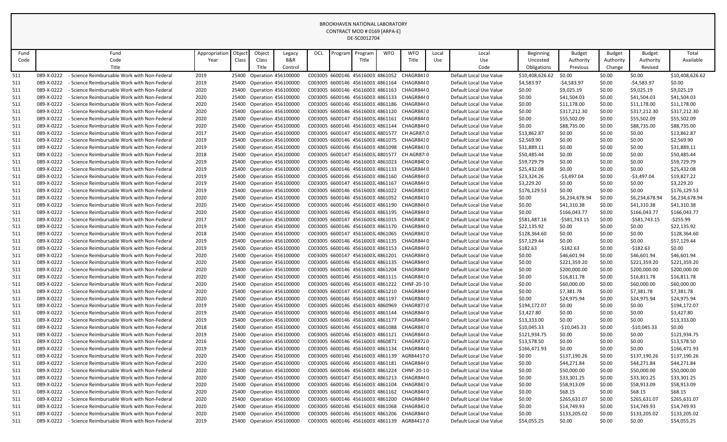BROOKHAVEN NATIONAL LABORATORY
CONTRACT MOD # 0169 [ARPA-E]
DE-SC0012704

| Fund Code | Fund Code Title | Appropriation Year | Object Class | Object Class Title | Legacy B&R Control | OCL | Program | Program Title | WFO | WFO Title | Local Use | Local Use Code | Beginning Uncosted Obligations | Budget Authority Previous | Budget Authority Change | Budget Authority Revised | Total Available |
|---|---|---|---|---|---|---|---|---|---|---|---|---|---|---|---|---|---|
| 511 | 089-X-0222 - Science Reimbursable Work with Non-Federal | 2019 | 25400 | Operation | 456100000 | C003005 | 6600146 | 45616003: | 4861052 | CHAGR8410 | | Default Local Use Value | $10,408,626.62 | $0.00 | $0.00 | $0.00 | $10,408,626.62 |
| 511 | 089-X-0222 - Science Reimbursable Work with Non-Federal | 2019 | 25400 | Operation | 456100000 | C003005 | 6600146 | 45616003: | 4861164 | CHAGR8440 | | Default Local Use Value | $4,583.97 | -$4,583.97 | $0.00 | -$4,583.97 | $0.00 |
| 511 | 089-X-0222 - Science Reimbursable Work with Non-Federal | 2020 | 25400 | Operation | 456100000 | C003005 | 6600146 | 45616003: | 4861163 | CHAGR8440 | | Default Local Use Value | $0.00 | $9,025.19 | $0.00 | $9,025.19 | $9,025.19 |
| 511 | 089-X-0222 - Science Reimbursable Work with Non-Federal | 2020 | 25400 | Operation | 456100000 | C003005 | 6600146 | 45616003: | 4861133 | CHAGR8440 | | Default Local Use Value | $0.00 | $41,504.03 | $0.00 | $41,504.03 | $41,504.03 |
| 511 | 089-X-0222 - Science Reimbursable Work with Non-Federal | 2020 | 25400 | Operation | 456100000 | C003005 | 6600146 | 45616003: | 4861186 | CHAGR8440 | | Default Local Use Value | $0.00 | $11,178.00 | $0.00 | $11,178.00 | $11,178.00 |
| 511 | 089-X-0222 - Science Reimbursable Work with Non-Federal | 2020 | 25400 | Operation | 456100000 | C003005 | 6600146 | 45616003: | 4861120 | CHAGR8430 | | Default Local Use Value | $0.00 | $317,212.30 | $0.00 | $317,212.30 | $317,212.30 |
| 511 | 089-X-0222 - Science Reimbursable Work with Non-Federal | 2020 | 25400 | Operation | 456100000 | C003005 | 6600147 | 45616003: | 4861161 | CHAGR8440 | | Default Local Use Value | $0.00 | $55,502.09 | $0.00 | $55,502.09 | $55,502.09 |
| 511 | 089-X-0222 - Science Reimbursable Work with Non-Federal | 2020 | 25400 | Operation | 456100000 | C003005 | 6600146 | 45616003: | 4861144 | CHAGR8440 | | Default Local Use Value | $0.00 | $88,735.00 | $0.00 | $88,735.00 | $88,735.00 |
| 511 | 089-X-0222 - Science Reimbursable Work with Non-Federal | 2017 | 25400 | Operation | 456100000 | C003005 | 6600147 | 45616003: | 4801577 | CH AGR870 | | Default Local Use Value | $13,862.87 | $0.00 | $0.00 | $0.00 | $13,862.87 |
| 511 | 089-X-0222 - Science Reimbursable Work with Non-Federal | 2019 | 25400 | Operation | 456100000 | C003005 | 6600146 | 45616003: | 4861075 | CHAGR8430 | | Default Local Use Value | $2,569.90 | $0.00 | $0.00 | $0.00 | $2,569.90 |
| 511 | 089-X-0222 - Science Reimbursable Work with Non-Federal | 2019 | 25400 | Operation | 456100000 | C003005 | 6600146 | 45616003: | 4861098 | CHAGR8430 | | Default Local Use Value | $31,889.11 | $0.00 | $0.00 | $0.00 | $31,889.11 |
| 511 | 089-X-0222 - Science Reimbursable Work with Non-Federal | 2018 | 25400 | Operation | 456100000 | C003005 | 6600147 | 45616003: | 4801577 | CH AGR870 | | Default Local Use Value | $50,485.44 | $0.00 | $0.00 | $0.00 | $50,485.44 |
| 511 | 089-X-0222 - Science Reimbursable Work with Non-Federal | 2019 | 25400 | Operation | 456100000 | C003005 | 6600146 | 45616003: | 4861023 | CHAGR8400 | | Default Local Use Value | $59,729.79 | $0.00 | $0.00 | $0.00 | $59,729.79 |
| 511 | 089-X-0222 - Science Reimbursable Work with Non-Federal | 2019 | 25400 | Operation | 456100000 | C003005 | 6600146 | 45616003: | 4861133 | CHAGR8440 | | Default Local Use Value | $25,432.08 | $0.00 | $0.00 | $0.00 | $25,432.08 |
| 511 | 089-X-0222 - Science Reimbursable Work with Non-Federal | 2019 | 25400 | Operation | 456100000 | C003005 | 6600146 | 45616003: | 4861160 | CHAGR8440 | | Default Local Use Value | $23,324.26 | -$3,497.04 | $0.00 | -$3,497.04 | $19,827.22 |
| 511 | 089-X-0222 - Science Reimbursable Work with Non-Federal | 2019 | 25400 | Operation | 456100000 | C003005 | 6600147 | 45616003: | 4861167 | CHAGR8440 | | Default Local Use Value | $3,229.20 | $0.00 | $0.00 | $0.00 | $3,229.20 |
| 511 | 089-X-0222 - Science Reimbursable Work with Non-Federal | 2019 | 25400 | Operation | 456100000 | C003005 | 6600146 | 45616003: | 4861022 | CHAGR8410 | | Default Local Use Value | $176,129.53 | $0.00 | $0.00 | $0.00 | $176,129.53 |
| 511 | 089-X-0222 - Science Reimbursable Work with Non-Federal | 2020 | 25400 | Operation | 456100000 | C003005 | 6600146 | 45616003: | 4861052 | CHAGR8410 | | Default Local Use Value | $0.00 | $6,234,678.94 | $0.00 | $6,234,678.94 | $6,234,678.94 |
| 511 | 089-X-0222 - Science Reimbursable Work with Non-Federal | 2020 | 25400 | Operation | 456100000 | C003005 | 6600146 | 45616003: | 4861190 | CHAGR8440 | | Default Local Use Value | $0.00 | $41,310.38 | $0.00 | $41,310.38 | $41,310.38 |
| 511 | 089-X-0222 - Science Reimbursable Work with Non-Federal | 2020 | 25400 | Operation | 456100000 | C003005 | 6600146 | 45616003: | 4861195 | CHAGR8440 | | Default Local Use Value | $0.00 | $166,043.77 | $0.00 | $166,043.77 | $166,043.77 |
| 511 | 089-X-0222 - Science Reimbursable Work with Non-Federal | 2017 | 25400 | Operation | 456100000 | C003005 | 6600147 | 45616003: | 4861015 | CHAGR8400 | | Default Local Use Value | $581,487.16 | -$581,743.15 | $0.00 | -$581,743.15 | -$255.99 |
| 511 | 089-X-0222 - Science Reimbursable Work with Non-Federal | 2019 | 25400 | Operation | 456100000 | C003005 | 6600146 | 45616003: | 4861170 | CHAGR8440 | | Default Local Use Value | $22,135.92 | $0.00 | $0.00 | $0.00 | $22,135.92 |
| 511 | 089-X-0222 - Science Reimbursable Work with Non-Federal | 2018 | 25400 | Operation | 456100000 | C003005 | 6600147 | 45616003: | 4861065 | CHAGR8420 | | Default Local Use Value | $128,364.60 | $0.00 | $0.00 | $0.00 | $128,364.60 |
| 511 | 089-X-0222 - Science Reimbursable Work with Non-Federal | 2019 | 25400 | Operation | 456100000 | C003005 | 6600146 | 45616003: | 4861135 | CHAGR8440 | | Default Local Use Value | $57,129.44 | $0.00 | $0.00 | $0.00 | $57,129.44 |
| 511 | 089-X-0222 - Science Reimbursable Work with Non-Federal | 2019 | 25400 | Operation | 456100000 | C003005 | 6600146 | 45616003: | 4861153 | CHAGR8440 | | Default Local Use Value | $182.63 | -$182.63 | $0.00 | -$182.63 | $0.00 |
| 511 | 089-X-0222 - Science Reimbursable Work with Non-Federal | 2020 | 25400 | Operation | 456100000 | C003005 | 6600147 | 45616003: | 4861201 | CHAGR8440 | | Default Local Use Value | $0.00 | $46,601.94 | $0.00 | $46,601.94 | $46,601.94 |
| 511 | 089-X-0222 - Science Reimbursable Work with Non-Federal | 2020 | 25400 | Operation | 456100000 | C003005 | 6600146 | 45616003: | 4861135 | CHAGR8440 | | Default Local Use Value | $0.00 | $221,359.20 | $0.00 | $221,359.20 | $221,359.20 |
| 511 | 089-X-0222 - Science Reimbursable Work with Non-Federal | 2020 | 25400 | Operation | 456100000 | C003005 | 6600146 | 45616003: | 4861204 | CHAGR8440 | | Default Local Use Value | $0.00 | $200,000.00 | $0.00 | $200,000.00 | $200,000.00 |
| 511 | 089-X-0222 - Science Reimbursable Work with Non-Federal | 2020 | 25400 | Operation | 456100000 | C003005 | 6600146 | 45616003: | 4861115 | CHAGR8430 | | Default Local Use Value | $0.00 | $16,811.78 | $0.00 | $16,811.78 | $16,811.78 |
| 511 | 089-X-0222 - Science Reimbursable Work with Non-Federal | 2020 | 25400 | Operation | 456100000 | C003005 | 6600146 | 45616003: | 4861222 | CHNF-20-10 | | Default Local Use Value | $0.00 | $60,000.00 | $0.00 | $60,000.00 | $60,000.00 |
| 511 | 089-X-0222 - Science Reimbursable Work with Non-Federal | 2020 | 25400 | Operation | 456100000 | C003005 | 6600147 | 45616003: | 4861210 | CHAGR8440 | | Default Local Use Value | $0.00 | $7,381.78 | $0.00 | $7,381.78 | $7,381.78 |
| 511 | 089-X-0222 - Science Reimbursable Work with Non-Federal | 2020 | 25400 | Operation | 456100000 | C003005 | 6600146 | 45616003: | 4861197 | CHAGR8440 | | Default Local Use Value | $0.00 | $24,975.94 | $0.00 | $24,975.94 | $24,975.94 |
| 511 | 089-X-0222 - Science Reimbursable Work with Non-Federal | 2019 | 25400 | Operation | 456100000 | C003005 | 6600146 | 45616003: | 4860969 | CHAGR8730 | | Default Local Use Value | $194,172.07 | $0.00 | $0.00 | $0.00 | $194,172.07 |
| 511 | 089-X-0222 - Science Reimbursable Work with Non-Federal | 2019 | 25400 | Operation | 456100000 | C003005 | 6600146 | 45616003: | 4861144 | CHAGR8440 | | Default Local Use Value | $3,427.80 | $0.00 | $0.00 | $0.00 | $3,427.80 |
| 511 | 089-X-0222 - Science Reimbursable Work with Non-Federal | 2019 | 25400 | Operation | 456100000 | C003005 | 6600146 | 45616003: | 4861177 | CHAGR8440 | | Default Local Use Value | $13,333.00 | $0.00 | $0.00 | $0.00 | $13,333.00 |
| 511 | 089-X-0222 - Science Reimbursable Work with Non-Federal | 2018 | 25400 | Operation | 456100000 | C003005 | 6600146 | 45616003: | 4861088 | CHAGR8430 | | Default Local Use Value | $10,045.33 | -$10,045.33 | $0.00 | -$10,045.33 | $0.00 |
| 511 | 089-X-0222 - Science Reimbursable Work with Non-Federal | 2019 | 25400 | Operation | 456100000 | C003005 | 6600146 | 45616003: | 4861121 | CHAGR8440 | | Default Local Use Value | $121,934.75 | $0.00 | $0.00 | $0.00 | $121,934.75 |
| 511 | 089-X-0222 - Science Reimbursable Work with Non-Federal | 2016 | 25400 | Operation | 456100000 | C003005 | 6600146 | 45616003: | 4860871 | CHAGR8720 | | Default Local Use Value | $13,578.50 | $0.00 | $0.00 | $0.00 | $13,578.50 |
| 511 | 089-X-0222 - Science Reimbursable Work with Non-Federal | 2019 | 25400 | Operation | 456100000 | C003005 | 6600146 | 45616003: | 4861134 | CHAGR8440 | | Default Local Use Value | $166,471.93 | $0.00 | $0.00 | $0.00 | $166,471.93 |
| 511 | 089-X-0222 - Science Reimbursable Work with Non-Federal | 2020 | 25400 | Operation | 456100000 | C003005 | 6600146 | 45616003: | 4861139 | AGR844170 | | Default Local Use Value | $0.00 | $137,190.26 | $0.00 | $137,190.26 | $137,190.26 |
| 511 | 089-X-0222 - Science Reimbursable Work with Non-Federal | 2020 | 25400 | Operation | 456100000 | C003005 | 6600146 | 45616003: | 4861181 | CHAGR8440 | | Default Local Use Value | $0.00 | $44,271.84 | $0.00 | $44,271.84 | $44,271.84 |
| 511 | 089-X-0222 - Science Reimbursable Work with Non-Federal | 2020 | 25400 | Operation | 456100000 | C003005 | 6600146 | 45616003: | 4861224 | CHNF-20-10 | | Default Local Use Value | $0.00 | $50,000.00 | $0.00 | $50,000.00 | $50,000.00 |
| 511 | 089-X-0222 - Science Reimbursable Work with Non-Federal | 2020 | 25400 | Operation | 456100000 | C003005 | 6600147 | 45616003: | 4861213 | CHAGR8440 | | Default Local Use Value | $0.00 | $33,301.25 | $0.00 | $33,301.25 | $33,301.25 |
| 511 | 089-X-0222 - Science Reimbursable Work with Non-Federal | 2020 | 25400 | Operation | 456100000 | C003005 | 6600146 | 45616003: | 4861104 | CHAGR8430 | | Default Local Use Value | $0.00 | $58,913.09 | $0.00 | $58,913.09 | $58,913.09 |
| 511 | 089-X-0222 - Science Reimbursable Work with Non-Federal | 2020 | 25400 | Operation | 456100000 | C003005 | 6600146 | 45616003: | 4861162 | CHAGR8440 | | Default Local Use Value | $0.00 | $68.15 | $0.00 | $68.15 | $68.15 |
| 511 | 089-X-0222 - Science Reimbursable Work with Non-Federal | 2020 | 25400 | Operation | 456100000 | C003005 | 6600146 | 45616003: | 4861200 | CHAGR8440 | | Default Local Use Value | $0.00 | $265,631.07 | $0.00 | $265,631.07 | $265,631.07 |
| 511 | 089-X-0222 - Science Reimbursable Work with Non-Federal | 2020 | 25400 | Operation | 456100000 | C003005 | 6600146 | 45616003: | 4861068 | CHAGR8420 | | Default Local Use Value | $0.00 | $14,749.93 | $0.00 | $14,749.93 | $14,749.93 |
| 511 | 089-X-0222 - Science Reimbursable Work with Non-Federal | 2020 | 25400 | Operation | 456100000 | C003005 | 6600146 | 45616003: | 4861206 | CHAGR8440 | | Default Local Use Value | $0.00 | $133,205.02 | $0.00 | $133,205.02 | $133,205.02 |
| 511 | 089-X-0222 - Science Reimbursable Work with Non-Federal | 2019 | 25400 | Operation | 456100000 | C003005 | 6600146 | 45616003: | 4861139 | AGR844170 | | Default Local Use Value | $54,055.25 | $0.00 | $0.00 | $0.00 | $54,055.25 |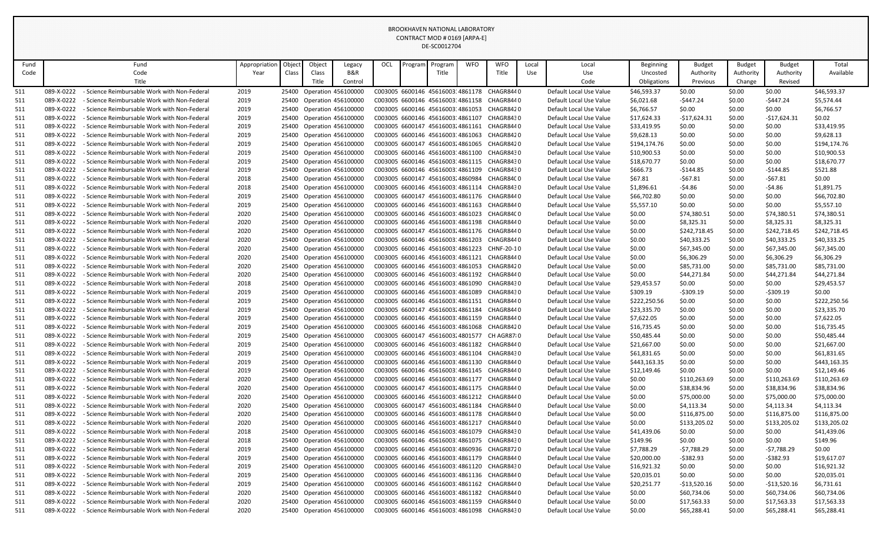BROOKHAVEN NATIONAL LABORATORY
CONTRACT MOD # 0169 [ARPA-E]
DE-SC0012704

| Fund Code | Fund Code Title | Appropriation Year | Object Class | Object Class Title | Legacy B&R Control | OCL | Program | Program Title | WFO | WFO Title | Local Use | Local Use Code | Beginning Uncosted Obligations | Budget Authority Previous | Budget Authority Change | Budget Authority Revised | Total Available |
|---|---|---|---|---|---|---|---|---|---|---|---|---|---|---|---|---|---|
| 511 | 089-X-0222 - Science Reimbursable Work with Non-Federal | 2019 | 25400 | Operation | 456100000 | C003005 | 6600146 | 45616003 | 4861178 | CHAGR844 | 0 | Default Local Use Value | $46,593.37 | $0.00 | $0.00 | $0.00 | $46,593.37 |
| 511 | 089-X-0222 - Science Reimbursable Work with Non-Federal | 2019 | 25400 | Operation | 456100000 | C003005 | 6600146 | 45616003 | 4861158 | CHAGR844 | 0 | Default Local Use Value | $6,021.68 | -$447.24 | $0.00 | -$447.24 | $5,574.44 |
| 511 | 089-X-0222 - Science Reimbursable Work with Non-Federal | 2019 | 25400 | Operation | 456100000 | C003005 | 6600146 | 45616003 | 4861053 | CHAGR842 | 0 | Default Local Use Value | $6,766.57 | $0.00 | $0.00 | $0.00 | $6,766.57 |
| 511 | 089-X-0222 - Science Reimbursable Work with Non-Federal | 2019 | 25400 | Operation | 456100000 | C003005 | 6600146 | 45616003 | 4861107 | CHAGR843 | 0 | Default Local Use Value | $17,624.33 | -$17,624.31 | $0.00 | -$17,624.31 | $0.02 |
| 511 | 089-X-0222 - Science Reimbursable Work with Non-Federal | 2019 | 25400 | Operation | 456100000 | C003005 | 6600147 | 45616003 | 4861161 | CHAGR844 | 0 | Default Local Use Value | $33,419.95 | $0.00 | $0.00 | $0.00 | $33,419.95 |
| 511 | 089-X-0222 - Science Reimbursable Work with Non-Federal | 2019 | 25400 | Operation | 456100000 | C003005 | 6600146 | 45616003 | 4861063 | CHAGR842 | 0 | Default Local Use Value | $9,628.13 | $0.00 | $0.00 | $0.00 | $9,628.13 |
| 511 | 089-X-0222 - Science Reimbursable Work with Non-Federal | 2019 | 25400 | Operation | 456100000 | C003005 | 6600147 | 45616003 | 4861065 | CHAGR842 | 0 | Default Local Use Value | $194,174.76 | $0.00 | $0.00 | $0.00 | $194,174.76 |
| 511 | 089-X-0222 - Science Reimbursable Work with Non-Federal | 2019 | 25400 | Operation | 456100000 | C003005 | 6600146 | 45616003 | 4861100 | CHAGR843 | 0 | Default Local Use Value | $10,900.53 | $0.00 | $0.00 | $0.00 | $10,900.53 |
| 511 | 089-X-0222 - Science Reimbursable Work with Non-Federal | 2019 | 25400 | Operation | 456100000 | C003005 | 6600146 | 45616003 | 4861115 | CHAGR843 | 0 | Default Local Use Value | $18,670.77 | $0.00 | $0.00 | $0.00 | $18,670.77 |
| 511 | 089-X-0222 - Science Reimbursable Work with Non-Federal | 2019 | 25400 | Operation | 456100000 | C003005 | 6600146 | 45616003 | 4861109 | CHAGR843 | 0 | Default Local Use Value | $666.73 | -$144.85 | $0.00 | -$144.85 | $521.88 |
| 511 | 089-X-0222 - Science Reimbursable Work with Non-Federal | 2018 | 25400 | Operation | 456100000 | C003005 | 6600147 | 45616003 | 4860984 | CHAGR84C | 0 | Default Local Use Value | $67.81 | -$67.81 | $0.00 | -$67.81 | $0.00 |
| 511 | 089-X-0222 - Science Reimbursable Work with Non-Federal | 2018 | 25400 | Operation | 456100000 | C003005 | 6600146 | 45616003 | 4861114 | CHAGR843 | 0 | Default Local Use Value | $1,896.61 | -$4.86 | $0.00 | -$4.86 | $1,891.75 |
| 511 | 089-X-0222 - Science Reimbursable Work with Non-Federal | 2019 | 25400 | Operation | 456100000 | C003005 | 6600147 | 45616003 | 4861176 | CHAGR844 | 0 | Default Local Use Value | $66,702.80 | $0.00 | $0.00 | $0.00 | $66,702.80 |
| 511 | 089-X-0222 - Science Reimbursable Work with Non-Federal | 2019 | 25400 | Operation | 456100000 | C003005 | 6600146 | 45616003 | 4861163 | CHAGR844 | 0 | Default Local Use Value | $5,557.10 | $0.00 | $0.00 | $0.00 | $5,557.10 |
| 511 | 089-X-0222 - Science Reimbursable Work with Non-Federal | 2020 | 25400 | Operation | 456100000 | C003005 | 6600146 | 45616003 | 4861023 | CHAGR84C | 0 | Default Local Use Value | $0.00 | $74,380.51 | $0.00 | $74,380.51 | $74,380.51 |
| 511 | 089-X-0222 - Science Reimbursable Work with Non-Federal | 2020 | 25400 | Operation | 456100000 | C003005 | 6600146 | 45616003 | 4861198 | CHAGR844 | 0 | Default Local Use Value | $0.00 | $8,325.31 | $0.00 | $8,325.31 | $8,325.31 |
| 511 | 089-X-0222 - Science Reimbursable Work with Non-Federal | 2020 | 25400 | Operation | 456100000 | C003005 | 6600147 | 45616003 | 4861176 | CHAGR844 | 0 | Default Local Use Value | $0.00 | $242,718.45 | $0.00 | $242,718.45 | $242,718.45 |
| 511 | 089-X-0222 - Science Reimbursable Work with Non-Federal | 2020 | 25400 | Operation | 456100000 | C003005 | 6600146 | 45616003 | 4861203 | CHAGR844 | 0 | Default Local Use Value | $0.00 | $40,333.25 | $0.00 | $40,333.25 | $40,333.25 |
| 511 | 089-X-0222 - Science Reimbursable Work with Non-Federal | 2020 | 25400 | Operation | 456100000 | C003005 | 6600146 | 45616003 | 4861223 | CHNF-20-1 | 0 | Default Local Use Value | $0.00 | $67,345.00 | $0.00 | $67,345.00 | $67,345.00 |
| 511 | 089-X-0222 - Science Reimbursable Work with Non-Federal | 2020 | 25400 | Operation | 456100000 | C003005 | 6600146 | 45616003 | 4861121 | CHAGR844 | 0 | Default Local Use Value | $0.00 | $6,306.29 | $0.00 | $6,306.29 | $6,306.29 |
| 511 | 089-X-0222 - Science Reimbursable Work with Non-Federal | 2020 | 25400 | Operation | 456100000 | C003005 | 6600146 | 45616003 | 4861053 | CHAGR842 | 0 | Default Local Use Value | $0.00 | $85,731.00 | $0.00 | $85,731.00 | $85,731.00 |
| 511 | 089-X-0222 - Science Reimbursable Work with Non-Federal | 2020 | 25400 | Operation | 456100000 | C003005 | 6600146 | 45616003 | 4861192 | CHAGR844 | 0 | Default Local Use Value | $0.00 | $44,271.84 | $0.00 | $44,271.84 | $44,271.84 |
| 511 | 089-X-0222 - Science Reimbursable Work with Non-Federal | 2018 | 25400 | Operation | 456100000 | C003005 | 6600146 | 45616003 | 4861090 | CHAGR843 | 0 | Default Local Use Value | $29,453.57 | $0.00 | $0.00 | $0.00 | $29,453.57 |
| 511 | 089-X-0222 - Science Reimbursable Work with Non-Federal | 2019 | 25400 | Operation | 456100000 | C003005 | 6600146 | 45616003 | 4861089 | CHAGR843 | 0 | Default Local Use Value | $309.19 | -$309.19 | $0.00 | -$309.19 | $0.00 |
| 511 | 089-X-0222 - Science Reimbursable Work with Non-Federal | 2019 | 25400 | Operation | 456100000 | C003005 | 6600146 | 45616003 | 4861151 | CHAGR844 | 0 | Default Local Use Value | $222,250.56 | $0.00 | $0.00 | $0.00 | $222,250.56 |
| 511 | 089-X-0222 - Science Reimbursable Work with Non-Federal | 2019 | 25400 | Operation | 456100000 | C003005 | 6600147 | 45616003 | 4861184 | CHAGR844 | 0 | Default Local Use Value | $23,335.70 | $0.00 | $0.00 | $0.00 | $23,335.70 |
| 511 | 089-X-0222 - Science Reimbursable Work with Non-Federal | 2019 | 25400 | Operation | 456100000 | C003005 | 6600146 | 45616003 | 4861159 | CHAGR844 | 0 | Default Local Use Value | $7,622.05 | $0.00 | $0.00 | $0.00 | $7,622.05 |
| 511 | 089-X-0222 - Science Reimbursable Work with Non-Federal | 2019 | 25400 | Operation | 456100000 | C003005 | 6600146 | 45616003 | 4861068 | CHAGR842 | 0 | Default Local Use Value | $16,735.45 | $0.00 | $0.00 | $0.00 | $16,735.45 |
| 511 | 089-X-0222 - Science Reimbursable Work with Non-Federal | 2019 | 25400 | Operation | 456100000 | C003005 | 6600147 | 45616003 | 4801577 | CH AGR87 | 0 | Default Local Use Value | $50,485.44 | $0.00 | $0.00 | $0.00 | $50,485.44 |
| 511 | 089-X-0222 - Science Reimbursable Work with Non-Federal | 2019 | 25400 | Operation | 456100000 | C003005 | 6600146 | 45616003 | 4861182 | CHAGR844 | 0 | Default Local Use Value | $21,667.00 | $0.00 | $0.00 | $0.00 | $21,667.00 |
| 511 | 089-X-0222 - Science Reimbursable Work with Non-Federal | 2019 | 25400 | Operation | 456100000 | C003005 | 6600146 | 45616003 | 4861104 | CHAGR843 | 0 | Default Local Use Value | $61,831.65 | $0.00 | $0.00 | $0.00 | $61,831.65 |
| 511 | 089-X-0222 - Science Reimbursable Work with Non-Federal | 2019 | 25400 | Operation | 456100000 | C003005 | 6600146 | 45616003 | 4861130 | CHAGR844 | 0 | Default Local Use Value | $443,163.35 | $0.00 | $0.00 | $0.00 | $443,163.35 |
| 511 | 089-X-0222 - Science Reimbursable Work with Non-Federal | 2019 | 25400 | Operation | 456100000 | C003005 | 6600146 | 45616003 | 4861145 | CHAGR844 | 0 | Default Local Use Value | $12,149.46 | $0.00 | $0.00 | $0.00 | $12,149.46 |
| 511 | 089-X-0222 - Science Reimbursable Work with Non-Federal | 2020 | 25400 | Operation | 456100000 | C003005 | 6600146 | 45616003 | 4861177 | CHAGR844 | 0 | Default Local Use Value | $0.00 | $110,263.69 | $0.00 | $110,263.69 | $110,263.69 |
| 511 | 089-X-0222 - Science Reimbursable Work with Non-Federal | 2020 | 25400 | Operation | 456100000 | C003005 | 6600147 | 45616003 | 4861175 | CHAGR844 | 0 | Default Local Use Value | $0.00 | $38,834.96 | $0.00 | $38,834.96 | $38,834.96 |
| 511 | 089-X-0222 - Science Reimbursable Work with Non-Federal | 2020 | 25400 | Operation | 456100000 | C003005 | 6600146 | 45616003 | 4861212 | CHAGR844 | 0 | Default Local Use Value | $0.00 | $75,000.00 | $0.00 | $75,000.00 | $75,000.00 |
| 511 | 089-X-0222 - Science Reimbursable Work with Non-Federal | 2020 | 25400 | Operation | 456100000 | C003005 | 6600147 | 45616003 | 4861184 | CHAGR844 | 0 | Default Local Use Value | $0.00 | $4,113.34 | $0.00 | $4,113.34 | $4,113.34 |
| 511 | 089-X-0222 - Science Reimbursable Work with Non-Federal | 2020 | 25400 | Operation | 456100000 | C003005 | 6600146 | 45616003 | 4861178 | CHAGR844 | 0 | Default Local Use Value | $0.00 | $116,875.00 | $0.00 | $116,875.00 | $116,875.00 |
| 511 | 089-X-0222 - Science Reimbursable Work with Non-Federal | 2020 | 25400 | Operation | 456100000 | C003005 | 6600146 | 45616003 | 4861217 | CHAGR844 | 0 | Default Local Use Value | $0.00 | $133,205.02 | $0.00 | $133,205.02 | $133,205.02 |
| 511 | 089-X-0222 - Science Reimbursable Work with Non-Federal | 2018 | 25400 | Operation | 456100000 | C003005 | 6600146 | 45616003 | 4861079 | CHAGR843 | 0 | Default Local Use Value | $41,439.06 | $0.00 | $0.00 | $0.00 | $41,439.06 |
| 511 | 089-X-0222 - Science Reimbursable Work with Non-Federal | 2018 | 25400 | Operation | 456100000 | C003005 | 6600146 | 45616003 | 4861075 | CHAGR843 | 0 | Default Local Use Value | $149.96 | $0.00 | $0.00 | $0.00 | $149.96 |
| 511 | 089-X-0222 - Science Reimbursable Work with Non-Federal | 2019 | 25400 | Operation | 456100000 | C003005 | 6600146 | 45616003 | 4860936 | CHAGR872 | 0 | Default Local Use Value | $7,788.29 | -$7,788.29 | $0.00 | -$7,788.29 | $0.00 |
| 511 | 089-X-0222 - Science Reimbursable Work with Non-Federal | 2019 | 25400 | Operation | 456100000 | C003005 | 6600146 | 45616003 | 4861179 | CHAGR844 | 0 | Default Local Use Value | $20,000.00 | -$382.93 | $0.00 | -$382.93 | $19,617.07 |
| 511 | 089-X-0222 - Science Reimbursable Work with Non-Federal | 2019 | 25400 | Operation | 456100000 | C003005 | 6600146 | 45616003 | 4861120 | CHAGR843 | 0 | Default Local Use Value | $16,921.32 | $0.00 | $0.00 | $0.00 | $16,921.32 |
| 511 | 089-X-0222 - Science Reimbursable Work with Non-Federal | 2019 | 25400 | Operation | 456100000 | C003005 | 6600146 | 45616003 | 4861136 | CHAGR844 | 0 | Default Local Use Value | $20,035.01 | $0.00 | $0.00 | $0.00 | $20,035.01 |
| 511 | 089-X-0222 - Science Reimbursable Work with Non-Federal | 2019 | 25400 | Operation | 456100000 | C003005 | 6600146 | 45616003 | 4861162 | CHAGR844 | 0 | Default Local Use Value | $20,251.77 | -$13,520.16 | $0.00 | -$13,520.16 | $6,731.61 |
| 511 | 089-X-0222 - Science Reimbursable Work with Non-Federal | 2020 | 25400 | Operation | 456100000 | C003005 | 6600146 | 45616003 | 4861182 | CHAGR844 | 0 | Default Local Use Value | $0.00 | $60,734.06 | $0.00 | $60,734.06 | $60,734.06 |
| 511 | 089-X-0222 - Science Reimbursable Work with Non-Federal | 2020 | 25400 | Operation | 456100000 | C003005 | 6600146 | 45616003 | 4861159 | CHAGR844 | 0 | Default Local Use Value | $0.00 | $17,563.33 | $0.00 | $17,563.33 | $17,563.33 |
| 511 | 089-X-0222 - Science Reimbursable Work with Non-Federal | 2020 | 25400 | Operation | 456100000 | C003005 | 6600146 | 45616003 | 4861098 | CHAGR843 | 0 | Default Local Use Value | $0.00 | $65,288.41 | $0.00 | $65,288.41 | $65,288.41 |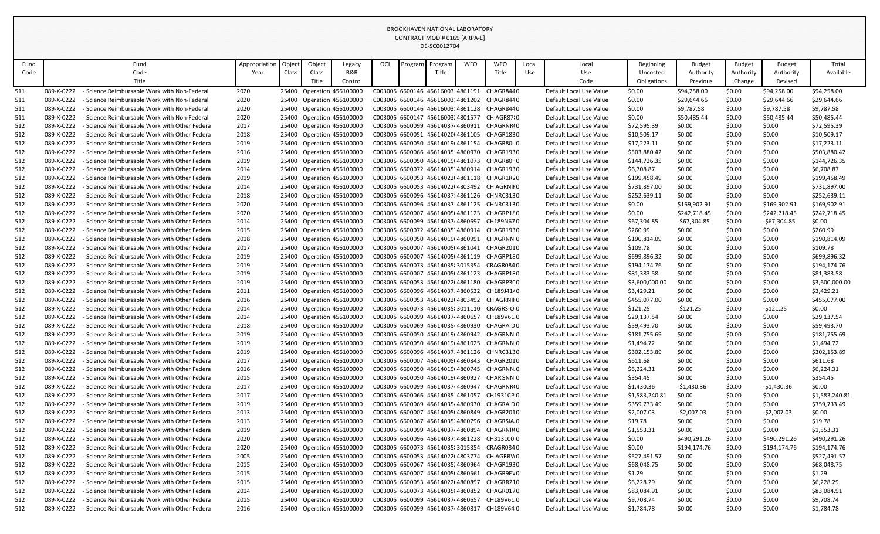BROOKHAVEN NATIONAL LABORATORY
CONTRACT MOD # 0169 [ARPA-E]
DE-SC0012704

| Fund Code | Fund Code Title | Appropriation Year | Object Class | Object Class Title | Legacy B&R Control | OCL | Program | Program Title | WFO | WFO Title | Local Use | Local Use Code | Beginning Uncosted Obligations | Budget Authority Previous | Budget Authority Change | Budget Authority Revised | Total Available |
|---|---|---|---|---|---|---|---|---|---|---|---|---|---|---|---|---|---|
| 511 | 089-X-0222 - Science Reimbursable Work with Non-Federal | 2020 | 25400 | Operation | 456100000 | C003005 | 6600146 | 45616003: | 4861191 | CHAGR844 | 0 | Default Local Use Value | $0.00 | $94,258.00 | $0.00 | $94,258.00 | $94,258.00 |
| 511 | 089-X-0222 - Science Reimbursable Work with Non-Federal | 2020 | 25400 | Operation | 456100000 | C003005 | 6600146 | 45616003: | 4861202 | CHAGR844 | 0 | Default Local Use Value | $0.00 | $29,644.66 | $0.00 | $29,644.66 | $29,644.66 |
| 511 | 089-X-0222 - Science Reimbursable Work with Non-Federal | 2020 | 25400 | Operation | 456100000 | C003005 | 6600146 | 45616003: | 4861128 | CHAGR844 | 0 | Default Local Use Value | $0.00 | $9,787.58 | $0.00 | $9,787.58 | $9,787.58 |
| 511 | 089-X-0222 - Science Reimbursable Work with Non-Federal | 2020 | 25400 | Operation | 456100000 | C003005 | 6600147 | 45616003: | 4801577 | CH AGR87 | 0 | Default Local Use Value | $0.00 | $50,485.44 | $0.00 | $50,485.44 | $50,485.44 |
| 512 | 089-X-0222 - Science Reimbursable Work with Other Federa | 2017 | 25400 | Operation | 456100000 | C003005 | 6600099 | 45614037 | 4860911 | CHAGRNR | 0 | Default Local Use Value | $72,595.39 | $0.00 | $0.00 | $0.00 | $72,595.39 |
| 512 | 089-X-0222 - Science Reimbursable Work with Other Federa | 2018 | 25400 | Operation | 456100000 | C003005 | 6600051 | 45614020 | 4861105 | CHAGR183 | 0 | Default Local Use Value | $10,509.17 | $0.00 | $0.00 | $0.00 | $10,509.17 |
| 512 | 089-X-0222 - Science Reimbursable Work with Other Federa | 2019 | 25400 | Operation | 456100000 | C003005 | 6600050 | 45614019 | 4861154 | CHAGR80L | 0 | Default Local Use Value | $17,223.11 | $0.00 | $0.00 | $0.00 | $17,223.11 |
| 512 | 089-X-0222 - Science Reimbursable Work with Other Federa | 2016 | 25400 | Operation | 456100000 | C003005 | 6600066 | 45614035 | 4860970 | CHAGR193 | 0 | Default Local Use Value | $503,880.42 | $0.00 | $0.00 | $0.00 | $503,880.42 |
| 512 | 089-X-0222 - Science Reimbursable Work with Other Federa | 2019 | 25400 | Operation | 456100000 | C003005 | 6600050 | 45614019 | 4861073 | CHAGR80H | 0 | Default Local Use Value | $144,726.35 | $0.00 | $0.00 | $0.00 | $144,726.35 |
| 512 | 089-X-0222 - Science Reimbursable Work with Other Federa | 2014 | 25400 | Operation | 456100000 | C003005 | 6600072 | 45614035 | 4860914 | CHAGR193 | 0 | Default Local Use Value | $6,708.87 | $0.00 | $0.00 | $0.00 | $6,708.87 |
| 512 | 089-X-0222 - Science Reimbursable Work with Other Federa | 2019 | 25400 | Operation | 456100000 | C003005 | 6600053 | 45614022 | 4861118 | CHAGR1R2 | 0 | Default Local Use Value | $199,458.49 | $0.00 | $0.00 | $0.00 | $199,458.49 |
| 512 | 089-X-0222 - Science Reimbursable Work with Other Federa | 2014 | 25400 | Operation | 456100000 | C003005 | 6600053 | 45614022 | 4803492 | CH AGRNI | 0 | Default Local Use Value | $731,897.00 | $0.00 | $0.00 | $0.00 | $731,897.00 |
| 512 | 089-X-0222 - Science Reimbursable Work with Other Federa | 2018 | 25400 | Operation | 456100000 | C003005 | 6600096 | 45614037 | 4861126 | CHNRC313 | 0 | Default Local Use Value | $252,639.11 | $0.00 | $0.00 | $0.00 | $252,639.11 |
| 512 | 089-X-0222 - Science Reimbursable Work with Other Federa | 2020 | 25400 | Operation | 456100000 | C003005 | 6600096 | 45614037 | 4861125 | CHNRC313 | 0 | Default Local Use Value | $0.00 | $169,902.91 | $0.00 | $169,902.91 | $169,902.91 |
| 512 | 089-X-0222 - Science Reimbursable Work with Other Federa | 2020 | 25400 | Operation | 456100000 | C003005 | 6600007 | 45614005 | 4861123 | CHAGRP18 | 0 | Default Local Use Value | $0.00 | $242,718.45 | $0.00 | $242,718.45 | $242,718.45 |
| 512 | 089-X-0222 - Science Reimbursable Work with Other Federa | 2014 | 25400 | Operation | 456100000 | C003005 | 6600099 | 45614037 | 4860697 | CH189N67 | 0 | Default Local Use Value | $67,304.85 | -$67,304.85 | $0.00 | -$67,304.85 | $0.00 |
| 512 | 089-X-0222 - Science Reimbursable Work with Other Federa | 2015 | 25400 | Operation | 456100000 | C003005 | 6600072 | 45614035 | 4860914 | CHAGR193 | 0 | Default Local Use Value | $260.99 | $0.00 | $0.00 | $0.00 | $260.99 |
| 512 | 089-X-0222 - Science Reimbursable Work with Other Federa | 2018 | 25400 | Operation | 456100000 | C003005 | 6600050 | 45614019 | 4860991 | CHAGRNN | 0 | Default Local Use Value | $190,814.09 | $0.00 | $0.00 | $0.00 | $190,814.09 |
| 512 | 089-X-0222 - Science Reimbursable Work with Other Federa | 2017 | 25400 | Operation | 456100000 | C003005 | 6600007 | 45614005 | 4861041 | CHAGR201 | 0 | Default Local Use Value | $109.78 | $0.00 | $0.00 | $0.00 | $109.78 |
| 512 | 089-X-0222 - Science Reimbursable Work with Other Federa | 2019 | 25400 | Operation | 456100000 | C003005 | 6600007 | 45614005 | 4861119 | CHAGRP18 | 0 | Default Local Use Value | $699,896.32 | $0.00 | $0.00 | $0.00 | $699,896.32 |
| 512 | 089-X-0222 - Science Reimbursable Work with Other Federa | 2019 | 25400 | Operation | 456100000 | C003005 | 6600073 | 45614035 | 3015354 | CRAGR084 | 0 | Default Local Use Value | $194,174.76 | $0.00 | $0.00 | $0.00 | $194,174.76 |
| 512 | 089-X-0222 - Science Reimbursable Work with Other Federa | 2019 | 25400 | Operation | 456100000 | C003005 | 6600007 | 45614005 | 4861123 | CHAGRP18 | 0 | Default Local Use Value | $81,383.58 | $0.00 | $0.00 | $0.00 | $81,383.58 |
| 512 | 089-X-0222 - Science Reimbursable Work with Other Federa | 2019 | 25400 | Operation | 456100000 | C003005 | 6600053 | 45614022 | 4861180 | CHAGRP3C | 0 | Default Local Use Value | $3,600,000.00 | $0.00 | $0.00 | $0.00 | $3,600,000.00 |
| 512 | 089-X-0222 - Science Reimbursable Work with Other Federa | 2011 | 25400 | Operation | 456100000 | C003005 | 6600096 | 45614037 | 4860532 | CH189J41 | 0 | Default Local Use Value | $3,429.21 | $0.00 | $0.00 | $0.00 | $3,429.21 |
| 512 | 089-X-0222 - Science Reimbursable Work with Other Federa | 2016 | 25400 | Operation | 456100000 | C003005 | 6600053 | 45614022 | 4803492 | CH AGRNI | 0 | Default Local Use Value | $455,077.00 | $0.00 | $0.00 | $0.00 | $455,077.00 |
| 512 | 089-X-0222 - Science Reimbursable Work with Other Federa | 2014 | 25400 | Operation | 456100000 | C003005 | 6600073 | 45614035 | 3011110 | CRAGRS-O | 0 | Default Local Use Value | $121.25 | -$121.25 | $0.00 | -$121.25 | $0.00 |
| 512 | 089-X-0222 - Science Reimbursable Work with Other Federa | 2014 | 25400 | Operation | 456100000 | C003005 | 6600099 | 45614037 | 4860657 | CH189V61 | 0 | Default Local Use Value | $29,137.54 | $0.00 | $0.00 | $0.00 | $29,137.54 |
| 512 | 089-X-0222 - Science Reimbursable Work with Other Federa | 2018 | 25400 | Operation | 456100000 | C003005 | 6600069 | 45614035 | 4860930 | CHAGRAID | 0 | Default Local Use Value | $59,493.70 | $0.00 | $0.00 | $0.00 | $59,493.70 |
| 512 | 089-X-0222 - Science Reimbursable Work with Other Federa | 2019 | 25400 | Operation | 456100000 | C003005 | 6600050 | 45614019 | 4860942 | CHAGRNN | 0 | Default Local Use Value | $181,755.69 | $0.00 | $0.00 | $0.00 | $181,755.69 |
| 512 | 089-X-0222 - Science Reimbursable Work with Other Federa | 2019 | 25400 | Operation | 456100000 | C003005 | 6600050 | 45614019 | 4861025 | CHAGRNN | 0 | Default Local Use Value | $1,494.72 | $0.00 | $0.00 | $0.00 | $1,494.72 |
| 512 | 089-X-0222 - Science Reimbursable Work with Other Federa | 2019 | 25400 | Operation | 456100000 | C003005 | 6600096 | 45614037 | 4861126 | CHNRC313 | 0 | Default Local Use Value | $302,153.89 | $0.00 | $0.00 | $0.00 | $302,153.89 |
| 512 | 089-X-0222 - Science Reimbursable Work with Other Federa | 2017 | 25400 | Operation | 456100000 | C003005 | 6600007 | 45614005 | 4860843 | CHAGR201 | 0 | Default Local Use Value | $611.68 | $0.00 | $0.00 | $0.00 | $611.68 |
| 512 | 089-X-0222 - Science Reimbursable Work with Other Federa | 2016 | 25400 | Operation | 456100000 | C003005 | 6600050 | 45614019 | 4860745 | CHAGRNN | 0 | Default Local Use Value | $6,224.31 | $0.00 | $0.00 | $0.00 | $6,224.31 |
| 512 | 089-X-0222 - Science Reimbursable Work with Other Federa | 2015 | 25400 | Operation | 456100000 | C003005 | 6600050 | 45614019 | 4860927 | CHARGNN | 0 | Default Local Use Value | $354.45 | $0.00 | $0.00 | $0.00 | $354.45 |
| 512 | 089-X-0222 - Science Reimbursable Work with Other Federa | 2017 | 25400 | Operation | 456100000 | C003005 | 6600099 | 45614037 | 4860947 | CHAGRNR | 0 | Default Local Use Value | $1,430.36 | -$1,430.36 | $0.00 | -$1,430.36 | $0.00 |
| 512 | 089-X-0222 - Science Reimbursable Work with Other Federa | 2017 | 25400 | Operation | 456100000 | C003005 | 6600066 | 45614035 | 4861057 | CH1931CP | 0 | Default Local Use Value | $1,583,240.81 | $0.00 | $0.00 | $0.00 | $1,583,240.81 |
| 512 | 089-X-0222 - Science Reimbursable Work with Other Federa | 2019 | 25400 | Operation | 456100000 | C003005 | 6600069 | 45614035 | 4860930 | CHAGRAID | 0 | Default Local Use Value | $359,733.49 | $0.00 | $0.00 | $0.00 | $359,733.49 |
| 512 | 089-X-0222 - Science Reimbursable Work with Other Federa | 2013 | 25400 | Operation | 456100000 | C003005 | 6600007 | 45614005 | 4860849 | CHAGR201 | 0 | Default Local Use Value | $2,007.03 | -$2,007.03 | $0.00 | -$2,007.03 | $0.00 |
| 512 | 089-X-0222 - Science Reimbursable Work with Other Federa | 2013 | 25400 | Operation | 456100000 | C003005 | 6600067 | 45614035 | 4860796 | CHAGRSIA | 0 | Default Local Use Value | $19.78 | $0.00 | $0.00 | $0.00 | $19.78 |
| 512 | 089-X-0222 - Science Reimbursable Work with Other Federa | 2019 | 25400 | Operation | 456100000 | C003005 | 6600099 | 45614037 | 4860894 | CHAGRNR | 0 | Default Local Use Value | $1,553.31 | $0.00 | $0.00 | $0.00 | $1,553.31 |
| 512 | 089-X-0222 - Science Reimbursable Work with Other Federa | 2020 | 25400 | Operation | 456100000 | C003005 | 6600096 | 45614037 | 4861228 | CH313100 | 0 | Default Local Use Value | $0.00 | $490,291.26 | $0.00 | $490,291.26 | $490,291.26 |
| 512 | 089-X-0222 - Science Reimbursable Work with Other Federa | 2020 | 25400 | Operation | 456100000 | C003005 | 6600073 | 45614035 | 3015354 | CRAGR084 | 0 | Default Local Use Value | $0.00 | $194,174.76 | $0.00 | $194,174.76 | $194,174.76 |
| 512 | 089-X-0222 - Science Reimbursable Work with Other Federa | 2005 | 25400 | Operation | 456100000 | C003005 | 6600053 | 45614022 | 4803774 | CH AGRW | 0 | Default Local Use Value | $527,491.57 | $0.00 | $0.00 | $0.00 | $527,491.57 |
| 512 | 089-X-0222 - Science Reimbursable Work with Other Federa | 2015 | 25400 | Operation | 456100000 | C003005 | 6600067 | 45614035 | 4860964 | CHAGR193 | 0 | Default Local Use Value | $68,048.75 | $0.00 | $0.00 | $0.00 | $68,048.75 |
| 512 | 089-X-0222 - Science Reimbursable Work with Other Federa | 2015 | 25400 | Operation | 456100000 | C003005 | 6600007 | 45614005 | 4860561 | CHAGR9EV | 0 | Default Local Use Value | $1.29 | $0.00 | $0.00 | $0.00 | $1.29 |
| 512 | 089-X-0222 - Science Reimbursable Work with Other Federa | 2015 | 25400 | Operation | 456100000 | C003005 | 6600053 | 45614022 | 4860897 | CHAGRR21 | 0 | Default Local Use Value | $6,228.29 | $0.00 | $0.00 | $0.00 | $6,228.29 |
| 512 | 089-X-0222 - Science Reimbursable Work with Other Federa | 2014 | 25400 | Operation | 456100000 | C003005 | 6600073 | 45614035 | 4860852 | CHAGR017 | 0 | Default Local Use Value | $83,084.91 | $0.00 | $0.00 | $0.00 | $83,084.91 |
| 512 | 089-X-0222 - Science Reimbursable Work with Other Federa | 2015 | 25400 | Operation | 456100000 | C003005 | 6600099 | 45614037 | 4860657 | CH189V61 | 0 | Default Local Use Value | $9,708.74 | $0.00 | $0.00 | $0.00 | $9,708.74 |
| 512 | 089-X-0222 - Science Reimbursable Work with Other Federa | 2016 | 25400 | Operation | 456100000 | C003005 | 6600099 | 45614037 | 4860817 | CH189V64 | 0 | Default Local Use Value | $1,784.78 | $0.00 | $0.00 | $0.00 | $1,784.78 |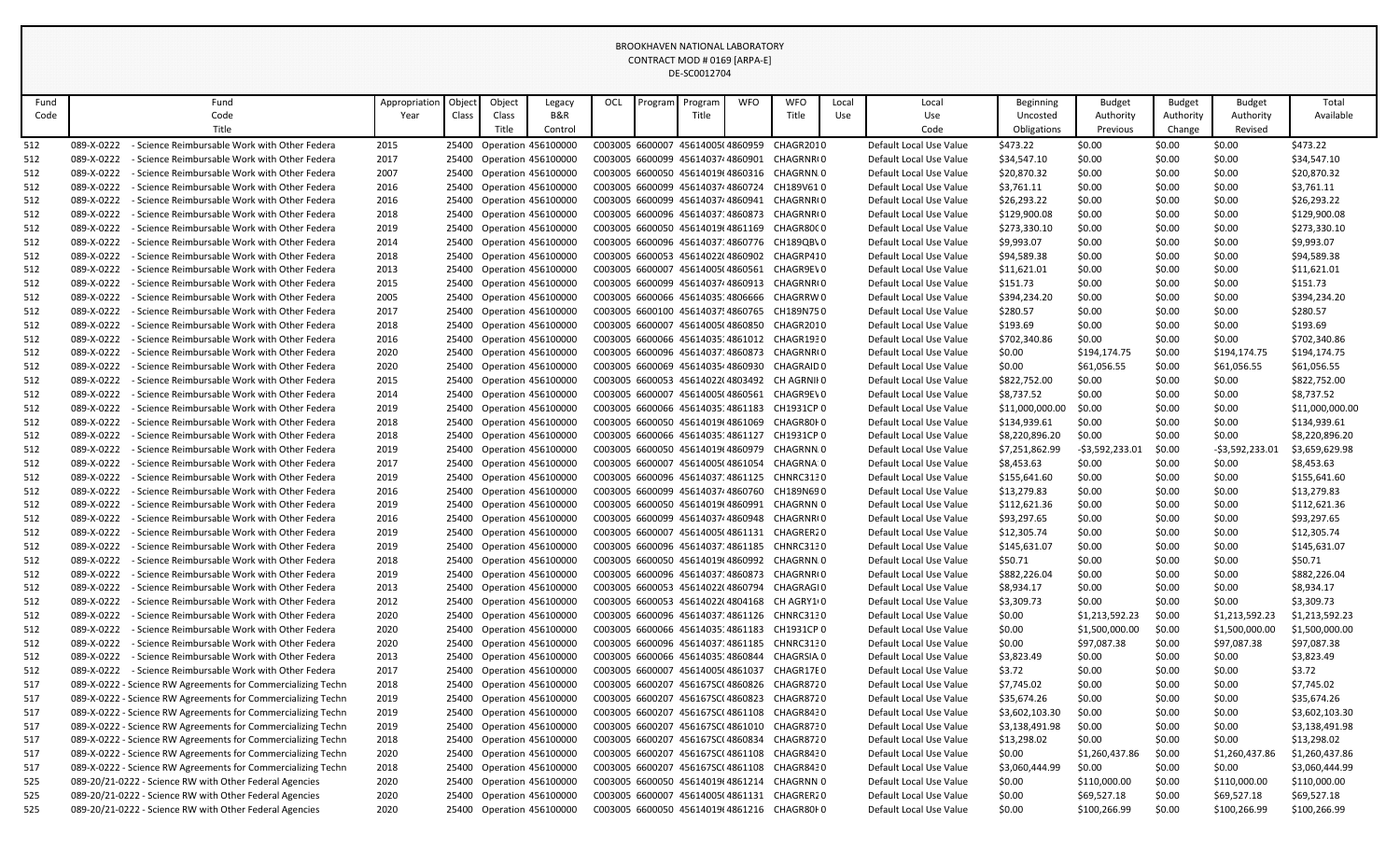BROOKHAVEN NATIONAL LABORATORY
CONTRACT MOD # 0169 [ARPA-E]
DE-SC0012704

| Fund Code | Fund Code Title | Appropriation Year | Object Class | Object Class Title | Legacy B&R Control | OCL | Program | Program Title | WFO | WFO Title | Local Use | Local Use Code | Beginning Uncosted Obligations | Budget Authority Previous | Budget Authority Change | Budget Authority Revised | Total Available |
|---|---|---|---|---|---|---|---|---|---|---|---|---|---|---|---|---|---|
| 512 | 089-X-0222 - Science Reimbursable Work with Other Federa | 2015 | 25400 | Operation | 456100000 | C003005 | 6600007 | 45614005( | 4860959 | CHAGR201 | 0 | Default Local Use Value | $473.22 | $0.00 | $0.00 | $0.00 | $473.22 |
| 512 | 089-X-0222 - Science Reimbursable Work with Other Federa | 2017 | 25400 | Operation | 456100000 | C003005 | 6600099 | 45614037 | 4860901 | CHAGRNR( | 0 | Default Local Use Value | $34,547.10 | $0.00 | $0.00 | $0.00 | $34,547.10 |
| 512 | 089-X-0222 - Science Reimbursable Work with Other Federa | 2007 | 25400 | Operation | 456100000 | C003005 | 6600050 | 45614019( | 4860316 | CHAGRNN. | 0 | Default Local Use Value | $20,870.32 | $0.00 | $0.00 | $0.00 | $20,870.32 |
| 512 | 089-X-0222 - Science Reimbursable Work with Other Federa | 2016 | 25400 | Operation | 456100000 | C003005 | 6600099 | 45614037 | 4860724 | CH189V61 | 0 | Default Local Use Value | $3,761.11 | $0.00 | $0.00 | $0.00 | $3,761.11 |
| 512 | 089-X-0222 - Science Reimbursable Work with Other Federa | 2016 | 25400 | Operation | 456100000 | C003005 | 6600099 | 45614037 | 4860941 | CHAGRNR( | 0 | Default Local Use Value | $26,293.22 | $0.00 | $0.00 | $0.00 | $26,293.22 |
| 512 | 089-X-0222 - Science Reimbursable Work with Other Federa | 2018 | 25400 | Operation | 456100000 | C003005 | 6600096 | 45614037 | 4860873 | CHAGRNR( | 0 | Default Local Use Value | $129,900.08 | $0.00 | $0.00 | $0.00 | $129,900.08 |
| 512 | 089-X-0222 - Science Reimbursable Work with Other Federa | 2019 | 25400 | Operation | 456100000 | C003005 | 6600050 | 45614019( | 4861169 | CHAGR80( | 0 | Default Local Use Value | $273,330.10 | $0.00 | $0.00 | $0.00 | $273,330.10 |
| 512 | 089-X-0222 - Science Reimbursable Work with Other Federa | 2014 | 25400 | Operation | 456100000 | C003005 | 6600096 | 45614037 | 4860776 | CH189QB\ | 0 | Default Local Use Value | $9,993.07 | $0.00 | $0.00 | $0.00 | $9,993.07 |
| 512 | 089-X-0222 - Science Reimbursable Work with Other Federa | 2018 | 25400 | Operation | 456100000 | C003005 | 6600053 | 45614022( | 4860902 | CHAGRP41 | 0 | Default Local Use Value | $94,589.38 | $0.00 | $0.00 | $0.00 | $94,589.38 |
| 512 | 089-X-0222 - Science Reimbursable Work with Other Federa | 2013 | 25400 | Operation | 456100000 | C003005 | 6600007 | 45614005( | 4860561 | CHAGR9E\ | 0 | Default Local Use Value | $11,621.01 | $0.00 | $0.00 | $0.00 | $11,621.01 |
| 512 | 089-X-0222 - Science Reimbursable Work with Other Federa | 2015 | 25400 | Operation | 456100000 | C003005 | 6600099 | 45614037 | 4860913 | CHAGRNR( | 0 | Default Local Use Value | $151.73 | $0.00 | $0.00 | $0.00 | $151.73 |
| 512 | 089-X-0222 - Science Reimbursable Work with Other Federa | 2005 | 25400 | Operation | 456100000 | C003005 | 6600066 | 45614035 | 4806666 | CHAGRRW | 0 | Default Local Use Value | $394,234.20 | $0.00 | $0.00 | $0.00 | $394,234.20 |
| 512 | 089-X-0222 - Science Reimbursable Work with Other Federa | 2017 | 25400 | Operation | 456100000 | C003005 | 6600100 | 45614037! | 4860765 | CH189N75 | 0 | Default Local Use Value | $280.57 | $0.00 | $0.00 | $0.00 | $280.57 |
| 512 | 089-X-0222 - Science Reimbursable Work with Other Federa | 2018 | 25400 | Operation | 456100000 | C003005 | 6600007 | 45614005( | 4860850 | CHAGR201 | 0 | Default Local Use Value | $193.69 | $0.00 | $0.00 | $0.00 | $193.69 |
| 512 | 089-X-0222 - Science Reimbursable Work with Other Federa | 2016 | 25400 | Operation | 456100000 | C003005 | 6600066 | 45614035 | 4861012 | CHAGR193 | 0 | Default Local Use Value | $702,340.86 | $0.00 | $0.00 | $0.00 | $702,340.86 |
| 512 | 089-X-0222 - Science Reimbursable Work with Other Federa | 2020 | 25400 | Operation | 456100000 | C003005 | 6600096 | 45614037 | 4860873 | CHAGRNR( | 0 | Default Local Use Value | $0.00 | $194,174.75 | $0.00 | $194,174.75 | $194,174.75 |
| 512 | 089-X-0222 - Science Reimbursable Work with Other Federa | 2020 | 25400 | Operation | 456100000 | C003005 | 6600069 | 45614035 | 4860930 | CHAGRAID | 0 | Default Local Use Value | $0.00 | $61,056.55 | $0.00 | $61,056.55 | $61,056.55 |
| 512 | 089-X-0222 - Science Reimbursable Work with Other Federa | 2015 | 25400 | Operation | 456100000 | C003005 | 6600053 | 45614022( | 4803492 | CH AGRNII | 0 | Default Local Use Value | $822,752.00 | $0.00 | $0.00 | $0.00 | $822,752.00 |
| 512 | 089-X-0222 - Science Reimbursable Work with Other Federa | 2014 | 25400 | Operation | 456100000 | C003005 | 6600007 | 45614005( | 4860561 | CHAGR9E\ | 0 | Default Local Use Value | $8,737.52 | $0.00 | $0.00 | $0.00 | $8,737.52 |
| 512 | 089-X-0222 - Science Reimbursable Work with Other Federa | 2019 | 25400 | Operation | 456100000 | C003005 | 6600066 | 45614035 | 4861183 | CH1931CP | 0 | Default Local Use Value | $11,000,000.00 | $0.00 | $0.00 | $0.00 | $11,000,000.00 |
| 512 | 089-X-0222 - Science Reimbursable Work with Other Federa | 2018 | 25400 | Operation | 456100000 | C003005 | 6600050 | 45614019( | 4861069 | CHAGR80I | 0 | Default Local Use Value | $134,939.61 | $0.00 | $0.00 | $0.00 | $134,939.61 |
| 512 | 089-X-0222 - Science Reimbursable Work with Other Federa | 2018 | 25400 | Operation | 456100000 | C003005 | 6600066 | 45614035 | 4861127 | CH1931CP | 0 | Default Local Use Value | $8,220,896.20 | $0.00 | $0.00 | $0.00 | $8,220,896.20 |
| 512 | 089-X-0222 - Science Reimbursable Work with Other Federa | 2019 | 25400 | Operation | 456100000 | C003005 | 6600050 | 45614019( | 4860979 | CHAGRNN. | 0 | Default Local Use Value | $7,251,862.99 | -$3,592,233.01 | $0.00 | -$3,592,233.01 | $3,659,629.98 |
| 512 | 089-X-0222 - Science Reimbursable Work with Other Federa | 2017 | 25400 | Operation | 456100000 | C003005 | 6600007 | 45614005( | 4861054 | CHAGRNA | 0 | Default Local Use Value | $8,453.63 | $0.00 | $0.00 | $0.00 | $8,453.63 |
| 512 | 089-X-0222 - Science Reimbursable Work with Other Federa | 2019 | 25400 | Operation | 456100000 | C003005 | 6600096 | 45614037 | 4861125 | CHNRC313 | 0 | Default Local Use Value | $155,641.60 | $0.00 | $0.00 | $0.00 | $155,641.60 |
| 512 | 089-X-0222 - Science Reimbursable Work with Other Federa | 2016 | 25400 | Operation | 456100000 | C003005 | 6600099 | 45614037 | 4860760 | CH189N69 | 0 | Default Local Use Value | $13,279.83 | $0.00 | $0.00 | $0.00 | $13,279.83 |
| 512 | 089-X-0222 - Science Reimbursable Work with Other Federa | 2019 | 25400 | Operation | 456100000 | C003005 | 6600050 | 45614019( | 4860991 | CHAGRNN | 0 | Default Local Use Value | $112,621.36 | $0.00 | $0.00 | $0.00 | $112,621.36 |
| 512 | 089-X-0222 - Science Reimbursable Work with Other Federa | 2016 | 25400 | Operation | 456100000 | C003005 | 6600099 | 45614037 | 4860948 | CHAGRNR( | 0 | Default Local Use Value | $93,297.65 | $0.00 | $0.00 | $0.00 | $93,297.65 |
| 512 | 089-X-0222 - Science Reimbursable Work with Other Federa | 2019 | 25400 | Operation | 456100000 | C003005 | 6600007 | 45614005( | 4861131 | CHAGRER2 | 0 | Default Local Use Value | $12,305.74 | $0.00 | $0.00 | $0.00 | $12,305.74 |
| 512 | 089-X-0222 - Science Reimbursable Work with Other Federa | 2019 | 25400 | Operation | 456100000 | C003005 | 6600096 | 45614037 | 4861185 | CHNRC313 | 0 | Default Local Use Value | $145,631.07 | $0.00 | $0.00 | $0.00 | $145,631.07 |
| 512 | 089-X-0222 - Science Reimbursable Work with Other Federa | 2018 | 25400 | Operation | 456100000 | C003005 | 6600050 | 45614019( | 4860992 | CHAGRNN. | 0 | Default Local Use Value | $50.71 | $0.00 | $0.00 | $0.00 | $50.71 |
| 512 | 089-X-0222 - Science Reimbursable Work with Other Federa | 2019 | 25400 | Operation | 456100000 | C003005 | 6600096 | 45614037 | 4860873 | CHAGRNR( | 0 | Default Local Use Value | $882,226.04 | $0.00 | $0.00 | $0.00 | $882,226.04 |
| 512 | 089-X-0222 - Science Reimbursable Work with Other Federa | 2013 | 25400 | Operation | 456100000 | C003005 | 6600053 | 45614022( | 4860794 | CHAGRAGI | 0 | Default Local Use Value | $8,934.17 | $0.00 | $0.00 | $0.00 | $8,934.17 |
| 512 | 089-X-0222 - Science Reimbursable Work with Other Federa | 2012 | 25400 | Operation | 456100000 | C003005 | 6600053 | 45614022( | 4804168 | CH AGRY1( | 0 | Default Local Use Value | $3,309.73 | $0.00 | $0.00 | $0.00 | $3,309.73 |
| 512 | 089-X-0222 - Science Reimbursable Work with Other Federa | 2020 | 25400 | Operation | 456100000 | C003005 | 6600096 | 45614037 | 4861126 | CHNRC313 | 0 | Default Local Use Value | $0.00 | $1,213,592.23 | $0.00 | $1,213,592.23 | $1,213,592.23 |
| 512 | 089-X-0222 - Science Reimbursable Work with Other Federa | 2020 | 25400 | Operation | 456100000 | C003005 | 6600066 | 45614035 | 4861183 | CH1931CP | 0 | Default Local Use Value | $0.00 | $1,500,000.00 | $0.00 | $1,500,000.00 | $1,500,000.00 |
| 512 | 089-X-0222 - Science Reimbursable Work with Other Federa | 2020 | 25400 | Operation | 456100000 | C003005 | 6600096 | 45614037 | 4861185 | CHNRC313 | 0 | Default Local Use Value | $0.00 | $97,087.38 | $0.00 | $97,087.38 | $97,087.38 |
| 512 | 089-X-0222 - Science Reimbursable Work with Other Federa | 2013 | 25400 | Operation | 456100000 | C003005 | 6600066 | 45614035 | 4860844 | CHAGRSIA | 0 | Default Local Use Value | $3,823.49 | $0.00 | $0.00 | $0.00 | $3,823.49 |
| 512 | 089-X-0222 - Science Reimbursable Work with Other Federa | 2017 | 25400 | Operation | 456100000 | C003005 | 6600007 | 45614005( | 4861037 | CHAGR17E | 0 | Default Local Use Value | $3.72 | $0.00 | $0.00 | $0.00 | $3.72 |
| 517 | 089-X-0222 - Science RW Agreements for Commercializing Techn | 2018 | 25400 | Operation | 456100000 | C003005 | 6600207 | 456167SC( | 4860826 | CHAGR872 | 0 | Default Local Use Value | $7,745.02 | $0.00 | $0.00 | $0.00 | $7,745.02 |
| 517 | 089-X-0222 - Science RW Agreements for Commercializing Techn | 2019 | 25400 | Operation | 456100000 | C003005 | 6600207 | 456167SC( | 4860823 | CHAGR872 | 0 | Default Local Use Value | $35,674.26 | $0.00 | $0.00 | $0.00 | $35,674.26 |
| 517 | 089-X-0222 - Science RW Agreements for Commercializing Techn | 2019 | 25400 | Operation | 456100000 | C003005 | 6600207 | 456167SC( | 4861108 | CHAGR843 | 0 | Default Local Use Value | $3,602,103.30 | $0.00 | $0.00 | $0.00 | $3,602,103.30 |
| 517 | 089-X-0222 - Science RW Agreements for Commercializing Techn | 2019 | 25400 | Operation | 456100000 | C003005 | 6600207 | 456167SC( | 4861010 | CHAGR873 | 0 | Default Local Use Value | $3,138,491.98 | $0.00 | $0.00 | $0.00 | $3,138,491.98 |
| 517 | 089-X-0222 - Science RW Agreements for Commercializing Techn | 2018 | 25400 | Operation | 456100000 | C003005 | 6600207 | 456167SC( | 4860834 | CHAGR872 | 0 | Default Local Use Value | $13,298.02 | $0.00 | $0.00 | $0.00 | $13,298.02 |
| 517 | 089-X-0222 - Science RW Agreements for Commercializing Techn | 2020 | 25400 | Operation | 456100000 | C003005 | 6600207 | 456167SC( | 4861108 | CHAGR843 | 0 | Default Local Use Value | $0.00 | $1,260,437.86 | $0.00 | $1,260,437.86 | $1,260,437.86 |
| 517 | 089-X-0222 - Science RW Agreements for Commercializing Techn | 2018 | 25400 | Operation | 456100000 | C003005 | 6600207 | 456167SC( | 4861108 | CHAGR843 | 0 | Default Local Use Value | $3,060,444.99 | $0.00 | $0.00 | $0.00 | $3,060,444.99 |
| 525 | 089-20/21-0222 - Science RW with Other Federal Agencies | 2020 | 25400 | Operation | 456100000 | C003005 | 6600050 | 45614019( | 4861214 | CHAGRNN | 0 | Default Local Use Value | $0.00 | $110,000.00 | $0.00 | $110,000.00 | $110,000.00 |
| 525 | 089-20/21-0222 - Science RW with Other Federal Agencies | 2020 | 25400 | Operation | 456100000 | C003005 | 6600007 | 45614005( | 4861131 | CHAGRER2 | 0 | Default Local Use Value | $0.00 | $69,527.18 | $0.00 | $69,527.18 | $69,527.18 |
| 525 | 089-20/21-0222 - Science RW with Other Federal Agencies | 2020 | 25400 | Operation | 456100000 | C003005 | 6600050 | 45614019( | 4861216 | CHAGR80I | 0 | Default Local Use Value | $0.00 | $100,266.99 | $0.00 | $100,266.99 | $100,266.99 |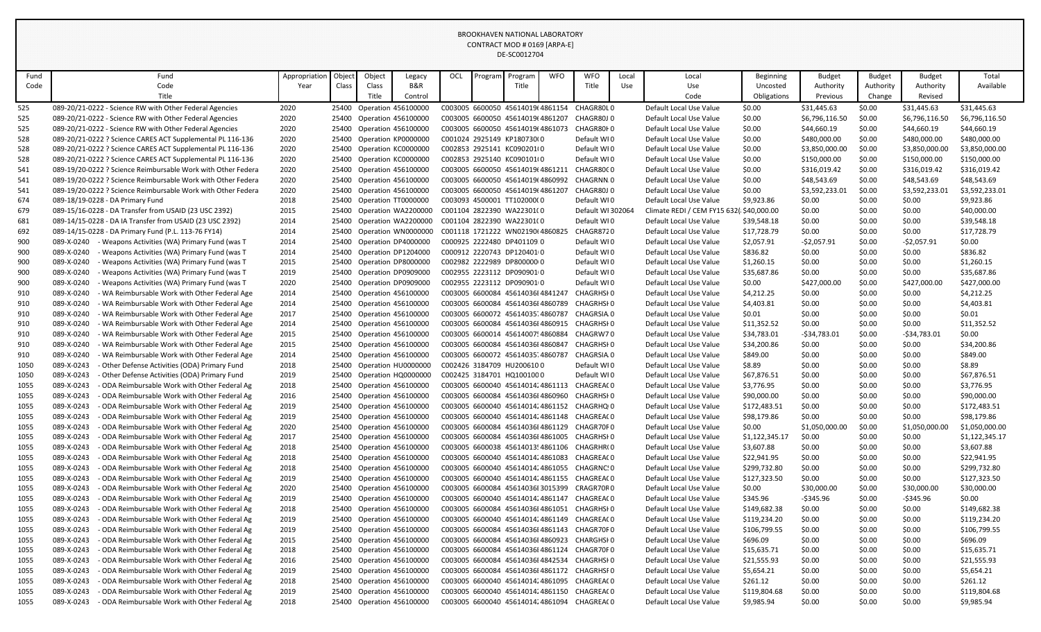BROOKHAVEN NATIONAL LABORATORY
CONTRACT MOD # 0169 [ARPA-E]
DE-SC0012704

| Fund Code | Fund Code Title | Appropriation Year | Object Class | Object Class Title | Legacy B&R Control | OCL | Program | Program Title | WFO | WFO Title | Local Use | Local Use Code | Beginning Uncosted Obligations | Budget Authority Previous | Budget Authority Change | Budget Authority Revised | Total Available |
|---|---|---|---|---|---|---|---|---|---|---|---|---|---|---|---|---|---|
| 525 | 089-20/21-0222 - Science RW with Other Federal Agencies | 2020 | 25400 | Operation | 456100000 | C003005 | 6600050 | 45614019( | 4861154 | CHAGR80L | 0 | Default Local Use Value | $0.00 | $31,445.63 | $0.00 | $31,445.63 | $31,445.63 |
| 525 | 089-20/21-0222 - Science RW with Other Federal Agencies | 2020 | 25400 | Operation | 456100000 | C003005 | 6600050 | 45614019( | 4861207 | CHAGR80J | 0 | Default Local Use Value | $0.00 | $6,796,116.50 | $0.00 | $6,796,116.50 | $6,796,116.50 |
| 525 | 089-20/21-0222 - Science RW with Other Federal Agencies | 2020 | 25400 | Operation | 456100000 | C003005 | 6600050 | 45614019( | 4861073 | CHAGR80H | 0 | Default Local Use Value | $0.00 | $44,660.19 | $0.00 | $44,660.19 | $44,660.19 |
| 528 | 089-20/21-0222 ? Science CARES ACT Supplemental PL 116-136 | 2020 | 25400 | Operation | KP0000000 | C001024 | 2925149 | KP180730( | 0 | Default WI | 0 | Default Local Use Value | $0.00 | $480,000.00 | $0.00 | $480,000.00 | $480,000.00 |
| 528 | 089-20/21-0222 ? Science CARES ACT Supplemental PL 116-136 | 2020 | 25400 | Operation | KC0000000 | C002853 | 2925141 | KC090201( | 0 | Default WI | 0 | Default Local Use Value | $0.00 | $3,850,000.00 | $0.00 | $3,850,000.00 | $3,850,000.00 |
| 528 | 089-20/21-0222 ? Science CARES ACT Supplemental PL 116-136 | 2020 | 25400 | Operation | KC0000000 | C002853 | 2925140 | KC090101( | 0 | Default WI | 0 | Default Local Use Value | $0.00 | $150,000.00 | $0.00 | $150,000.00 | $150,000.00 |
| 541 | 089-19/20-0222 ? Science Reimbursable Work with Other Federa | 2020 | 25400 | Operation | 456100000 | C003005 | 6600050 | 45614019( | 4861211 | CHAGR80C | 0 | Default Local Use Value | $0.00 | $316,019.42 | $0.00 | $316,019.42 | $316,019.42 |
| 541 | 089-19/20-0222 ? Science Reimbursable Work with Other Federa | 2020 | 25400 | Operation | 456100000 | C003005 | 6600050 | 45614019( | 4860992 | CHAGRNN | 0 | Default Local Use Value | $0.00 | $48,543.69 | $0.00 | $48,543.69 | $48,543.69 |
| 541 | 089-19/20-0222 ? Science Reimbursable Work with Other Federa | 2020 | 25400 | Operation | 456100000 | C003005 | 6600050 | 45614019( | 4861207 | CHAGR80J | 0 | Default Local Use Value | $0.00 | $3,592,233.01 | $0.00 | $3,592,233.01 | $3,592,233.01 |
| 674 | 089-18/19-0228 - DA Primary Fund | 2018 | 25400 | Operation | TT0000000 | C003093 | 4500001 | TT102000( | 0 | Default WI | 0 | Default Local Use Value | $9,923.86 | $0.00 | $0.00 | $0.00 | $9,923.86 |
| 679 | 089-15/16-0228 - DA Transfer from USAID (23 USC 2392) | 2015 | 25400 | Operation | WA2200000 | C001104 | 2822390 | WA22301( | 0 | Default WI | 302064 | Climate REDI / CEM FY15 632( | $40,000.00 | $0.00 | $0.00 | $0.00 | $40,000.00 |
| 681 | 089-14/15-0228 - DA IA Transfer from USAID (23 USC 2392) | 2014 | 25400 | Operation | WA2200000 | C001104 | 2822390 | WA22301( | 0 | Default WI | 0 | Default Local Use Value | $39,548.18 | $0.00 | $0.00 | $0.00 | $39,548.18 |
| 692 | 089-14/15-0228 - DA Primary Fund (P.L. 113-76 FY14) | 2014 | 25400 | Operation | WN0000000 | C001118 | 1721222 | WN02190( | 4860825 | CHAGR872 | 0 | Default Local Use Value | $17,728.79 | $0.00 | $0.00 | $0.00 | $17,728.79 |
| 900 | 089-X-0240 - Weapons Activities (WA) Primary Fund (was T | 2014 | 25400 | Operation | DP4000000 | C000925 | 2222480 | DP401109 | 0 | Default WI | 0 | Default Local Use Value | $2,057.91 | -$2,057.91 | $0.00 | -$2,057.91 | $0.00 |
| 900 | 089-X-0240 - Weapons Activities (WA) Primary Fund (was T | 2014 | 25400 | Operation | DP1204000 | C000912 | 2220743 | DP120401 | 0 | Default WI | 0 | Default Local Use Value | $836.82 | $0.00 | $0.00 | $0.00 | $836.82 |
| 900 | 089-X-0240 - Weapons Activities (WA) Primary Fund (was T | 2015 | 25400 | Operation | DP8000000 | C002982 | 2222989 | DP800000 | 0 | Default WI | 0 | Default Local Use Value | $1,260.15 | $0.00 | $0.00 | $0.00 | $1,260.15 |
| 900 | 089-X-0240 - Weapons Activities (WA) Primary Fund (was T | 2019 | 25400 | Operation | DP0909000 | C002955 | 2223112 | DP090901 | 0 | Default WI | 0 | Default Local Use Value | $35,687.86 | $0.00 | $0.00 | $0.00 | $35,687.86 |
| 900 | 089-X-0240 - Weapons Activities (WA) Primary Fund (was T | 2020 | 25400 | Operation | DP0909000 | C002955 | 2223112 | DP090901 | 0 | Default WI | 0 | Default Local Use Value | $0.00 | $427,000.00 | $0.00 | $427,000.00 | $427,000.00 |
| 910 | 089-X-0240 - WA Reimbursable Work with Other Federal Age | 2014 | 25400 | Operation | 456100000 | C003005 | 6600084 | 45614036( | 4841247 | CHAGRSH | 0 | Default Local Use Value | $4,212.25 | $0.00 | $0.00 | $0.00 | $4,212.25 |
| 910 | 089-X-0240 - WA Reimbursable Work with Other Federal Age | 2014 | 25400 | Operation | 456100000 | C003005 | 6600084 | 45614036( | 4860789 | CHAGRSH | 0 | Default Local Use Value | $4,403.81 | $0.00 | $0.00 | $0.00 | $4,403.81 |
| 910 | 089-X-0240 - WA Reimbursable Work with Other Federal Age | 2017 | 25400 | Operation | 456100000 | C003005 | 6600072 | 45614035 | 4860787 | CHAGRSIA | 0 | Default Local Use Value | $0.01 | $0.00 | $0.00 | $0.00 | $0.01 |
| 910 | 089-X-0240 - WA Reimbursable Work with Other Federal Age | 2014 | 25400 | Operation | 456100000 | C003005 | 6600084 | 45614036( | 4860915 | CHAGRSH | 0 | Default Local Use Value | $11,352.52 | $0.00 | $0.00 | $0.00 | $11,352.52 |
| 910 | 089-X-0240 - WA Reimbursable Work with Other Federal Age | 2015 | 25400 | Operation | 456100000 | C003005 | 6600014 | 45614007 | 4860884 | CHAGRW7 | 0 | Default Local Use Value | $34,783.01 | -$34,783.01 | $0.00 | -$34,783.01 | $0.00 |
| 910 | 089-X-0240 - WA Reimbursable Work with Other Federal Age | 2015 | 25400 | Operation | 456100000 | C003005 | 6600084 | 45614036( | 4860847 | CHAGRSH | 0 | Default Local Use Value | $34,200.86 | $0.00 | $0.00 | $0.00 | $34,200.86 |
| 910 | 089-X-0240 - WA Reimbursable Work with Other Federal Age | 2014 | 25400 | Operation | 456100000 | C003005 | 6600072 | 45614035 | 4860787 | CHAGRSIA | 0 | Default Local Use Value | $849.00 | $0.00 | $0.00 | $0.00 | $849.00 |
| 1050 | 089-X-0243 - Other Defense Activities (ODA) Primary Fund | 2018 | 25400 | Operation | HU0000000 | C002426 | 3184709 | HU200610 | 0 | Default WI | 0 | Default Local Use Value | $8.89 | $0.00 | $0.00 | $0.00 | $8.89 |
| 1050 | 089-X-0243 - Other Defense Activities (ODA) Primary Fund | 2019 | 25400 | Operation | HQ0000000 | C002425 | 3184701 | HQ100100 | 0 | Default WI | 0 | Default Local Use Value | $67,876.51 | $0.00 | $0.00 | $0.00 | $67,876.51 |
| 1055 | 089-X-0243 - ODA Reimbursable Work with Other Federal Ag | 2018 | 25400 | Operation | 456100000 | C003005 | 6600040 | 45614014 | 4861113 | CHAGREA( | 0 | Default Local Use Value | $3,776.95 | $0.00 | $0.00 | $0.00 | $3,776.95 |
| 1055 | 089-X-0243 - ODA Reimbursable Work with Other Federal Ag | 2016 | 25400 | Operation | 456100000 | C003005 | 6600084 | 45614036( | 4860960 | CHAGRSH | 0 | Default Local Use Value | $90,000.00 | $0.00 | $0.00 | $0.00 | $90,000.00 |
| 1055 | 089-X-0243 - ODA Reimbursable Work with Other Federal Ag | 2019 | 25400 | Operation | 456100000 | C003005 | 6600040 | 45614014 | 4861152 | CHAGRHQ | 0 | Default Local Use Value | $172,483.51 | $0.00 | $0.00 | $0.00 | $172,483.51 |
| 1055 | 089-X-0243 - ODA Reimbursable Work with Other Federal Ag | 2019 | 25400 | Operation | 456100000 | C003005 | 6600040 | 45614014 | 4861148 | CHAGREA( | 0 | Default Local Use Value | $98,179.86 | $0.00 | $0.00 | $0.00 | $98,179.86 |
| 1055 | 089-X-0243 - ODA Reimbursable Work with Other Federal Ag | 2020 | 25400 | Operation | 456100000 | C003005 | 6600084 | 45614036( | 4861129 | CHAGR70F | 0 | Default Local Use Value | $0.00 | $1,050,000.00 | $0.00 | $1,050,000.00 | $1,050,000.00 |
| 1055 | 089-X-0243 - ODA Reimbursable Work with Other Federal Ag | 2017 | 25400 | Operation | 456100000 | C003005 | 6600084 | 45614036( | 4861005 | CHAGRSH | 0 | Default Local Use Value | $1,122,345.17 | $0.00 | $0.00 | $0.00 | $1,122,345.17 |
| 1055 | 089-X-0243 - ODA Reimbursable Work with Other Federal Ag | 2018 | 25400 | Operation | 456100000 | C003005 | 6600038 | 45614013 | 4861106 | CHAGRHR( | 0 | Default Local Use Value | $3,607.88 | $0.00 | $0.00 | $0.00 | $3,607.88 |
| 1055 | 089-X-0243 - ODA Reimbursable Work with Other Federal Ag | 2018 | 25400 | Operation | 456100000 | C003005 | 6600040 | 45614014 | 4861083 | CHAGREA( | 0 | Default Local Use Value | $22,941.95 | $0.00 | $0.00 | $0.00 | $22,941.95 |
| 1055 | 089-X-0243 - ODA Reimbursable Work with Other Federal Ag | 2018 | 25400 | Operation | 456100000 | C003005 | 6600040 | 45614014 | 4861055 | CHAGRNC | 0 | Default Local Use Value | $299,732.80 | $0.00 | $0.00 | $0.00 | $299,732.80 |
| 1055 | 089-X-0243 - ODA Reimbursable Work with Other Federal Ag | 2019 | 25400 | Operation | 456100000 | C003005 | 6600040 | 45614014 | 4861155 | CHAGREA( | 0 | Default Local Use Value | $127,323.50 | $0.00 | $0.00 | $0.00 | $127,323.50 |
| 1055 | 089-X-0243 - ODA Reimbursable Work with Other Federal Ag | 2020 | 25400 | Operation | 456100000 | C003005 | 6600084 | 45614036( | 3015399 | CRAGR70F | 0 | Default Local Use Value | $0.00 | $30,000.00 | $0.00 | $30,000.00 | $30,000.00 |
| 1055 | 089-X-0243 - ODA Reimbursable Work with Other Federal Ag | 2019 | 25400 | Operation | 456100000 | C003005 | 6600040 | 45614014 | 4861147 | CHAGREA( | 0 | Default Local Use Value | $345.96 | -$345.96 | $0.00 | -$345.96 | $0.00 |
| 1055 | 089-X-0243 - ODA Reimbursable Work with Other Federal Ag | 2018 | 25400 | Operation | 456100000 | C003005 | 6600084 | 45614036( | 4861051 | CHAGRSH | 0 | Default Local Use Value | $149,682.38 | $0.00 | $0.00 | $0.00 | $149,682.38 |
| 1055 | 089-X-0243 - ODA Reimbursable Work with Other Federal Ag | 2019 | 25400 | Operation | 456100000 | C003005 | 6600040 | 45614014 | 4861149 | CHAGREA( | 0 | Default Local Use Value | $119,234.20 | $0.00 | $0.00 | $0.00 | $119,234.20 |
| 1055 | 089-X-0243 - ODA Reimbursable Work with Other Federal Ag | 2019 | 25400 | Operation | 456100000 | C003005 | 6600084 | 45614036( | 4861143 | CHAGR70F | 0 | Default Local Use Value | $106,799.55 | $0.00 | $0.00 | $0.00 | $106,799.55 |
| 1055 | 089-X-0243 - ODA Reimbursable Work with Other Federal Ag | 2015 | 25400 | Operation | 456100000 | C003005 | 6600084 | 45614036( | 4860923 | CHARGSH | 0 | Default Local Use Value | $696.09 | $0.00 | $0.00 | $0.00 | $696.09 |
| 1055 | 089-X-0243 - ODA Reimbursable Work with Other Federal Ag | 2018 | 25400 | Operation | 456100000 | C003005 | 6600084 | 45614036( | 4861124 | CHAGR70F | 0 | Default Local Use Value | $15,635.71 | $0.00 | $0.00 | $0.00 | $15,635.71 |
| 1055 | 089-X-0243 - ODA Reimbursable Work with Other Federal Ag | 2016 | 25400 | Operation | 456100000 | C003005 | 6600084 | 45614036( | 4842534 | CHAGRSH | 0 | Default Local Use Value | $21,555.93 | $0.00 | $0.00 | $0.00 | $21,555.93 |
| 1055 | 089-X-0243 - ODA Reimbursable Work with Other Federal Ag | 2019 | 25400 | Operation | 456100000 | C003005 | 6600084 | 45614036( | 4861172 | CHAGRSF | 0 | Default Local Use Value | $5,654.21 | $0.00 | $0.00 | $0.00 | $5,654.21 |
| 1055 | 089-X-0243 - ODA Reimbursable Work with Other Federal Ag | 2018 | 25400 | Operation | 456100000 | C003005 | 6600040 | 45614014 | 4861095 | CHAGREA( | 0 | Default Local Use Value | $261.12 | $0.00 | $0.00 | $0.00 | $261.12 |
| 1055 | 089-X-0243 - ODA Reimbursable Work with Other Federal Ag | 2019 | 25400 | Operation | 456100000 | C003005 | 6600040 | 45614014 | 4861150 | CHAGREA( | 0 | Default Local Use Value | $119,804.68 | $0.00 | $0.00 | $0.00 | $119,804.68 |
| 1055 | 089-X-0243 - ODA Reimbursable Work with Other Federal Ag | 2018 | 25400 | Operation | 456100000 | C003005 | 6600040 | 45614014 | 4861094 | CHAGREA( | 0 | Default Local Use Value | $9,985.94 | $0.00 | $0.00 | $0.00 | $9,985.94 |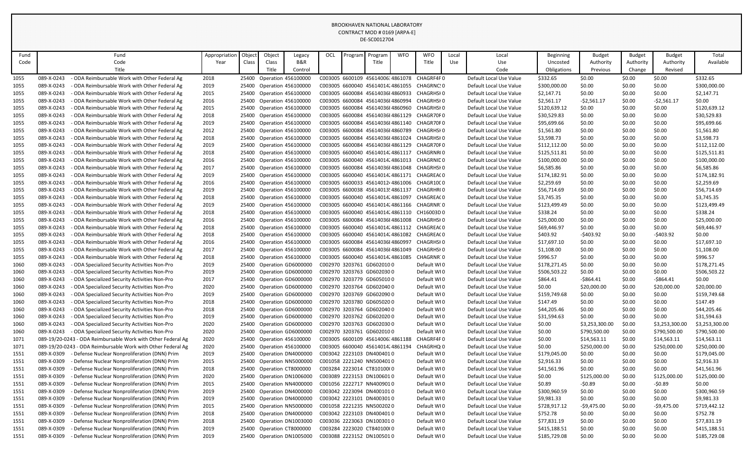BROOKHAVEN NATIONAL LABORATORY
CONTRACT MOD # 0169 [ARPA-E]
DE-SC0012704

| Fund Code | Fund Code Title | Appropriation Year | Object Class | Object Class Title | Legacy B&R Control | OCL | Program | Program Title | WFO | WFO Title | Local Use | Local Use Code | Beginning Uncosted Obligations | Budget Authority Previous | Budget Authority Change | Budget Authority Revised | Total Available |
|---|---|---|---|---|---|---|---|---|---|---|---|---|---|---|---|---|---|
| 1055 | 089-X-0243 - ODA Reimbursable Work with Other Federal Ag | 2018 | 25400 | Operation | 456100000 | C003005 | 6600109 | 45614006: | 4861078 | CHAGRF4F | 0 | Default Local Use Value | $332.65 | $0.00 | $0.00 | $0.00 | $332.65 |
| 1055 | 089-X-0243 - ODA Reimbursable Work with Other Federal Ag | 2019 | 25400 | Operation | 456100000 | C003005 | 6600040 | 45614014: | 4861055 | CHAGRNC! | 0 | Default Local Use Value | $300,000.00 | $0.00 | $0.00 | $0.00 | $300,000.00 |
| 1055 | 089-X-0243 - ODA Reimbursable Work with Other Federal Ag | 2015 | 25400 | Operation | 456100000 | C003005 | 6600084 | 45614036l | 4860933 | CHAGRHSI | 0 | Default Local Use Value | $2,147.71 | $0.00 | $0.00 | $0.00 | $2,147.71 |
| 1055 | 089-X-0243 - ODA Reimbursable Work with Other Federal Ag | 2016 | 25400 | Operation | 456100000 | C003005 | 6600084 | 45614036l | 4860994 | CHAGRHSI | 0 | Default Local Use Value | $2,561.17 | -$2,561.17 | $0.00 | -$2,561.17 | $0.00 |
| 1055 | 089-X-0243 - ODA Reimbursable Work with Other Federal Ag | 2015 | 25400 | Operation | 456100000 | C003005 | 6600084 | 45614036l | 4860960 | CHAGRHSI | 0 | Default Local Use Value | $120,639.12 | $0.00 | $0.00 | $0.00 | $120,639.12 |
| 1055 | 089-X-0243 - ODA Reimbursable Work with Other Federal Ag | 2018 | 25400 | Operation | 456100000 | C003005 | 6600084 | 45614036l | 4861129 | CHAGR70F | 0 | Default Local Use Value | $30,529.83 | $0.00 | $0.00 | $0.00 | $30,529.83 |
| 1055 | 089-X-0243 - ODA Reimbursable Work with Other Federal Ag | 2019 | 25400 | Operation | 456100000 | C003005 | 6600084 | 45614036l | 4861140 | CHAGR70F | 0 | Default Local Use Value | $95,699.66 | $0.00 | $0.00 | $0.00 | $95,699.66 |
| 1055 | 089-X-0243 - ODA Reimbursable Work with Other Federal Ag | 2012 | 25400 | Operation | 456100000 | C003005 | 6600084 | 45614036l | 4860789 | CHAGRHSI | 0 | Default Local Use Value | $1,561.80 | $0.00 | $0.00 | $0.00 | $1,561.80 |
| 1055 | 089-X-0243 - ODA Reimbursable Work with Other Federal Ag | 2018 | 25400 | Operation | 456100000 | C003005 | 6600084 | 45614036l | 4861024 | CHAGRHSI | 0 | Default Local Use Value | $3,598.73 | $0.00 | $0.00 | $0.00 | $3,598.73 |
| 1055 | 089-X-0243 - ODA Reimbursable Work with Other Federal Ag | 2019 | 25400 | Operation | 456100000 | C003005 | 6600084 | 45614036l | 4861129 | CHAGR70F | 0 | Default Local Use Value | $112,112.00 | $0.00 | $0.00 | $0.00 | $112,112.00 |
| 1055 | 089-X-0243 - ODA Reimbursable Work with Other Federal Ag | 2018 | 25400 | Operation | 456100000 | C003005 | 6600040 | 45614014: | 4861117 | CHAGRNR | 0 | Default Local Use Value | $125,511.81 | $0.00 | $0.00 | $0.00 | $125,511.81 |
| 1055 | 089-X-0243 - ODA Reimbursable Work with Other Federal Ag | 2016 | 25400 | Operation | 456100000 | C003005 | 6600040 | 45614014: | 4861013 | CHAGRNIC | 0 | Default Local Use Value | $100,000.00 | $0.00 | $0.00 | $0.00 | $100,000.00 |
| 1055 | 089-X-0243 - ODA Reimbursable Work with Other Federal Ag | 2017 | 25400 | Operation | 456100000 | C003005 | 6600084 | 45614036l | 4861048 | CHAGRHSI | 0 | Default Local Use Value | $6,585.86 | $0.00 | $0.00 | $0.00 | $6,585.86 |
| 1055 | 089-X-0243 - ODA Reimbursable Work with Other Federal Ag | 2019 | 25400 | Operation | 456100000 | C003005 | 6600040 | 45614014: | 4861171 | CHAGREA( | 0 | Default Local Use Value | $174,182.91 | $0.00 | $0.00 | $0.00 | $174,182.91 |
| 1055 | 089-X-0243 - ODA Reimbursable Work with Other Federal Ag | 2016 | 25400 | Operation | 456100000 | C003005 | 6600033 | 45614012 | 4861006 | CHAGR10C | 0 | Default Local Use Value | $2,259.69 | $0.00 | $0.00 | $0.00 | $2,259.69 |
| 1055 | 089-X-0243 - ODA Reimbursable Work with Other Federal Ag | 2019 | 25400 | Operation | 456100000 | C003005 | 6600038 | 45614013! | 4861137 | CHAGRHR( | 0 | Default Local Use Value | $56,714.69 | $0.00 | $0.00 | $0.00 | $56,714.69 |
| 1055 | 089-X-0243 - ODA Reimbursable Work with Other Federal Ag | 2018 | 25400 | Operation | 456100000 | C003005 | 6600040 | 45614014: | 4861097 | CHAGREA( | 0 | Default Local Use Value | $3,745.35 | $0.00 | $0.00 | $0.00 | $3,745.35 |
| 1055 | 089-X-0243 - ODA Reimbursable Work with Other Federal Ag | 2019 | 25400 | Operation | 456100000 | C003005 | 6600040 | 45614014: | 4861166 | CHAGRNR | 0 | Default Local Use Value | $123,499.49 | $0.00 | $0.00 | $0.00 | $123,499.49 |
| 1055 | 089-X-0243 - ODA Reimbursable Work with Other Federal Ag | 2018 | 25400 | Operation | 456100000 | C003005 | 6600040 | 45614014: | 4861110 | CH16003D | 0 | Default Local Use Value | $338.24 | $0.00 | $0.00 | $0.00 | $338.24 |
| 1055 | 089-X-0243 - ODA Reimbursable Work with Other Federal Ag | 2016 | 25400 | Operation | 456100000 | C003005 | 6600084 | 45614036l | 4861008 | CHAGRHSI | 0 | Default Local Use Value | $25,000.00 | $0.00 | $0.00 | $0.00 | $25,000.00 |
| 1055 | 089-X-0243 - ODA Reimbursable Work with Other Federal Ag | 2018 | 25400 | Operation | 456100000 | C003005 | 6600040 | 45614014: | 4861112 | CHAGREA( | 0 | Default Local Use Value | $69,446.97 | $0.00 | $0.00 | $0.00 | $69,446.97 |
| 1055 | 089-X-0243 - ODA Reimbursable Work with Other Federal Ag | 2018 | 25400 | Operation | 456100000 | C003005 | 6600040 | 45614014: | 4861082 | CHAGREA( | 0 | Default Local Use Value | $403.92 | -$403.92 | $0.00 | -$403.92 | $0.00 |
| 1055 | 089-X-0243 - ODA Reimbursable Work with Other Federal Ag | 2016 | 25400 | Operation | 456100000 | C003005 | 6600084 | 45614036l | 4860997 | CHAGRHSI | 0 | Default Local Use Value | $17,697.10 | $0.00 | $0.00 | $0.00 | $17,697.10 |
| 1055 | 089-X-0243 - ODA Reimbursable Work with Other Federal Ag | 2017 | 25400 | Operation | 456100000 | C003005 | 6600084 | 45614036l | 4861049 | CHAGRHSI | 0 | Default Local Use Value | $1,108.00 | $0.00 | $0.00 | $0.00 | $1,108.00 |
| 1055 | 089-X-0243 - ODA Reimbursable Work with Other Federal Ag | 2018 | 25400 | Operation | 456100000 | C003005 | 6600040 | 45614014: | 4861085 | CHAGRNR | 0 | Default Local Use Value | $996.57 | $0.00 | $0.00 | $0.00 | $996.57 |
| 1060 | 089-X-0243 - ODA Specialized Security Activities Non-Pro | 2019 | 25400 | Operation | GD6000000 | C002970 | 3203761 | GD602010 | 0 | Default WI | 0 | Default Local Use Value | $178,271.45 | $0.00 | $0.00 | $0.00 | $178,271.45 |
| 1060 | 089-X-0243 - ODA Specialized Security Activities Non-Pro | 2019 | 25400 | Operation | GD6000000 | C002970 | 3203763 | GD602030 | 0 | Default WI | 0 | Default Local Use Value | $506,503.22 | $0.00 | $0.00 | $0.00 | $506,503.22 |
| 1060 | 089-X-0243 - ODA Specialized Security Activities Non-Pro | 2017 | 25400 | Operation | GD6000000 | C002970 | 3203779 | GD605010 | 0 | Default WI | 0 | Default Local Use Value | $864.41 | -$864.41 | $0.00 | -$864.41 | $0.00 |
| 1060 | 089-X-0243 - ODA Specialized Security Activities Non-Pro | 2020 | 25400 | Operation | GD6000000 | C002970 | 3203764 | GD602040 | 0 | Default WI | 0 | Default Local Use Value | $0.00 | $20,000.00 | $0.00 | $20,000.00 | $20,000.00 |
| 1060 | 089-X-0243 - ODA Specialized Security Activities Non-Pro | 2019 | 25400 | Operation | GD6000000 | C002970 | 3203769 | GD602090 | 0 | Default WI | 0 | Default Local Use Value | $159,749.68 | $0.00 | $0.00 | $0.00 | $159,749.68 |
| 1060 | 089-X-0243 - ODA Specialized Security Activities Non-Pro | 2018 | 25400 | Operation | GD6000000 | C002970 | 3203780 | GD605020 | 0 | Default WI | 0 | Default Local Use Value | $147.49 | $0.00 | $0.00 | $0.00 | $147.49 |
| 1060 | 089-X-0243 - ODA Specialized Security Activities Non-Pro | 2018 | 25400 | Operation | GD6000000 | C002970 | 3203764 | GD602040 | 0 | Default WI | 0 | Default Local Use Value | $44,205.46 | $0.00 | $0.00 | $0.00 | $44,205.46 |
| 1060 | 089-X-0243 - ODA Specialized Security Activities Non-Pro | 2019 | 25400 | Operation | GD6000000 | C002970 | 3203762 | GD602020 | 0 | Default WI | 0 | Default Local Use Value | $31,594.63 | $0.00 | $0.00 | $0.00 | $31,594.63 |
| 1060 | 089-X-0243 - ODA Specialized Security Activities Non-Pro | 2020 | 25400 | Operation | GD6000000 | C002970 | 3203763 | GD602030 | 0 | Default WI | 0 | Default Local Use Value | $0.00 | $3,253,300.00 | $0.00 | $3,253,300.00 | $3,253,300.00 |
| 1060 | 089-X-0243 - ODA Specialized Security Activities Non-Pro | 2020 | 25400 | Operation | GD6000000 | C002970 | 3203761 | GD602010 | 0 | Default WI | 0 | Default Local Use Value | $0.00 | $790,500.00 | $0.00 | $790,500.00 | $790,500.00 |
| 1071 | 089-19/20-0243 - ODA Reimbursable Work with Other Federal Ag | 2020 | 25400 | Operation | 456100000 | C003005 | 6600109 | 45614006: | 4861188 | CHAGRF4F | 0 | Default Local Use Value | $0.00 | $14,563.11 | $0.00 | $14,563.11 | $14,563.11 |
| 1071 | 089-19/20-0243 - ODA Reimbursable Work with Other Federal Ag | 2020 | 25400 | Operation | 456100000 | C003005 | 6600040 | 45614014: | 4861194 | CHAGRHQ | 0 | Default Local Use Value | $0.00 | $250,000.00 | $0.00 | $250,000.00 | $250,000.00 |
| 1551 | 089-X-0309 - Defense Nuclear Nonproliferation (DNN) Prim | 2019 | 25400 | Operation | DN4000000 | C003042 | 2223103 | DN400401 | 0 | Default WI | 0 | Default Local Use Value | $179,045.00 | $0.00 | $0.00 | $0.00 | $179,045.00 |
| 1551 | 089-X-0309 - Defense Nuclear Nonproliferation (DNN) Prim | 2015 | 25400 | Operation | NN5000000 | C001058 | 2221240 | NN500401 | 0 | Default WI | 0 | Default Local Use Value | $2,916.33 | $0.00 | $0.00 | $0.00 | $2,916.33 |
| 1551 | 089-X-0309 - Defense Nuclear Nonproliferation (DNN) Prim | 2018 | 25400 | Operation | CT8000000 | C003284 | 2223014 | CT810100( | 0 | Default WI | 0 | Default Local Use Value | $41,561.96 | $0.00 | $0.00 | $0.00 | $41,561.96 |
| 1551 | 089-X-0309 - Defense Nuclear Nonproliferation (DNN) Prim | 2020 | 25400 | Operation | DN1006000 | C003089 | 2223153 | DN100601 | 0 | Default WI | 0 | Default Local Use Value | $0.00 | $125,000.00 | $0.00 | $125,000.00 | $125,000.00 |
| 1551 | 089-X-0309 - Defense Nuclear Nonproliferation (DNN) Prim | 2015 | 25400 | Operation | NN4000000 | C001056 | 2222717 | NN400901 | 0 | Default WI | 0 | Default Local Use Value | $0.89 | -$0.89 | $0.00 | -$0.89 | $0.00 |
| 1551 | 089-X-0309 - Defense Nuclear Nonproliferation (DNN) Prim | 2019 | 25400 | Operation | DN4000000 | C003042 | 2223094 | DN400101 | 0 | Default WI | 0 | Default Local Use Value | $300,960.59 | $0.00 | $0.00 | $0.00 | $300,960.59 |
| 1551 | 089-X-0309 - Defense Nuclear Nonproliferation (DNN) Prim | 2019 | 25400 | Operation | DN4000000 | C003042 | 2223101 | DN400301 | 0 | Default WI | 0 | Default Local Use Value | $9,981.33 | $0.00 | $0.00 | $0.00 | $9,981.33 |
| 1551 | 089-X-0309 - Defense Nuclear Nonproliferation (DNN) Prim | 2015 | 25400 | Operation | NN5000000 | C001058 | 2221235 | NN500202 | 0 | Default WI | 0 | Default Local Use Value | $728,917.12 | -$9,475.00 | $0.00 | -$9,475.00 | $719,442.12 |
| 1551 | 089-X-0309 - Defense Nuclear Nonproliferation (DNN) Prim | 2018 | 25400 | Operation | DN4000000 | C003042 | 2223103 | DN400401 | 0 | Default WI | 0 | Default Local Use Value | $752.78 | $0.00 | $0.00 | $0.00 | $752.78 |
| 1551 | 089-X-0309 - Defense Nuclear Nonproliferation (DNN) Prim | 2018 | 25400 | Operation | DN1003000 | C003036 | 2223063 | DN100301 | 0 | Default WI | 0 | Default Local Use Value | $77,831.19 | $0.00 | $0.00 | $0.00 | $77,831.19 |
| 1551 | 089-X-0309 - Defense Nuclear Nonproliferation (DNN) Prim | 2019 | 25400 | Operation | CT8000000 | C003284 | 2223020 | CT840100( | 0 | Default WI | 0 | Default Local Use Value | $415,188.51 | $0.00 | $0.00 | $0.00 | $415,188.51 |
| 1551 | 089-X-0309 - Defense Nuclear Nonproliferation (DNN) Prim | 2019 | 25400 | Operation | DN1005000 | C003088 | 2223152 | DN100501 | 0 | Default WI | 0 | Default Local Use Value | $185,729.08 | $0.00 | $0.00 | $0.00 | $185,729.08 |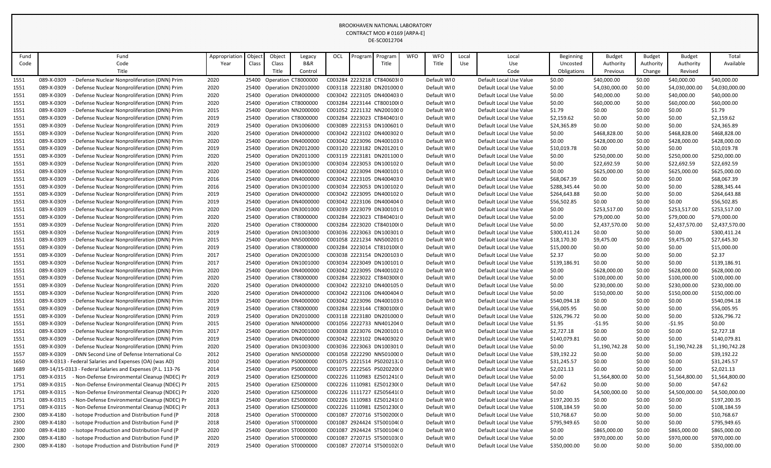BROOKHAVEN NATIONAL LABORATORY
CONTRACT MOD # 0169 [ARPA-E]
DE-SC0012704

| Fund Code | Fund Code Title | Appropriation Year | Object Class | Object Class Title | Legacy B&R Control | OCL | Program | Program Title | WFO | WFO Title | Local Use | Local Use Code | Beginning Uncosted Obligations | Budget Authority Previous | Budget Authority Change | Budget Authority Revised | Total Available |
|---|---|---|---|---|---|---|---|---|---|---|---|---|---|---|---|---|---|
| 1551 | 089-X-0309 - Defense Nuclear Nonproliferation (DNN) Prim | 2020 | 25400 | Operation | CT8000000 | C003284 | 2223218 | CT840603(0 | | Default WI0 | | Default Local Use Value | $0.00 | $40,000.00 | $0.00 | $40,000.00 | $40,000.00 |
| 1551 | 089-X-0309 - Defense Nuclear Nonproliferation (DNN) Prim | 2020 | 25400 | Operation | DN2010000 | C003118 | 2223180 | DN201000 0 | | Default WI0 | | Default Local Use Value | $0.00 | $4,030,000.00 | $0.00 | $4,030,000.00 | $4,030,000.00 |
| 1551 | 089-X-0309 - Defense Nuclear Nonproliferation (DNN) Prim | 2020 | 25400 | Operation | DN4000000 | C003042 | 2223105 | DN400403 0 | | Default WI0 | | Default Local Use Value | $0.00 | $40,000.00 | $0.00 | $40,000.00 | $40,000.00 |
| 1551 | 089-X-0309 - Defense Nuclear Nonproliferation (DNN) Prim | 2020 | 25400 | Operation | CT8000000 | C003284 | 2223144 | CT800100(0 | | Default WI0 | | Default Local Use Value | $0.00 | $60,000.00 | $0.00 | $60,000.00 | $60,000.00 |
| 1551 | 089-X-0309 - Defense Nuclear Nonproliferation (DNN) Prim | 2015 | 25400 | Operation | NN2000000 | C001052 | 2221132 | NN200100 0 | | Default WI0 | | Default Local Use Value | $1.79 | $0.00 | $0.00 | $0.00 | $1.79 |
| 1551 | 089-X-0309 - Defense Nuclear Nonproliferation (DNN) Prim | 2019 | 25400 | Operation | CT8000000 | C003284 | 2223023 | CT840401(0 | | Default WI0 | | Default Local Use Value | $2,159.62 | $0.00 | $0.00 | $0.00 | $2,159.62 |
| 1551 | 089-X-0309 - Defense Nuclear Nonproliferation (DNN) Prim | 2019 | 25400 | Operation | DN1006000 | C003089 | 2223153 | DN100601 0 | | Default WI0 | | Default Local Use Value | $24,365.89 | $0.00 | $0.00 | $0.00 | $24,365.89 |
| 1551 | 089-X-0309 - Defense Nuclear Nonproliferation (DNN) Prim | 2020 | 25400 | Operation | DN4000000 | C003042 | 2223102 | DN400302 0 | | Default WI0 | | Default Local Use Value | $0.00 | $468,828.00 | $0.00 | $468,828.00 | $468,828.00 |
| 1551 | 089-X-0309 - Defense Nuclear Nonproliferation (DNN) Prim | 2020 | 25400 | Operation | DN4000000 | C003042 | 2223096 | DN400103 0 | | Default WI0 | | Default Local Use Value | $0.00 | $428,000.00 | $0.00 | $428,000.00 | $428,000.00 |
| 1551 | 089-X-0309 - Defense Nuclear Nonproliferation (DNN) Prim | 2019 | 25400 | Operation | DN2012000 | C003120 | 2223182 | DN201201 0 | | Default WI0 | | Default Local Use Value | $10,019.78 | $0.00 | $0.00 | $0.00 | $10,019.78 |
| 1551 | 089-X-0309 - Defense Nuclear Nonproliferation (DNN) Prim | 2020 | 25400 | Operation | DN2011000 | C003119 | 2223181 | DN201100 0 | | Default WI0 | | Default Local Use Value | $0.00 | $250,000.00 | $0.00 | $250,000.00 | $250,000.00 |
| 1551 | 089-X-0309 - Defense Nuclear Nonproliferation (DNN) Prim | 2020 | 25400 | Operation | DN1001000 | C003034 | 2223053 | DN100102 0 | | Default WI0 | | Default Local Use Value | $0.00 | $22,692.59 | $0.00 | $22,692.59 | $22,692.59 |
| 1551 | 089-X-0309 - Defense Nuclear Nonproliferation (DNN) Prim | 2020 | 25400 | Operation | DN4000000 | C003042 | 2223094 | DN400101 0 | | Default WI0 | | Default Local Use Value | $0.00 | $625,000.00 | $0.00 | $625,000.00 | $625,000.00 |
| 1551 | 089-X-0309 - Defense Nuclear Nonproliferation (DNN) Prim | 2016 | 25400 | Operation | DN4000000 | C003042 | 2223105 | DN400403 0 | | Default WI0 | | Default Local Use Value | $68,067.39 | $0.00 | $0.00 | $0.00 | $68,067.39 |
| 1551 | 089-X-0309 - Defense Nuclear Nonproliferation (DNN) Prim | 2016 | 25400 | Operation | DN1001000 | C003034 | 2223053 | DN100102 0 | | Default WI0 | | Default Local Use Value | $288,345.44 | $0.00 | $0.00 | $0.00 | $288,345.44 |
| 1551 | 089-X-0309 - Defense Nuclear Nonproliferation (DNN) Prim | 2019 | 25400 | Operation | DN4000000 | C003042 | 2223095 | DN400102 0 | | Default WI0 | | Default Local Use Value | $264,643.88 | $0.00 | $0.00 | $0.00 | $264,643.88 |
| 1551 | 089-X-0309 - Defense Nuclear Nonproliferation (DNN) Prim | 2019 | 25400 | Operation | DN4000000 | C003042 | 2223106 | DN400404 0 | | Default WI0 | | Default Local Use Value | $56,502.85 | $0.00 | $0.00 | $0.00 | $56,502.85 |
| 1551 | 089-X-0309 - Defense Nuclear Nonproliferation (DNN) Prim | 2020 | 25400 | Operation | DN3001000 | C003039 | 2223079 | DN300101 0 | | Default WI0 | | Default Local Use Value | $0.00 | $253,517.00 | $0.00 | $253,517.00 | $253,517.00 |
| 1551 | 089-X-0309 - Defense Nuclear Nonproliferation (DNN) Prim | 2020 | 25400 | Operation | CT8000000 | C003284 | 2223023 | CT840401(0 | | Default WI0 | | Default Local Use Value | $0.00 | $79,000.00 | $0.00 | $79,000.00 | $79,000.00 |
| 1551 | 089-X-0309 - Defense Nuclear Nonproliferation (DNN) Prim | 2020 | 25400 | Operation | CT8000000 | C003284 | 2223020 | CT840100(0 | | Default WI0 | | Default Local Use Value | $0.00 | $2,437,570.00 | $0.00 | $2,437,570.00 | $2,437,570.00 |
| 1551 | 089-X-0309 - Defense Nuclear Nonproliferation (DNN) Prim | 2019 | 25400 | Operation | DN1003000 | C003036 | 2223063 | DN100301 0 | | Default WI0 | | Default Local Use Value | $300,411.24 | $0.00 | $0.00 | $0.00 | $300,411.24 |
| 1551 | 089-X-0309 - Defense Nuclear Nonproliferation (DNN) Prim | 2015 | 25400 | Operation | NN5000000 | C001058 | 2221234 | NN500201 0 | | Default WI0 | | Default Local Use Value | $18,170.30 | $9,475.00 | $0.00 | $9,475.00 | $27,645.30 |
| 1551 | 089-X-0309 - Defense Nuclear Nonproliferation (DNN) Prim | 2019 | 25400 | Operation | CT8000000 | C003284 | 2223014 | CT810100(0 | | Default WI0 | | Default Local Use Value | $15,000.00 | $0.00 | $0.00 | $0.00 | $15,000.00 |
| 1551 | 089-X-0309 - Defense Nuclear Nonproliferation (DNN) Prim | 2017 | 25400 | Operation | DN2001000 | C003038 | 2223154 | DN200103 0 | | Default WI0 | | Default Local Use Value | $2.37 | $0.00 | $0.00 | $0.00 | $2.37 |
| 1551 | 089-X-0309 - Defense Nuclear Nonproliferation (DNN) Prim | 2017 | 25400 | Operation | DN1001000 | C003034 | 2223049 | DN100101 0 | | Default WI0 | | Default Local Use Value | $139,186.91 | $0.00 | $0.00 | $0.00 | $139,186.91 |
| 1551 | 089-X-0309 - Defense Nuclear Nonproliferation (DNN) Prim | 2020 | 25400 | Operation | DN4000000 | C003042 | 2223095 | DN400102 0 | | Default WI0 | | Default Local Use Value | $0.00 | $628,000.00 | $0.00 | $628,000.00 | $628,000.00 |
| 1551 | 089-X-0309 - Defense Nuclear Nonproliferation (DNN) Prim | 2020 | 25400 | Operation | CT8000000 | C003284 | 2223022 | CT840300(0 | | Default WI0 | | Default Local Use Value | $0.00 | $100,000.00 | $0.00 | $100,000.00 | $100,000.00 |
| 1551 | 089-X-0309 - Defense Nuclear Nonproliferation (DNN) Prim | 2020 | 25400 | Operation | DN4000000 | C003042 | 2223210 | DN400105 0 | | Default WI0 | | Default Local Use Value | $0.00 | $230,000.00 | $0.00 | $230,000.00 | $230,000.00 |
| 1551 | 089-X-0309 - Defense Nuclear Nonproliferation (DNN) Prim | 2020 | 25400 | Operation | DN4000000 | C003042 | 2223106 | DN400404 0 | | Default WI0 | | Default Local Use Value | $0.00 | $150,000.00 | $0.00 | $150,000.00 | $150,000.00 |
| 1551 | 089-X-0309 - Defense Nuclear Nonproliferation (DNN) Prim | 2019 | 25400 | Operation | DN4000000 | C003042 | 2223096 | DN400103 0 | | Default WI0 | | Default Local Use Value | $540,094.18 | $0.00 | $0.00 | $0.00 | $540,094.18 |
| 1551 | 089-X-0309 - Defense Nuclear Nonproliferation (DNN) Prim | 2019 | 25400 | Operation | CT8000000 | C003284 | 2223144 | CT800100(0 | | Default WI0 | | Default Local Use Value | $56,005.95 | $0.00 | $0.00 | $0.00 | $56,005.95 |
| 1551 | 089-X-0309 - Defense Nuclear Nonproliferation (DNN) Prim | 2019 | 25400 | Operation | DN2010000 | C003118 | 2223180 | DN201000 0 | | Default WI0 | | Default Local Use Value | $326,796.72 | $0.00 | $0.00 | $0.00 | $326,796.72 |
| 1551 | 089-X-0309 - Defense Nuclear Nonproliferation (DNN) Prim | 2015 | 25400 | Operation | NN4000000 | C001056 | 2222733 | NN401204 0 | | Default WI0 | | Default Local Use Value | $1.95 | -$1.95 | $0.00 | -$1.95 | $0.00 |
| 1551 | 089-X-0309 - Defense Nuclear Nonproliferation (DNN) Prim | 2017 | 25400 | Operation | DN2001000 | C003038 | 2223076 | DN200101 0 | | Default WI0 | | Default Local Use Value | $2,727.18 | $0.00 | $0.00 | $0.00 | $2,727.18 |
| 1551 | 089-X-0309 - Defense Nuclear Nonproliferation (DNN) Prim | 2019 | 25400 | Operation | DN4000000 | C003042 | 2223102 | DN400302 0 | | Default WI0 | | Default Local Use Value | $140,079.81 | $0.00 | $0.00 | $0.00 | $140,079.81 |
| 1551 | 089-X-0309 - Defense Nuclear Nonproliferation (DNN) Prim | 2020 | 25400 | Operation | DN1003000 | C003036 | 2223063 | DN100301 0 | | Default WI0 | | Default Local Use Value | $0.00 | $1,190,742.28 | $0.00 | $1,190,742.28 | $1,190,742.28 |
| 1557 | 089-X-0309 - DNN Second Line of Defense International Co | 2012 | 25400 | Operation | NN5000000 | C001058 | 2222290 | NN501000 0 | | Default WI0 | | Default Local Use Value | $39,192.22 | $0.00 | $0.00 | $0.00 | $39,192.22 |
| 1650 | 089-X-0313 - Federal Salaries and Expenses (OA) (was AD) | 2010 | 25400 | Operation | PS0000000 | C001075 | 2221514 | PS020213.0 | | Default WI0 | | Default Local Use Value | $31,245.57 | $0.00 | $0.00 | $0.00 | $31,245.57 |
| 1689 | 089-14/15-0313 - Federal Salaries and Expenses (P.L. 113-76 | 2014 | 25400 | Operation | PS0000000 | C001075 | 2222565 | PS020220(0 | | Default WI0 | | Default Local Use Value | $2,021.13 | $0.00 | $0.00 | $0.00 | $2,021.13 |
| 1751 | 089-X-0315 - Non-Defense Environmental Cleanup (NDEC) Pr | 2019 | 25400 | Operation | EZ5000000 | C002226 | 1110983 | EZ501241(0 | | Default WI0 | | Default Local Use Value | $0.00 | $1,564,800.00 | $0.00 | $1,564,800.00 | $1,564,800.00 |
| 1751 | 089-X-0315 - Non-Defense Environmental Cleanup (NDEC) Pr | 2015 | 25400 | Operation | EZ5000000 | C002226 | 1110981 | EZ501230(0 | | Default WI0 | | Default Local Use Value | $47.62 | $0.00 | $0.00 | $0.00 | $47.62 |
| 1751 | 089-X-0315 - Non-Defense Environmental Cleanup (NDEC) Pr | 2020 | 25400 | Operation | EZ5000000 | C002226 | 1111727 | EZ505641(0 | | Default WI0 | | Default Local Use Value | $0.00 | $4,500,000.00 | $0.00 | $4,500,000.00 | $4,500,000.00 |
| 1751 | 089-X-0315 - Non-Defense Environmental Cleanup (NDEC) Pr | 2018 | 25400 | Operation | EZ5000000 | C002226 | 1110983 | EZ501241(0 | | Default WI0 | | Default Local Use Value | $197,200.35 | $0.00 | $0.00 | $0.00 | $197,200.35 |
| 1751 | 089-X-0315 - Non-Defense Environmental Cleanup (NDEC) Pr | 2013 | 25400 | Operation | EZ5000000 | C002226 | 1110981 | EZ501230(0 | | Default WI0 | | Default Local Use Value | $108,184.59 | $0.00 | $0.00 | $0.00 | $108,184.59 |
| 2300 | 089-X-4180 - Isotope Production and Distribution Fund (P | 2018 | 25400 | Operation | ST0000000 | C001087 | 2720716 | ST500200(0 | | Default WI0 | | Default Local Use Value | $10,768.67 | $0.00 | $0.00 | $0.00 | $10,768.67 |
| 2300 | 089-X-4180 - Isotope Production and Distribution Fund (P | 2018 | 25400 | Operation | ST0000000 | C001087 | 2924424 | ST500104(0 | | Default WI0 | | Default Local Use Value | $795,949.65 | $0.00 | $0.00 | $0.00 | $795,949.65 |
| 2300 | 089-X-4180 - Isotope Production and Distribution Fund (P | 2020 | 25400 | Operation | ST0000000 | C001087 | 2924424 | ST500104(0 | | Default WI0 | | Default Local Use Value | $0.00 | $865,000.00 | $0.00 | $865,000.00 | $865,000.00 |
| 2300 | 089-X-4180 - Isotope Production and Distribution Fund (P | 2020 | 25400 | Operation | ST0000000 | C001087 | 2720715 | ST500103(0 | | Default WI0 | | Default Local Use Value | $0.00 | $970,000.00 | $0.00 | $970,000.00 | $970,000.00 |
| 2300 | 089-X-4180 - Isotope Production and Distribution Fund (P | 2019 | 25400 | Operation | ST0000000 | C001087 | 2720714 | ST500102(0 | | Default WI0 | | Default Local Use Value | $350,000.00 | $0.00 | $0.00 | $0.00 | $350,000.00 |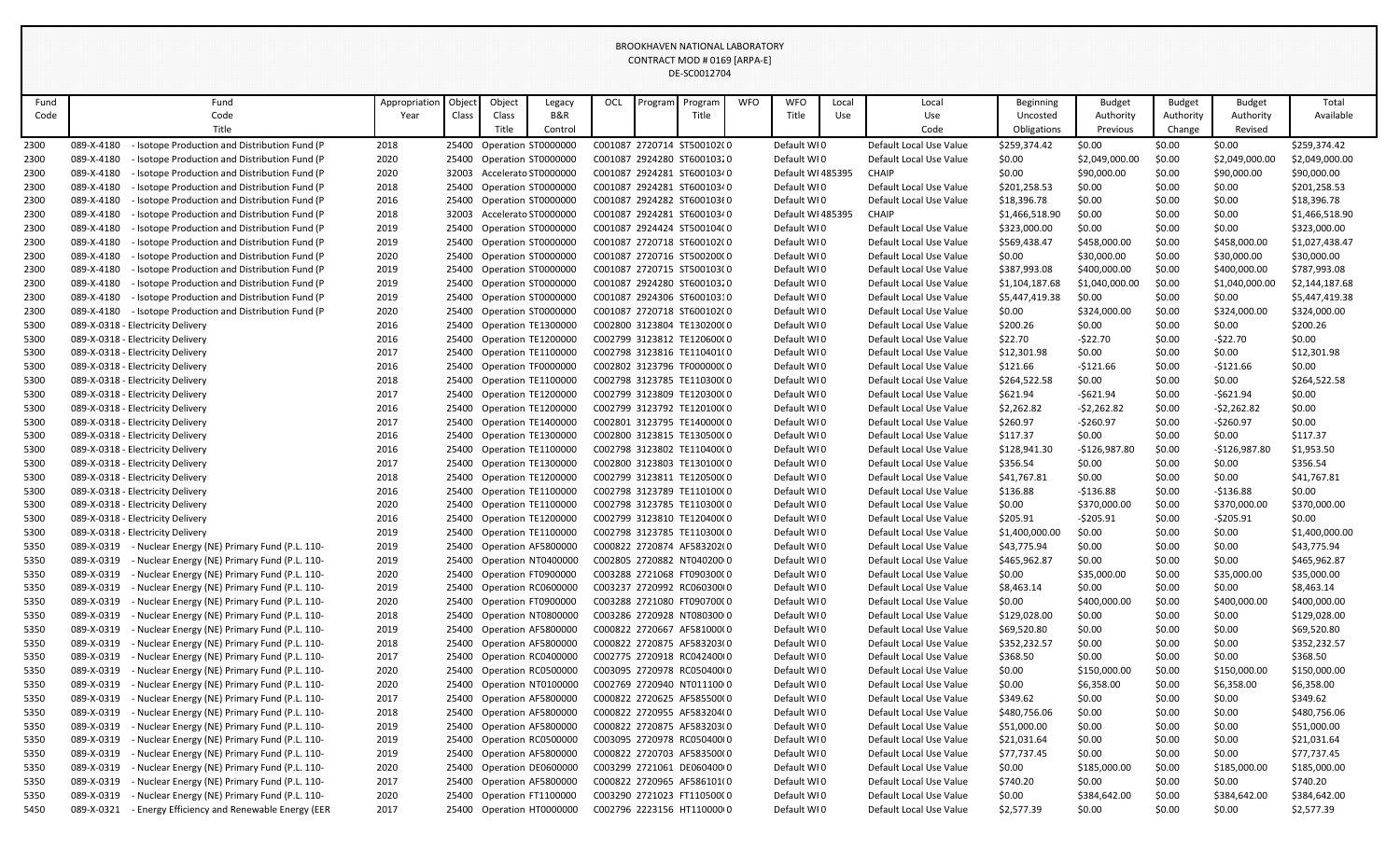BROOKHAVEN NATIONAL LABORATORY
CONTRACT MOD # 0169 [ARPA-E]
DE-SC0012704

| Fund Code | Fund Code Title | Appropriation Year | Object Class | Object Class Title | Legacy B&R Control | OCL | Program | Program Title | WFO | WFO Title | Local Use | Local Use Code | Beginning Uncosted Obligations | Budget Authority Previous | Budget Authority Change | Budget Authority Revised | Total Available |
|---|---|---|---|---|---|---|---|---|---|---|---|---|---|---|---|---|---|
| 2300 | 089-X-4180 - Isotope Production and Distribution Fund (P | 2018 | 25400 | Operation | ST0000000 | C001087 | 2720714 | ST5001020 | 0 | Default WI | 0 | Default Local Use Value | $259,374.42 | $0.00 | $0.00 | $0.00 | $259,374.42 |
| 2300 | 089-X-4180 - Isotope Production and Distribution Fund (P | 2020 | 25400 | Operation | ST0000000 | C001087 | 2924280 | ST6001032 | 0 | Default WI | 0 | Default Local Use Value | $0.00 | $2,049,000.00 | $0.00 | $2,049,000.00 | $2,049,000.00 |
| 2300 | 089-X-4180 - Isotope Production and Distribution Fund (P | 2020 | 32003 | Accelerato | ST0000000 | C001087 | 2924281 | ST6001034 | 0 | Default WI | 485395 | CHAIP | $0.00 | $90,000.00 | $0.00 | $90,000.00 | $90,000.00 |
| 2300 | 089-X-4180 - Isotope Production and Distribution Fund (P | 2018 | 25400 | Operation | ST0000000 | C001087 | 2924281 | ST6001034 | 0 | Default WI | 0 | Default Local Use Value | $201,258.53 | $0.00 | $0.00 | $0.00 | $201,258.53 |
| 2300 | 089-X-4180 - Isotope Production and Distribution Fund (P | 2016 | 25400 | Operation | ST0000000 | C001087 | 2924282 | ST6001036 | 0 | Default WI | 0 | Default Local Use Value | $18,396.78 | $0.00 | $0.00 | $0.00 | $18,396.78 |
| 2300 | 089-X-4180 - Isotope Production and Distribution Fund (P | 2018 | 32003 | Accelerato | ST0000000 | C001087 | 2924281 | ST6001034 | 0 | Default WI | 485395 | CHAIP | $1,466,518.90 | $0.00 | $0.00 | $0.00 | $1,466,518.90 |
| 2300 | 089-X-4180 - Isotope Production and Distribution Fund (P | 2019 | 25400 | Operation | ST0000000 | C001087 | 2924424 | ST5001040 | 0 | Default WI | 0 | Default Local Use Value | $323,000.00 | $0.00 | $0.00 | $0.00 | $323,000.00 |
| 2300 | 089-X-4180 - Isotope Production and Distribution Fund (P | 2019 | 25400 | Operation | ST0000000 | C001087 | 2720718 | ST6001020 | 0 | Default WI | 0 | Default Local Use Value | $569,438.47 | $458,000.00 | $0.00 | $458,000.00 | $1,027,438.47 |
| 2300 | 089-X-4180 - Isotope Production and Distribution Fund (P | 2020 | 25400 | Operation | ST0000000 | C001087 | 2720716 | ST5002000 | 0 | Default WI | 0 | Default Local Use Value | $0.00 | $30,000.00 | $0.00 | $30,000.00 | $30,000.00 |
| 2300 | 089-X-4180 - Isotope Production and Distribution Fund (P | 2019 | 25400 | Operation | ST0000000 | C001087 | 2720715 | ST5001030 | 0 | Default WI | 0 | Default Local Use Value | $387,993.08 | $400,000.00 | $0.00 | $400,000.00 | $787,993.08 |
| 2300 | 089-X-4180 - Isotope Production and Distribution Fund (P | 2019 | 25400 | Operation | ST0000000 | C001087 | 2924280 | ST6001032 | 0 | Default WI | 0 | Default Local Use Value | $1,104,187.68 | $1,040,000.00 | $0.00 | $1,040,000.00 | $2,144,187.68 |
| 2300 | 089-X-4180 - Isotope Production and Distribution Fund (P | 2019 | 25400 | Operation | ST0000000 | C001087 | 2924306 | ST6001031 | 0 | Default WI | 0 | Default Local Use Value | $5,447,419.38 | $0.00 | $0.00 | $0.00 | $5,447,419.38 |
| 2300 | 089-X-4180 - Isotope Production and Distribution Fund (P | 2020 | 25400 | Operation | ST0000000 | C001087 | 2720718 | ST6001020 | 0 | Default WI | 0 | Default Local Use Value | $0.00 | $324,000.00 | $0.00 | $324,000.00 | $324,000.00 |
| 5300 | 089-X-0318 - Electricity Delivery | 2016 | 25400 | Operation | TE1300000 | C002800 | 3123804 | TE1302000 | 0 | Default WI | 0 | Default Local Use Value | $200.26 | $0.00 | $0.00 | $0.00 | $200.26 |
| 5300 | 089-X-0318 - Electricity Delivery | 2016 | 25400 | Operation | TE1200000 | C002799 | 3123812 | TE1206000 | 0 | Default WI | 0 | Default Local Use Value | $22.70 | -$22.70 | $0.00 | -$22.70 | $0.00 |
| 5300 | 089-X-0318 - Electricity Delivery | 2017 | 25400 | Operation | TE1100000 | C002798 | 3123816 | TE1104010 | 0 | Default WI | 0 | Default Local Use Value | $12,301.98 | $0.00 | $0.00 | $0.00 | $12,301.98 |
| 5300 | 089-X-0318 - Electricity Delivery | 2016 | 25400 | Operation | TF0000000 | C002802 | 3123796 | TF0000000 | 0 | Default WI | 0 | Default Local Use Value | $121.66 | -$121.66 | $0.00 | -$121.66 | $0.00 |
| 5300 | 089-X-0318 - Electricity Delivery | 2018 | 25400 | Operation | TE1100000 | C002798 | 3123785 | TE1103000 | 0 | Default WI | 0 | Default Local Use Value | $264,522.58 | $0.00 | $0.00 | $0.00 | $264,522.58 |
| 5300 | 089-X-0318 - Electricity Delivery | 2017 | 25400 | Operation | TE1200000 | C002799 | 3123809 | TE1203000 | 0 | Default WI | 0 | Default Local Use Value | $621.94 | -$621.94 | $0.00 | -$621.94 | $0.00 |
| 5300 | 089-X-0318 - Electricity Delivery | 2016 | 25400 | Operation | TE1200000 | C002799 | 3123792 | TE1201000 | 0 | Default WI | 0 | Default Local Use Value | $2,262.82 | -$2,262.82 | $0.00 | -$2,262.82 | $0.00 |
| 5300 | 089-X-0318 - Electricity Delivery | 2017 | 25400 | Operation | TE1400000 | C002801 | 3123795 | TE1400000 | 0 | Default WI | 0 | Default Local Use Value | $260.97 | -$260.97 | $0.00 | -$260.97 | $0.00 |
| 5300 | 089-X-0318 - Electricity Delivery | 2016 | 25400 | Operation | TE1300000 | C002800 | 3123815 | TE1305000 | 0 | Default WI | 0 | Default Local Use Value | $117.37 | $0.00 | $0.00 | $0.00 | $117.37 |
| 5300 | 089-X-0318 - Electricity Delivery | 2016 | 25400 | Operation | TE1100000 | C002798 | 3123802 | TE1104000 | 0 | Default WI | 0 | Default Local Use Value | $128,941.30 | -$126,987.80 | $0.00 | -$126,987.80 | $1,953.50 |
| 5300 | 089-X-0318 - Electricity Delivery | 2017 | 25400 | Operation | TE1300000 | C002800 | 3123803 | TE1301000 | 0 | Default WI | 0 | Default Local Use Value | $356.54 | $0.00 | $0.00 | $0.00 | $356.54 |
| 5300 | 089-X-0318 - Electricity Delivery | 2018 | 25400 | Operation | TE1200000 | C002799 | 3123811 | TE1205000 | 0 | Default WI | 0 | Default Local Use Value | $41,767.81 | $0.00 | $0.00 | $0.00 | $41,767.81 |
| 5300 | 089-X-0318 - Electricity Delivery | 2016 | 25400 | Operation | TE1100000 | C002798 | 3123789 | TE1101000 | 0 | Default WI | 0 | Default Local Use Value | $136.88 | -$136.88 | $0.00 | -$136.88 | $0.00 |
| 5300 | 089-X-0318 - Electricity Delivery | 2020 | 25400 | Operation | TE1100000 | C002798 | 3123785 | TE1103000 | 0 | Default WI | 0 | Default Local Use Value | $0.00 | $370,000.00 | $0.00 | $370,000.00 | $370,000.00 |
| 5300 | 089-X-0318 - Electricity Delivery | 2016 | 25400 | Operation | TE1200000 | C002799 | 3123810 | TE1204000 | 0 | Default WI | 0 | Default Local Use Value | $205.91 | -$205.91 | $0.00 | -$205.91 | $0.00 |
| 5300 | 089-X-0318 - Electricity Delivery | 2019 | 25400 | Operation | TE1100000 | C002798 | 3123785 | TE1103000 | 0 | Default WI | 0 | Default Local Use Value | $1,400,000.00 | $0.00 | $0.00 | $0.00 | $1,400,000.00 |
| 5350 | 089-X-0319 - Nuclear Energy (NE) Primary Fund (P.L. 110- | 2019 | 25400 | Operation | AF5800000 | C000822 | 2720874 | AF5832020 | 0 | Default WI | 0 | Default Local Use Value | $43,775.94 | $0.00 | $0.00 | $0.00 | $43,775.94 |
| 5350 | 089-X-0319 - Nuclear Energy (NE) Primary Fund (P.L. 110- | 2019 | 25400 | Operation | NT0400000 | C002805 | 2720882 | NT0402000 | 0 | Default WI | 0 | Default Local Use Value | $465,962.87 | $0.00 | $0.00 | $0.00 | $465,962.87 |
| 5350 | 089-X-0319 - Nuclear Energy (NE) Primary Fund (P.L. 110- | 2020 | 25400 | Operation | FT0900000 | C003288 | 2721068 | FT0903000 | 0 | Default WI | 0 | Default Local Use Value | $0.00 | $35,000.00 | $0.00 | $35,000.00 | $35,000.00 |
| 5350 | 089-X-0319 - Nuclear Energy (NE) Primary Fund (P.L. 110- | 2019 | 25400 | Operation | RC0600000 | C003237 | 2720992 | RC0603000 | 0 | Default WI | 0 | Default Local Use Value | $8,463.14 | $0.00 | $0.00 | $0.00 | $8,463.14 |
| 5350 | 089-X-0319 - Nuclear Energy (NE) Primary Fund (P.L. 110- | 2020 | 25400 | Operation | FT0900000 | C003288 | 2721080 | FT0907000 | 0 | Default WI | 0 | Default Local Use Value | $0.00 | $400,000.00 | $0.00 | $400,000.00 | $400,000.00 |
| 5350 | 089-X-0319 - Nuclear Energy (NE) Primary Fund (P.L. 110- | 2018 | 25400 | Operation | NT0800000 | C003286 | 2720928 | NT0803000 | 0 | Default WI | 0 | Default Local Use Value | $129,028.00 | $0.00 | $0.00 | $0.00 | $129,028.00 |
| 5350 | 089-X-0319 - Nuclear Energy (NE) Primary Fund (P.L. 110- | 2019 | 25400 | Operation | AF5800000 | C000822 | 2720667 | AF5810000 | 0 | Default WI | 0 | Default Local Use Value | $69,520.80 | $0.00 | $0.00 | $0.00 | $69,520.80 |
| 5350 | 089-X-0319 - Nuclear Energy (NE) Primary Fund (P.L. 110- | 2018 | 25400 | Operation | AF5800000 | C000822 | 2720875 | AF5832030 | 0 | Default WI | 0 | Default Local Use Value | $352,232.57 | $0.00 | $0.00 | $0.00 | $352,232.57 |
| 5350 | 089-X-0319 - Nuclear Energy (NE) Primary Fund (P.L. 110- | 2017 | 25400 | Operation | RC0400000 | C002775 | 2720918 | RC0424000 | 0 | Default WI | 0 | Default Local Use Value | $368.50 | $0.00 | $0.00 | $0.00 | $368.50 |
| 5350 | 089-X-0319 - Nuclear Energy (NE) Primary Fund (P.L. 110- | 2020 | 25400 | Operation | RC0500000 | C003095 | 2720978 | RC0504000 | 0 | Default WI | 0 | Default Local Use Value | $0.00 | $150,000.00 | $0.00 | $150,000.00 | $150,000.00 |
| 5350 | 089-X-0319 - Nuclear Energy (NE) Primary Fund (P.L. 110- | 2020 | 25400 | Operation | NT0100000 | C002769 | 2720940 | NT0111000 | 0 | Default WI | 0 | Default Local Use Value | $0.00 | $6,358.00 | $0.00 | $6,358.00 | $6,358.00 |
| 5350 | 089-X-0319 - Nuclear Energy (NE) Primary Fund (P.L. 110- | 2017 | 25400 | Operation | AF5800000 | C000822 | 2720625 | AF5855000 | 0 | Default WI | 0 | Default Local Use Value | $349.62 | $0.00 | $0.00 | $0.00 | $349.62 |
| 5350 | 089-X-0319 - Nuclear Energy (NE) Primary Fund (P.L. 110- | 2018 | 25400 | Operation | AF5800000 | C000822 | 2720955 | AF5832040 | 0 | Default WI | 0 | Default Local Use Value | $480,756.06 | $0.00 | $0.00 | $0.00 | $480,756.06 |
| 5350 | 089-X-0319 - Nuclear Energy (NE) Primary Fund (P.L. 110- | 2019 | 25400 | Operation | AF5800000 | C000822 | 2720875 | AF5832030 | 0 | Default WI | 0 | Default Local Use Value | $51,000.00 | $0.00 | $0.00 | $0.00 | $51,000.00 |
| 5350 | 089-X-0319 - Nuclear Energy (NE) Primary Fund (P.L. 110- | 2019 | 25400 | Operation | RC0500000 | C003095 | 2720978 | RC0504000 | 0 | Default WI | 0 | Default Local Use Value | $21,031.64 | $0.00 | $0.00 | $0.00 | $21,031.64 |
| 5350 | 089-X-0319 - Nuclear Energy (NE) Primary Fund (P.L. 110- | 2019 | 25400 | Operation | AF5800000 | C000822 | 2720703 | AF5835000 | 0 | Default WI | 0 | Default Local Use Value | $77,737.45 | $0.00 | $0.00 | $0.00 | $77,737.45 |
| 5350 | 089-X-0319 - Nuclear Energy (NE) Primary Fund (P.L. 110- | 2020 | 25400 | Operation | DE0600000 | C003299 | 2721061 | DE0604000 | 0 | Default WI | 0 | Default Local Use Value | $0.00 | $185,000.00 | $0.00 | $185,000.00 | $185,000.00 |
| 5350 | 089-X-0319 - Nuclear Energy (NE) Primary Fund (P.L. 110- | 2017 | 25400 | Operation | AF5800000 | C000822 | 2720965 | AF5861010 | 0 | Default WI | 0 | Default Local Use Value | $740.20 | $0.00 | $0.00 | $0.00 | $740.20 |
| 5350 | 089-X-0319 - Nuclear Energy (NE) Primary Fund (P.L. 110- | 2020 | 25400 | Operation | FT1100000 | C003290 | 2721023 | FT1105000 | 0 | Default WI | 0 | Default Local Use Value | $0.00 | $384,642.00 | $0.00 | $384,642.00 | $384,642.00 |
| 5450 | 089-X-0321 - Energy Efficiency and Renewable Energy (EER | 2017 | 25400 | Operation | HT0000000 | C002796 | 2223156 | HT1100000 | 0 | Default WI | 0 | Default Local Use Value | $2,577.39 | $0.00 | $0.00 | $0.00 | $2,577.39 |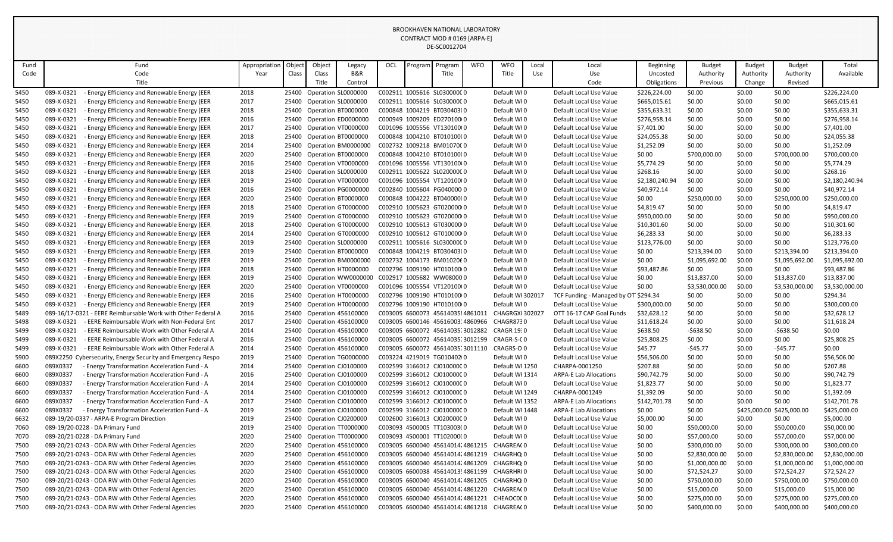BROOKHAVEN NATIONAL LABORATORY
CONTRACT MOD # 0169 [ARPA-E]
DE-SC0012704

| Fund Code | Fund Code Title | Appropriation Year | Object Class | Object Class Title | Legacy B&R Control | OCL | Program | Program Title | WFO | WFO Title | Local Use | Local Use Code | Beginning Uncosted Obligations | Budget Authority Previous | Budget Authority Change | Budget Authority Revised | Total Available |
|---|---|---|---|---|---|---|---|---|---|---|---|---|---|---|---|---|---|
| 5450 | 089-X-0321 - Energy Efficiency and Renewable Energy (EER | 2018 | 25400 | Operation | SL0000000 | C002911 | 1005616 | SL030000C | 0 | Default WI | 0 | Default Local Use Value | $226,224.00 | $0.00 | $0.00 | $0.00 | $226,224.00 |
| 5450 | 089-X-0321 - Energy Efficiency and Renewable Energy (EER | 2017 | 25400 | Operation | SL0000000 | C002911 | 1005616 | SL030000C | 0 | Default WI | 0 | Default Local Use Value | $665,015.61 | $0.00 | $0.00 | $0.00 | $665,015.61 |
| 5450 | 089-X-0321 - Energy Efficiency and Renewable Energy (EER | 2018 | 25400 | Operation | BT0000000 | C000848 | 1004219 | BT030403( | 0 | Default WI | 0 | Default Local Use Value | $355,633.31 | $0.00 | $0.00 | $0.00 | $355,633.31 |
| 5450 | 089-X-0321 - Energy Efficiency and Renewable Energy (EER | 2016 | 25400 | Operation | ED0000000 | C000949 | 1009209 | ED270100( | 0 | Default WI | 0 | Default Local Use Value | $276,958.14 | $0.00 | $0.00 | $0.00 | $276,958.14 |
| 5450 | 089-X-0321 - Energy Efficiency and Renewable Energy (EER | 2017 | 25400 | Operation | VT0000000 | C001096 | 1005556 | VT130100( | 0 | Default WI | 0 | Default Local Use Value | $7,401.00 | $0.00 | $0.00 | $0.00 | $7,401.00 |
| 5450 | 089-X-0321 - Energy Efficiency and Renewable Energy (EER | 2018 | 25400 | Operation | BT0000000 | C000848 | 1004210 | BT010100( | 0 | Default WI | 0 | Default Local Use Value | $24,055.38 | $0.00 | $0.00 | $0.00 | $24,055.38 |
| 5450 | 089-X-0321 - Energy Efficiency and Renewable Energy (EER | 2014 | 25400 | Operation | BM0000000 | C002732 | 1009218 | BM01070C | 0 | Default WI | 0 | Default Local Use Value | $1,252.09 | $0.00 | $0.00 | $0.00 | $1,252.09 |
| 5450 | 089-X-0321 - Energy Efficiency and Renewable Energy (EER | 2020 | 25400 | Operation | BT0000000 | C000848 | 1004210 | BT010100( | 0 | Default WI | 0 | Default Local Use Value | $0.00 | $700,000.00 | $0.00 | $700,000.00 | $700,000.00 |
| 5450 | 089-X-0321 - Energy Efficiency and Renewable Energy (EER | 2016 | 25400 | Operation | VT0000000 | C001096 | 1005556 | VT130100( | 0 | Default WI | 0 | Default Local Use Value | $5,774.29 | $0.00 | $0.00 | $0.00 | $5,774.29 |
| 5450 | 089-X-0321 - Energy Efficiency and Renewable Energy (EER | 2018 | 25400 | Operation | SL0000000 | C002911 | 1005622 | SL020000C | 0 | Default WI | 0 | Default Local Use Value | $268.16 | $0.00 | $0.00 | $0.00 | $268.16 |
| 5450 | 089-X-0321 - Energy Efficiency and Renewable Energy (EER | 2019 | 25400 | Operation | VT0000000 | C001096 | 1005554 | VT120100( | 0 | Default WI | 0 | Default Local Use Value | $2,180,240.94 | $0.00 | $0.00 | $0.00 | $2,180,240.94 |
| 5450 | 089-X-0321 - Energy Efficiency and Renewable Energy (EER | 2016 | 25400 | Operation | PG0000000 | C002840 | 1005604 | PG040000 | 0 | Default WI | 0 | Default Local Use Value | $40,972.14 | $0.00 | $0.00 | $0.00 | $40,972.14 |
| 5450 | 089-X-0321 - Energy Efficiency and Renewable Energy (EER | 2020 | 25400 | Operation | BT0000000 | C000848 | 1004222 | BT040000( | 0 | Default WI | 0 | Default Local Use Value | $0.00 | $250,000.00 | $0.00 | $250,000.00 | $250,000.00 |
| 5450 | 089-X-0321 - Energy Efficiency and Renewable Energy (EER | 2018 | 25400 | Operation | GT0000000 | C002910 | 1005623 | GT020000 | 0 | Default WI | 0 | Default Local Use Value | $4,819.47 | $0.00 | $0.00 | $0.00 | $4,819.47 |
| 5450 | 089-X-0321 - Energy Efficiency and Renewable Energy (EER | 2019 | 25400 | Operation | GT0000000 | C002910 | 1005623 | GT020000 | 0 | Default WI | 0 | Default Local Use Value | $950,000.00 | $0.00 | $0.00 | $0.00 | $950,000.00 |
| 5450 | 089-X-0321 - Energy Efficiency and Renewable Energy (EER | 2018 | 25400 | Operation | GT0000000 | C002910 | 1005613 | GT030000 | 0 | Default WI | 0 | Default Local Use Value | $10,301.60 | $0.00 | $0.00 | $0.00 | $10,301.60 |
| 5450 | 089-X-0321 - Energy Efficiency and Renewable Energy (EER | 2014 | 25400 | Operation | GT0000000 | C002910 | 1005612 | GT010000 | 0 | Default WI | 0 | Default Local Use Value | $6,283.33 | $0.00 | $0.00 | $0.00 | $6,283.33 |
| 5450 | 089-X-0321 - Energy Efficiency and Renewable Energy (EER | 2019 | 25400 | Operation | SL0000000 | C002911 | 1005616 | SL030000C | 0 | Default WI | 0 | Default Local Use Value | $123,776.00 | $0.00 | $0.00 | $0.00 | $123,776.00 |
| 5450 | 089-X-0321 - Energy Efficiency and Renewable Energy (EER | 2019 | 25400 | Operation | BT0000000 | C000848 | 1004219 | BT030403( | 0 | Default WI | 0 | Default Local Use Value | $0.00 | $213,394.00 | $0.00 | $213,394.00 | $213,394.00 |
| 5450 | 089-X-0321 - Energy Efficiency and Renewable Energy (EER | 2019 | 25400 | Operation | BM0000000 | C002732 | 1004173 | BM01020€ | 0 | Default WI | 0 | Default Local Use Value | $0.00 | $1,095,692.00 | $0.00 | $1,095,692.00 | $1,095,692.00 |
| 5450 | 089-X-0321 - Energy Efficiency and Renewable Energy (EER | 2018 | 25400 | Operation | HT0000000 | C002796 | 1009190 | HT010100( | 0 | Default WI | 0 | Default Local Use Value | $93,487.86 | $0.00 | $0.00 | $0.00 | $93,487.86 |
| 5450 | 089-X-0321 - Energy Efficiency and Renewable Energy (EER | 2019 | 25400 | Operation | WW0000000 | C002917 | 1005682 | WW08000 | 0 | Default WI | 0 | Default Local Use Value | $0.00 | $13,837.00 | $0.00 | $13,837.00 | $13,837.00 |
| 5450 | 089-X-0321 - Energy Efficiency and Renewable Energy (EER | 2020 | 25400 | Operation | VT0000000 | C001096 | 1005554 | VT120100( | 0 | Default WI | 0 | Default Local Use Value | $0.00 | $3,530,000.00 | $0.00 | $3,530,000.00 | $3,530,000.00 |
| 5450 | 089-X-0321 - Energy Efficiency and Renewable Energy (EER | 2016 | 25400 | Operation | HT0000000 | C002796 | 1009190 | HT010100( | 0 | Default WI | 302017 | TCF Funding - Managed by OT | $294.34 | $0.00 | $0.00 | $0.00 | $294.34 |
| 5450 | 089-X-0321 - Energy Efficiency and Renewable Energy (EER | 2019 | 25400 | Operation | HT0000000 | C002796 | 1009190 | HT010100( | 0 | Default WI | 0 | Default Local Use Value | $300,000.00 | $0.00 | $0.00 | $0.00 | $300,000.00 |
| 5489 | 089-16/17-0321 - EERE Reimbursable Work with Other Federal A | 2016 | 25400 | Operation | 456100000 | C003005 | 6600073 | 45614035 | 4861011 | CHAGRGX( | 302027 | OTT 16-17 CAP Goal Funds | $32,628.12 | $0.00 | $0.00 | $0.00 | $32,628.12 |
| 5498 | 089-X-0321 - EERE Reimbursable Work with Non-Federal Ent | 2017 | 25400 | Operation | 456100000 | C003005 | 6600146 | 45616003 | 4860966 | CHAGR873 | 0 | Default Local Use Value | $11,618.24 | $0.00 | $0.00 | $0.00 | $11,618.24 |
| 5499 | 089-X-0321 - EERE Reimbursable Work with Other Federal A | 2014 | 25400 | Operation | 456100000 | C003005 | 6600072 | 45614035 | 3012882 | CRAGR 19: | 0 | Default Local Use Value | $638.50 | -$638.50 | $0.00 | -$638.50 | $0.00 |
| 5499 | 089-X-0321 - EERE Reimbursable Work with Other Federal A | 2016 | 25400 | Operation | 456100000 | C003005 | 6600072 | 45614035 | 3012199 | CRAGR-S-C | 0 | Default Local Use Value | $25,808.25 | $0.00 | $0.00 | $0.00 | $25,808.25 |
| 5499 | 089-X-0321 - EERE Reimbursable Work with Other Federal A | 2014 | 25400 | Operation | 456100000 | C003005 | 6600072 | 45614035 | 3011110 | CRAGRS-O | 0 | Default Local Use Value | $45.77 | -$45.77 | $0.00 | -$45.77 | $0.00 |
| 5900 | 089X2250 Cybersecurity, Energy Security and Emergency Respo | 2019 | 25400 | Operation | TG0000000 | C003224 | 4219019 | TG010402 | 0 | Default WI | 0 | Default Local Use Value | $56,506.00 | $0.00 | $0.00 | $0.00 | $56,506.00 |
| 6600 | 089X0337 - Energy Transformation Acceleration Fund - A | 2014 | 25400 | Operation | CJ0100000 | C002599 | 3166012 | CJ010000C | 0 | Default WI | 1250 | CHARPA-0001250 | $207.88 | $0.00 | $0.00 | $0.00 | $207.88 |
| 6600 | 089X0337 - Energy Transformation Acceleration Fund - A | 2016 | 25400 | Operation | CJ0100000 | C002599 | 3166012 | CJ010000C | 0 | Default WI | 1314 | ARPA-E Lab Allocations | $90,742.79 | $0.00 | $0.00 | $0.00 | $90,742.79 |
| 6600 | 089X0337 - Energy Transformation Acceleration Fund - A | 2014 | 25400 | Operation | CJ0100000 | C002599 | 3166012 | CJ010000C | 0 | Default WI | 0 | Default Local Use Value | $1,823.77 | $0.00 | $0.00 | $0.00 | $1,823.77 |
| 6600 | 089X0337 - Energy Transformation Acceleration Fund - A | 2014 | 25400 | Operation | CJ0100000 | C002599 | 3166012 | CJ010000C | 0 | Default WI | 1249 | CHARPA-0001249 | $1,392.09 | $0.00 | $0.00 | $0.00 | $1,392.09 |
| 6600 | 089X0337 - Energy Transformation Acceleration Fund - A | 2017 | 25400 | Operation | CJ0100000 | C002599 | 3166012 | CJ010000C | 0 | Default WI | 1352 | ARPA-E Lab Allocations | $142,701.78 | $0.00 | $0.00 | $0.00 | $142,701.78 |
| 6600 | 089X0337 - Energy Transformation Acceleration Fund - A | 2019 | 25400 | Operation | CJ0100000 | C002599 | 3166012 | CJ010000C | 0 | Default WI | 1448 | ARPA-E Lab Allocations | $0.00 | $0.00 | $425,000.00 | $425,000.00 | $425,000.00 |
| 6632 | 089-19/20-0337 - ARPA-E Program Direction | 2019 | 25400 | Operation | CJ0200000 | C002600 | 3166013 | CJ020000C | 0 | Default WI | 0 | Default Local Use Value | $5,000.00 | $0.00 | $0.00 | $0.00 | $5,000.00 |
| 7060 | 089-19/20-0228 - DA Primary Fund | 2019 | 25400 | Operation | TT0000000 | C003093 | 4500005 | TT103003( | 0 | Default WI | 0 | Default Local Use Value | $0.00 | $50,000.00 | $0.00 | $50,000.00 | $50,000.00 |
| 7070 | 089-20/21-0228 - DA Primary Fund | 2020 | 25400 | Operation | TT0000000 | C003093 | 4500001 | TT102000( | 0 | Default WI | 0 | Default Local Use Value | $0.00 | $57,000.00 | $0.00 | $57,000.00 | $57,000.00 |
| 7500 | 089-20/21-0243 - ODA RW with Other Federal Agencies | 2020 | 25400 | Operation | 456100000 | C003005 | 6600040 | 45614014 | 4861215 | CHAGREA( | 0 | Default Local Use Value | $0.00 | $300,000.00 | $0.00 | $300,000.00 | $300,000.00 |
| 7500 | 089-20/21-0243 - ODA RW with Other Federal Agencies | 2020 | 25400 | Operation | 456100000 | C003005 | 6600040 | 45614014 | 4861219 | CHAGRHQ | 0 | Default Local Use Value | $0.00 | $2,830,000.00 | $0.00 | $2,830,000.00 | $2,830,000.00 |
| 7500 | 089-20/21-0243 - ODA RW with Other Federal Agencies | 2020 | 25400 | Operation | 456100000 | C003005 | 6600040 | 45614014 | 4861209 | CHAGRHQ | 0 | Default Local Use Value | $0.00 | $1,000,000.00 | $0.00 | $1,000,000.00 | $1,000,000.00 |
| 7500 | 089-20/21-0243 - ODA RW with Other Federal Agencies | 2020 | 25400 | Operation | 456100000 | C003005 | 6600038 | 45614013 | 4861199 | CHAGRHR( | 0 | Default Local Use Value | $0.00 | $72,524.27 | $0.00 | $72,524.27 | $72,524.27 |
| 7500 | 089-20/21-0243 - ODA RW with Other Federal Agencies | 2020 | 25400 | Operation | 456100000 | C003005 | 6600040 | 45614014 | 4861205 | CHAGRHQ | 0 | Default Local Use Value | $0.00 | $750,000.00 | $0.00 | $750,000.00 | $750,000.00 |
| 7500 | 089-20/21-0243 - ODA RW with Other Federal Agencies | 2020 | 25400 | Operation | 456100000 | C003005 | 6600040 | 45614014 | 4861220 | CHAGREA( | 0 | Default Local Use Value | $0.00 | $15,000.00 | $0.00 | $15,000.00 | $15,000.00 |
| 7500 | 089-20/21-0243 - ODA RW with Other Federal Agencies | 2020 | 25400 | Operation | 456100000 | C003005 | 6600040 | 45614014 | 4861221 | CHEAOC0( | 0 | Default Local Use Value | $0.00 | $275,000.00 | $0.00 | $275,000.00 | $275,000.00 |
| 7500 | 089-20/21-0243 - ODA RW with Other Federal Agencies | 2020 | 25400 | Operation | 456100000 | C003005 | 6600040 | 45614014 | 4861218 | CHAGREA( | 0 | Default Local Use Value | $0.00 | $400,000.00 | $0.00 | $400,000.00 | $400,000.00 |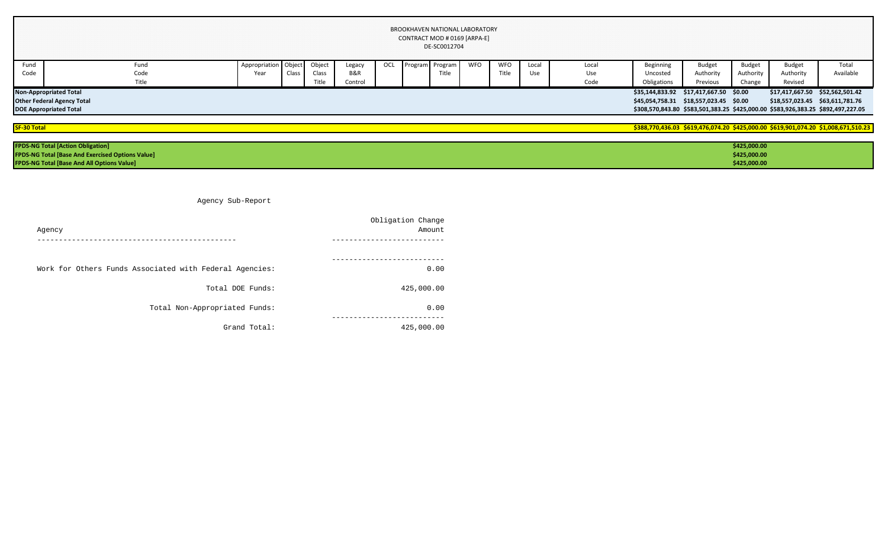BROOKHAVEN NATIONAL LABORATORY
CONTRACT MOD # 0169 [ARPA-E]
DE-SC0012704

| Fund Code | Fund Code Title | Appropriation Year | Object Class | Object Class Title | Legacy B&R Control | OCL | Program | Program Title | WFO | WFO Title | Local Use | Local Use Code | Beginning Uncosted Obligations | Budget Authority Previous | Budget Authority Change | Budget Authority Revised | Total Available |
|---|---|---|---|---|---|---|---|---|---|---|---|---|---|---|---|---|---|
| **Non-Appropriated Total** | | | | | | | | | | | | | $35,144,833.92 | $17,417,667.50 | $0.00 | $17,417,667.50 | $52,562,501.42 |
| **Other Federal Agency Total** | | | | | | | | | | | | | $45,054,758.31 | $18,557,023.45 | $0.00 | $18,557,023.45 | $63,611,781.76 |
| **DOE Appropriated Total** | | | | | | | | | | | | | $308,570,843.80 | $583,501,383.25 | $425,000.00 | $583,926,383.25 | $892,497,227.05 |
| **SF-30 Total** | | | | | | | | | | | | | $388,770,436.03 | $619,476,074.20 | $425,000.00 | $619,901,074.20 | $1,008,671,510.23 |
| **FPDS-NG Total [Action Obligation]** | | | | | | | | | | | | | | | $425,000.00 | | |
| **FPDS-NG Total [Base And Exercised Options Value]** | | | | | | | | | | | | | | | $425,000.00 | | |
| **FPDS-NG Total [Base And All Options Value]** | | | | | | | | | | | | | | | $425,000.00 | | |

Agency Sub-Report

| Agency | Obligation Change Amount |
|---|---|
| Work for Others Funds Associated with Federal Agencies: | 0.00 |
| Total DOE Funds: | 425,000.00 |
| Total Non-Appropriated Funds: | 0.00 |
| Grand Total: | 425,000.00 |